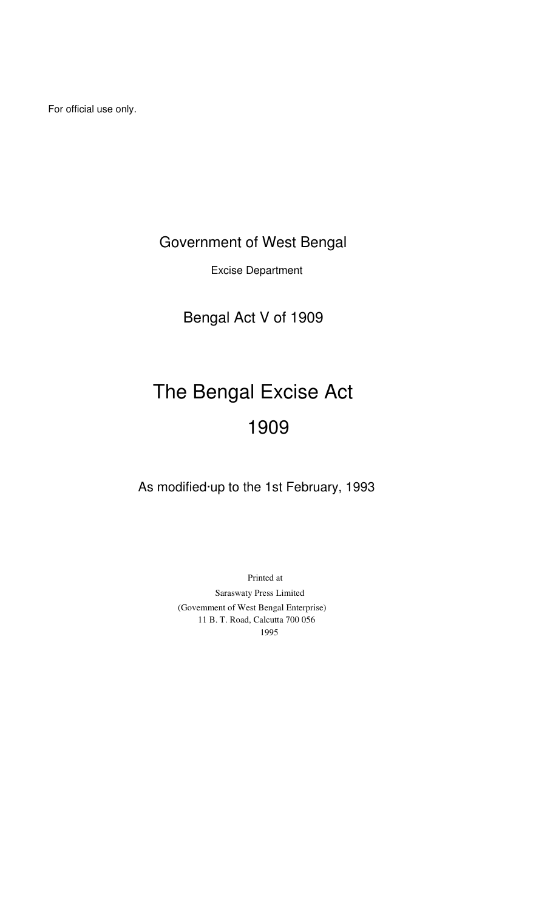For official use only.

Government of West Bengal

Excise Department

Bengal Act V of 1909

# The Bengal Excise Act 1909

As modified·up to the 1st February, 1993

Printed at
Saraswaty Press Limited
(Govemment of West Bengal Enterprise)
11 B. T. Road, Calcutta 700 056
1995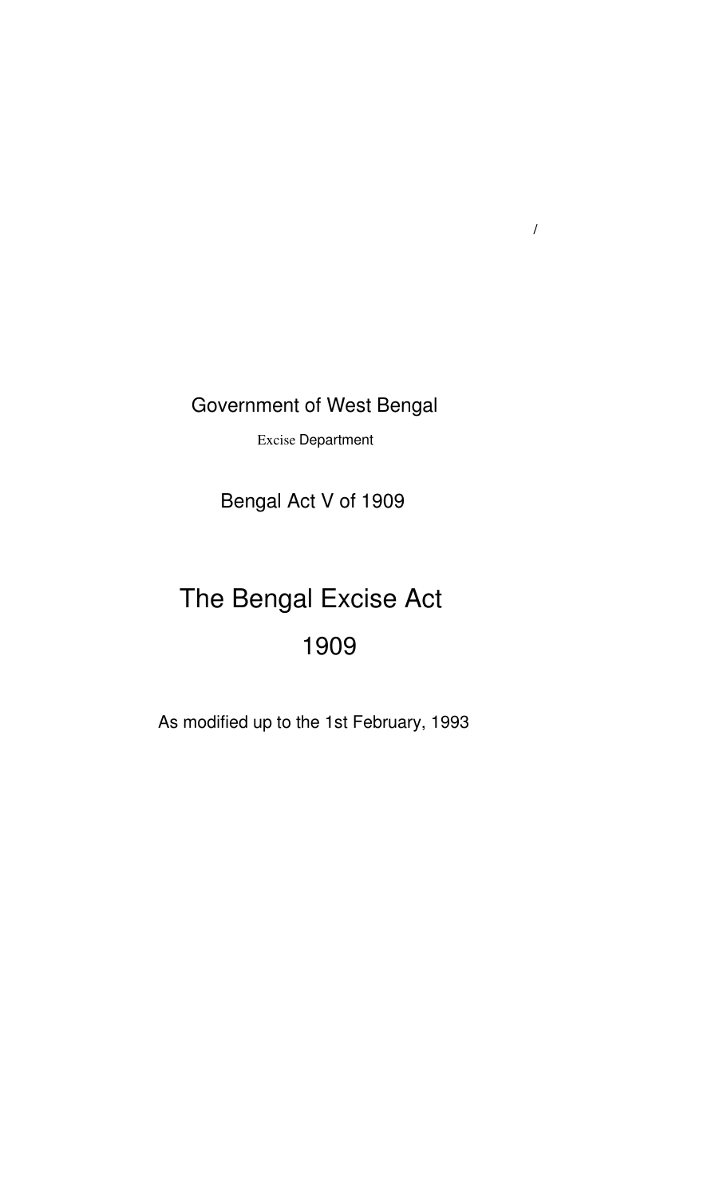Government of West Bengal

Excise Department

Bengal Act V of 1909

# The Bengal Excise Act
# 1909

As modified up to the 1st February, 1993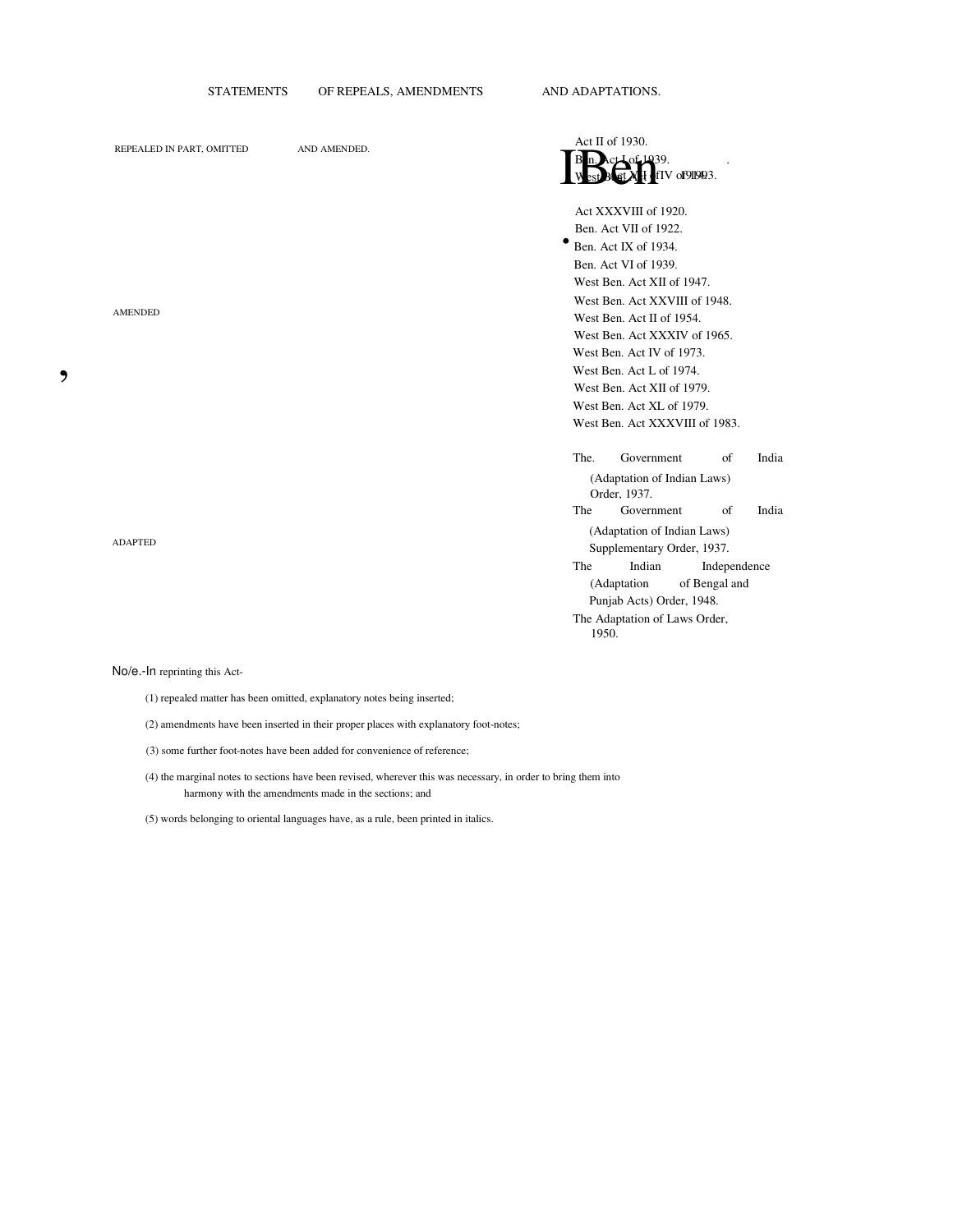## STATEMENTS OF REPEALS, AMENDMENTS AND ADAPTATIONS.

| | |
|---|---|
| REPEALED IN PART, OMITTED AND AMENDED. | Act II of 1930.<br>Ben. Act I of 1939.<br>West Ben. Act XIV of 1993. |
| AMENDED | Act XXXVIII of 1920.<br>Ben. Act VII of 1922.<br>Ben. Act IX of 1934.<br>Ben. Act VI of 1939.<br>West Ben. Act XII of 1947.<br>West Ben. Act XXVIII of 1948.<br>West Ben. Act II of 1954.<br>West Ben. Act XXXIV of 1965.<br>West Ben. Act IV of 1973.<br>West Ben. Act L of 1974.<br>West Ben. Act XII of 1979.<br>West Ben. Act XL of 1979.<br>West Ben. Act XXXVIII of 1983. |
| ADAPTED | The Government of India (Adaptation of Indian Laws) Order, 1937.<br>The Government of India (Adaptation of Indian Laws) Supplementary Order, 1937.<br>The Indian Independence (Adaptation of Bengal and Punjab Acts) Order, 1948.<br>The Adaptation of Laws Order, 1950. |

*Note*.-In reprinting this Act-

(1) repealed matter has been omitted, explanatory notes being inserted;

(2) amendments have been inserted in their proper places with explanatory foot-notes;

(3) some further foot-notes have been added for convenience of reference;

(4) the marginal notes to sections have been revised, wherever this was necessary, in order to bring them into harmony with the amendments made in the sections; and

(5) words belonging to oriental languages have, as a rule, been printed in italics.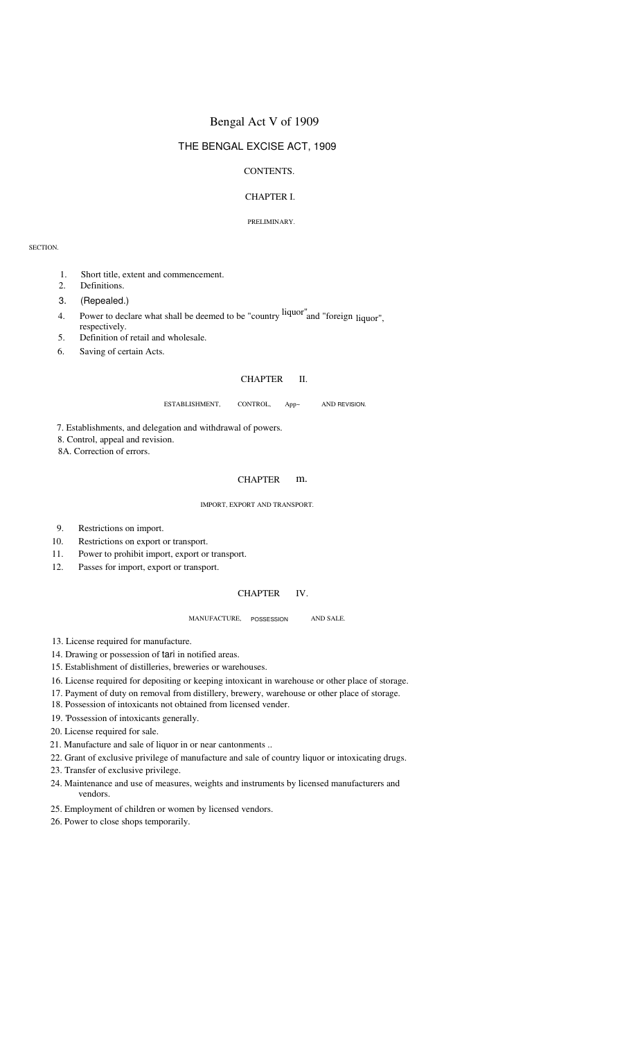# Bengal Act V of 1909

## THE BENGAL EXCISE ACT, 1909

CONTENTS.

### CHAPTER I.

PRELIMINARY.

SECTION.

1. Short title, extent and commencement.
2. Definitions.
3. (Repealed.)
4. Power to declare what shall be deemed to be "country liquor" and "foreign liquor", respectively.
5. Definition of retail and wholesale.
6. Saving of certain Acts.

### CHAPTER II.

ESTABLISHMENT, CONTROL, App– AND REVISION.

7. Establishments, and delegation and withdrawal of powers.
8. Control, appeal and revision.

8A. Correction of errors.

### CHAPTER m.

IMPORT, EXPORT AND TRANSPORT.

9. Restrictions on import.
10. Restrictions on export or transport.
11. Power to prohibit import, export or transport.
12. Passes for import, export or transport.

### CHAPTER IV.

MANUFACTURE, POSSESSION AND SALE.

13. License required for manufacture.
14. Drawing or possession of tari in notified areas.
15. Establishment of distilleries, breweries or warehouses.
16. License required for depositing or keeping intoxicant in warehouse or other place of storage.
17. Payment of duty on removal from distillery, brewery, warehouse or other place of storage.
18. Possession of intoxicants not obtained from licensed vender.
19. 'Possession of intoxicants generally.
20. License required for sale.
21. Manufacture and sale of liquor in or near cantonments ..
22. Grant of exclusive privilege of manufacture and sale of country liquor or intoxicating drugs.
23. Transfer of exclusive privilege.
24. Maintenance and use of measures, weights and instruments by licensed manufacturers and vendors.
25. Employment of children or women by licensed vendors.
26. Power to close shops temporarily.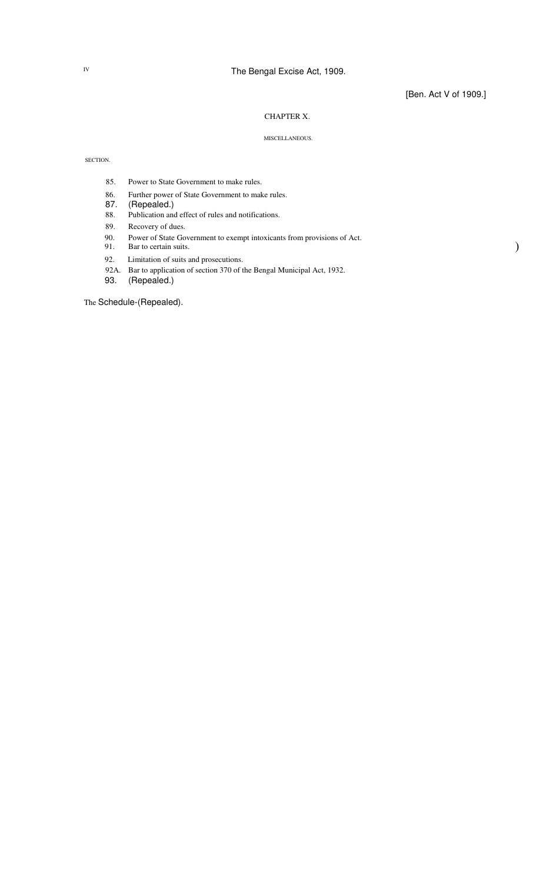## CHAPTER X.

### MISCELLANEOUS.

SECTION.

85. Power to State Government to make rules.
86. Further power of State Government to make rules.
87. (Repealed.)
88. Publication and effect of rules and notifications.
89. Recovery of dues.
90. Power of State Government to exempt intoxicants from provisions of Act.
91. Bar to certain suits.
92. Limitation of suits and prosecutions.
92A. Bar to application of section 370 of the Bengal Municipal Act, 1932.
93. (Repealed.)

The Schedule-(Repealed).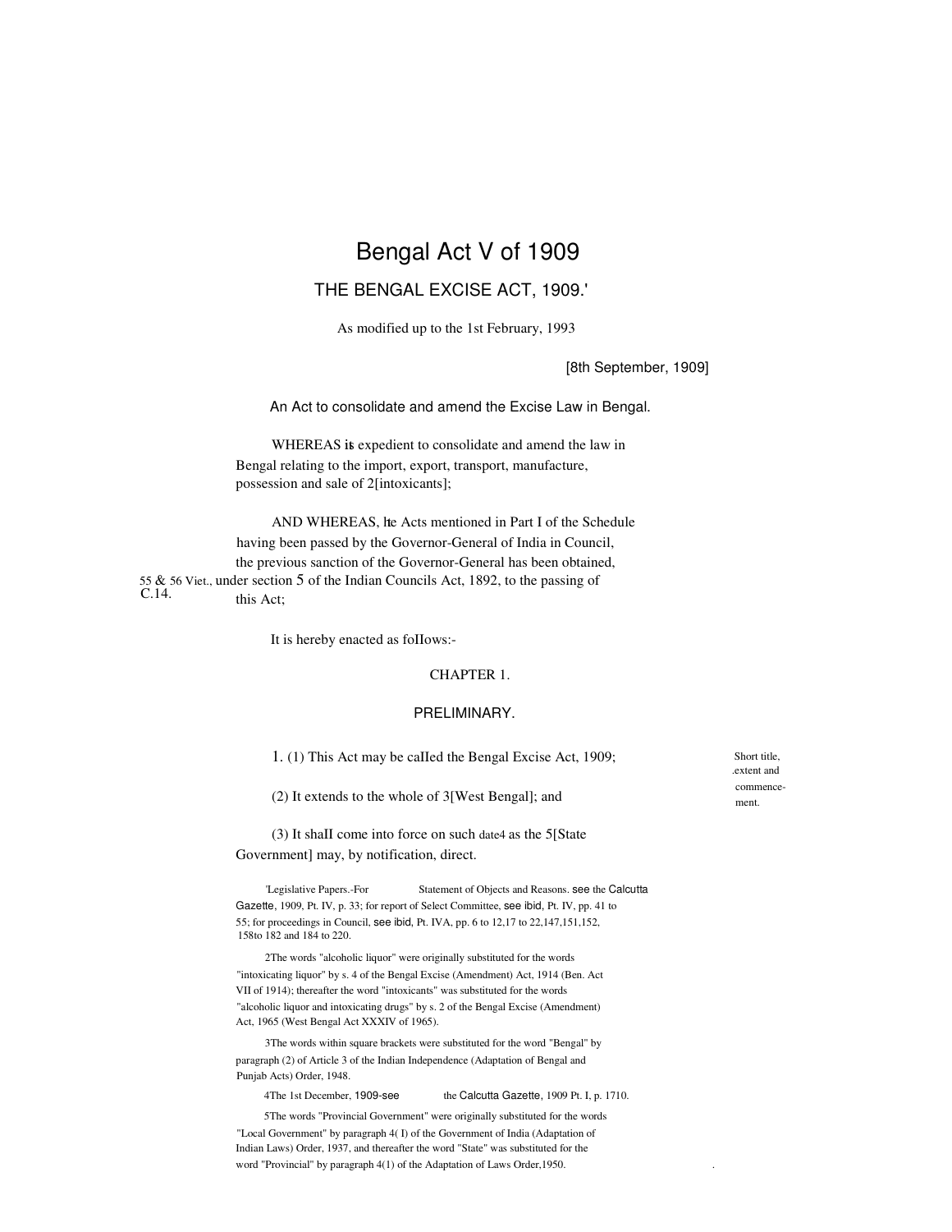# Bengal Act V of 1909

## THE BENGAL EXCISE ACT, 1909.'

As modified up to the 1st February, 1993

[8th September, 1909]

An Act to consolidate and amend the Excise Law in Bengal.

WHEREAS is expedient to consolidate and amend the law in Bengal relating to the import, export, transport, manufacture, possession and sale of 2[intoxicants];

AND WHEREAS, the Acts mentioned in Part I of the Schedule having been passed by the Governor-General of India in Council, the previous sanction of the Governor-General has been obtained, under section 5 of the Indian Councils Act, 1892, to the passing of this Act;

55 & 56 Viet., C.14.

It is hereby enacted as follows:-

### CHAPTER 1.

### PRELIMINARY.

Short title, extent and commencement.

1. (1) This Act may be called the Bengal Excise Act, 1909;

(2) It extends to the whole of 3[West Bengal]; and

(3) It shall come into force on such date4 as the 5[State Government] may, by notification, direct.

'Legislative Papers.-For Statement of Objects and Reasons. see the Calcutta Gazette, 1909, Pt. IV, p. 33; for report of Select Committee, see ibid, Pt. IV, pp. 41 to 55; for proceedings in Council, see ibid, Pt. IVA, pp. 6 to 12,17 to 22,147,151,152, 158to 182 and 184 to 220.

2The words "alcoholic liquor" were originally substituted for the words "intoxicating liquor" by s. 4 of the Bengal Excise (Amendment) Act, 1914 (Ben. Act VII of 1914); thereafter the word "intoxicants" was substituted for the words "alcoholic liquor and intoxicating drugs" by s. 2 of the Bengal Excise (Amendment) Act, 1965 (West Bengal Act XXXIV of 1965).

3The words within square brackets were substituted for the word "Bengal" by paragraph (2) of Article 3 of the Indian Independence (Adaptation of Bengal and Punjab Acts) Order, 1948.

4The 1st December, 1909-see the Calcutta Gazette, 1909 Pt. I, p. 1710.

5The words "Provincial Government" were originally substituted for the words "Local Government" by paragraph 4( I) of the Government of India (Adaptation of Indian Laws) Order, 1937, and thereafter the word "State" was substituted for the word "Provincial" by paragraph 4(1) of the Adaptation of Laws Order,1950.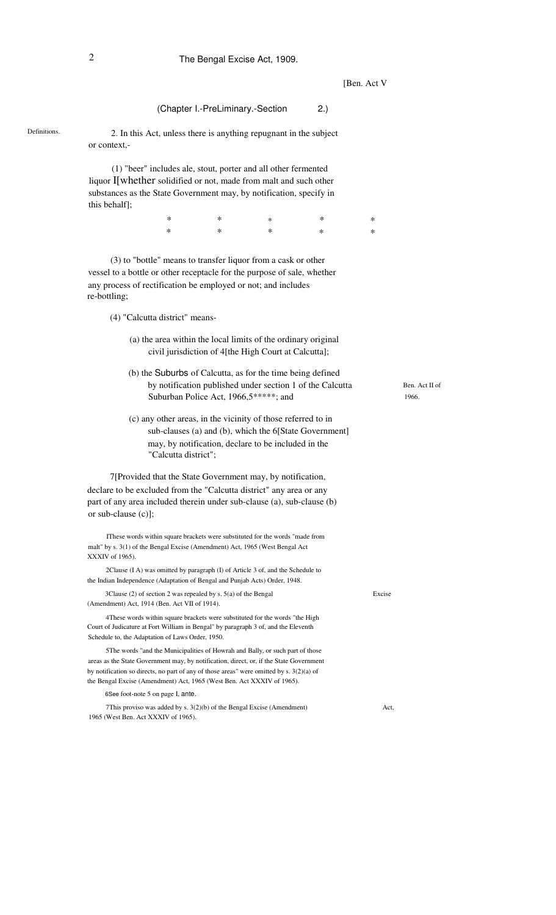[Ben. Act V

(Chapter I.-PreLiminary.-Section 2.)

Definitions.

2. In this Act, unless there is anything repugnant in the subject or context,-

(1) "beer" includes ale, stout, porter and all other fermented liquor [1][whether solidified or not, made from malt and such other substances as the State Government may, by notification, specify in this behalf];

\* \* \* \* \*
\* \* \* \* \*

(3) to "bottle" means to transfer liquor from a cask or other vessel to a bottle or other receptacle for the purpose of sale, whether any process of rectification be employed or not; and includes re-bottling;

(4) "Calcutta district" means-

(a) the area within the local limits of the ordinary original civil jurisdiction of [4][the High Court at Calcutta];

(b) the Suburbs of Calcutta, as for the time being defined by notification published under section 1 of the Calcutta Suburban Police Act, 1966,[5]\*\*\*\*\*; and

Ben. Act II of 1966.

(c) any other areas, in the vicinity of those referred to in sub-clauses (a) and (b), which the [6][State Government] may, by notification, declare to be included in the "Calcutta district";

[7][Provided that the State Government may, by notification, declare to be excluded from the "Calcutta district" any area or any part of any area included therein under sub-clause (a), sub-clause (b) or sub-clause (c)];

---

[1]These words within square brackets were substituted for the words "made from malt" by s. 3(1) of the Bengal Excise (Amendment) Act, 1965 (West Bengal Act XXXIV of 1965).

[2]Clause (I A) was omitted by paragraph (I) of Article 3 of, and the Schedule to the Indian Independence (Adaptation of Bengal and Punjab Acts) Order, 1948.

[3]Clause (2) of section 2 was repealed by s. 5(a) of the Bengal Excise (Amendment) Act, 1914 (Ben. Act VII of 1914).

[4]These words within square brackets were substituted for the words "the High Court of Judicature at Fort William in Bengal" by paragraph 3 of, and the Eleventh Schedule to, the Adaptation of Laws Order, 1950.

[5]The words "and the Municipalities of Howrah and Bally, or such part of those areas as the State Government may, by notification, direct, or, if the State Government by notification so directs, no part of any of those areas" were omitted by s. 3(2)(a) of the Bengal Excise (Amendment) Act, 1965 (West Ben. Act XXXIV of 1965).

[6]See foot-note 5 on page I, ante.

[7]This proviso was added by s. 3(2)(b) of the Bengal Excise (Amendment) Act, 1965 (West Ben. Act XXXIV of 1965).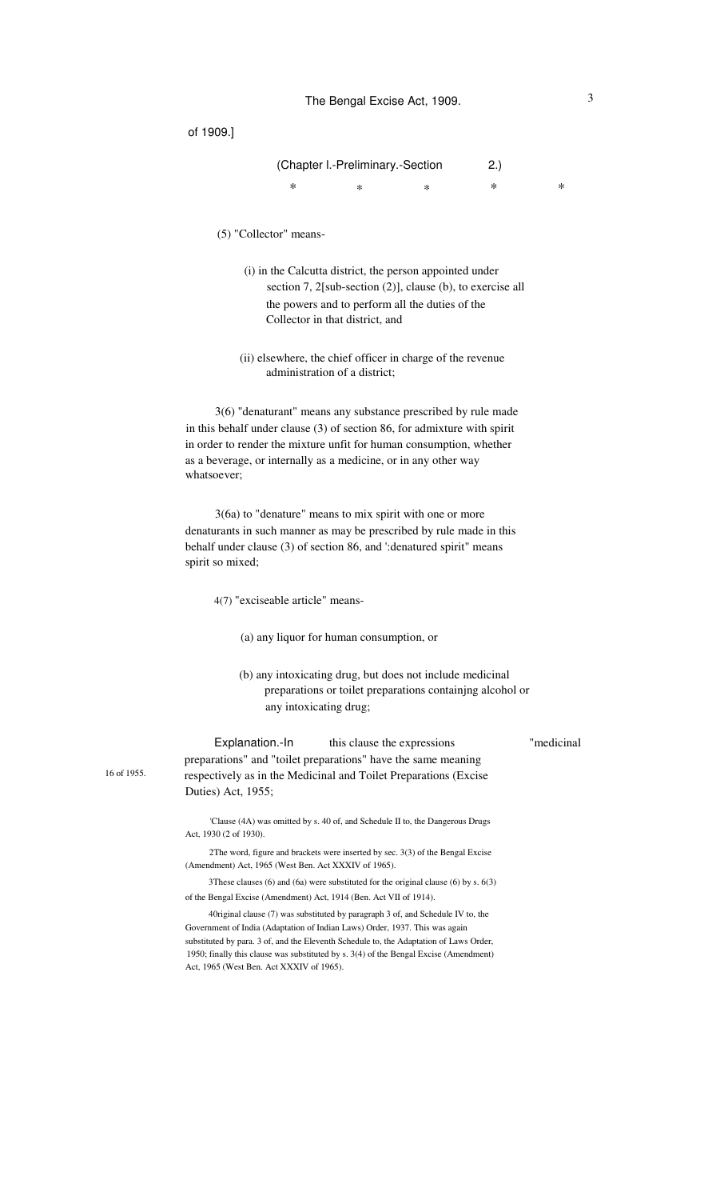of 1909.]

(Chapter I.-Preliminary.-Section 2.)

\*   \*   \*   \*   \*

(5) "Collector" means-

(i) in the Calcutta district, the person appointed under section 7, 2[sub-section (2)], clause (b), to exercise all the powers and to perform all the duties of the Collector in that district, and

(ii) elsewhere, the chief officer in charge of the revenue administration of a district;

3(6) "denaturant" means any substance prescribed by rule made in this behalf under clause (3) of section 86, for admixture with spirit in order to render the mixture unfit for human consumption, whether as a beverage, or internally as a medicine, or in any other way whatsoever;

3(6a) to "denature" means to mix spirit with one or more denaturants in such manner as may be prescribed by rule made in this behalf under clause (3) of section 86, and ':denatured spirit" means spirit so mixed;

4(7) "exciseable article" means-

(a) any liquor for human consumption, or

(b) any intoxicating drug, but does not include medicinal preparations or toilet preparations containjng alcohol or any intoxicating drug;

Explanation.-In this clause the expressions "medicinal preparations" and "toilet preparations" have the same meaning respectively as in the Medicinal and Toilet Preparations (Excise Duties) Act, 1955;

16 of 1955.

'Clause (4A) was omitted by s. 40 of, and Schedule II to, the Dangerous Drugs Act, 1930 (2 of 1930).

2The word, figure and brackets were inserted by sec. 3(3) of the Bengal Excise (Amendment) Act, 1965 (West Ben. Act XXXIV of 1965).

3These clauses (6) and (6a) were substituted for the original clause (6) by s. 6(3) of the Bengal Excise (Amendment) Act, 1914 (Ben. Act VII of 1914).

4Original clause (7) was substituted by paragraph 3 of, and Schedule IV to, the Government of India (Adaptation of Indian Laws) Order, 1937. This was again substituted by para. 3 of, and the Eleventh Schedule to, the Adaptation of Laws Order, 1950; finally this clause was substituted by s. 3(4) of the Bengal Excise (Amendment) Act, 1965 (West Ben. Act XXXIV of 1965).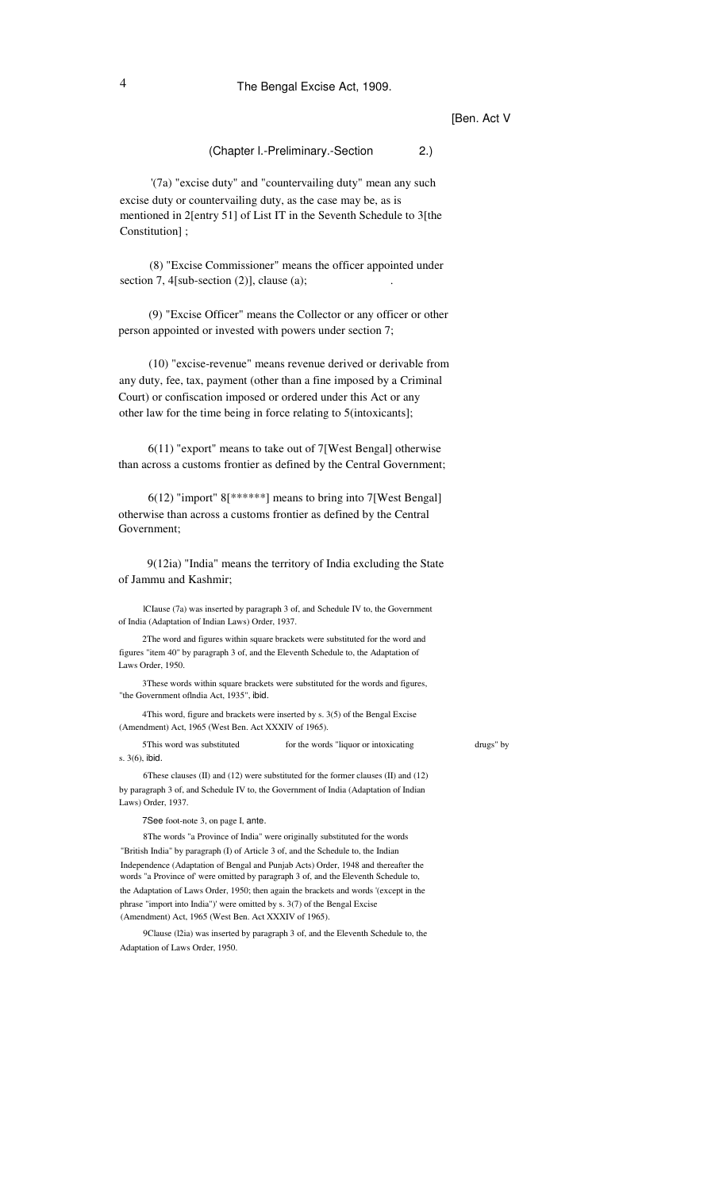(Chapter I.-Preliminary.-Section 2.)

[1](7a) "excise duty" and "countervailing duty" mean any such excise duty or countervailing duty, as the case may be, as is mentioned in [2][entry 51] of List IT in the Seventh Schedule to [3][the Constitution] ;

(8) "Excise Commissioner" means the officer appointed under section 7, [4][sub-section (2)], clause (a);

(9) "Excise Officer" means the Collector or any officer or other person appointed or invested with powers under section 7;

(10) "excise-revenue" means revenue derived or derivable from any duty, fee, tax, payment (other than a fine imposed by a Criminal Court) or confiscation imposed or ordered under this Act or any other law for the time being in force relating to [5](intoxicants];

[6](11) "export" means to take out of [7][West Bengal] otherwise than across a customs frontier as defined by the Central Government;

[6](12) "import" [8][******] means to bring into [7][West Bengal] otherwise than across a customs frontier as defined by the Central Government;

[9](12ia) "India" means the territory of India excluding the State of Jammu and Kashmir;

---

[1]Clause (7a) was inserted by paragraph 3 of, and Schedule IV to, the Government of India (Adaptation of Indian Laws) Order, 1937.

[2]The word and figures within square brackets were substituted for the word and figures "item 40" by paragraph 3 of, and the Eleventh Schedule to, the Adaptation of Laws Order, 1950.

[3]These words within square brackets were substituted for the words and figures, "the Government ofIndia Act, 1935", *ibid.*

[4]This word, figure and brackets were inserted by s. 3(5) of the Bengal Excise (Amendment) Act, 1965 (West Ben. Act XXXIV of 1965).

[5]This word was substituted for the words "liquor or intoxicating drugs" by s. 3(6), *ibid.*

[6]These clauses (II) and (12) were substituted for the former clauses (II) and (12) by paragraph 3 of, and Schedule IV to, the Government of India (Adaptation of Indian Laws) Order, 1937.

[7]See foot-note 3, on page I, *ante.*

[8]The words "a Province of India" were originally substituted for the words "British India" by paragraph (I) of Article 3 of, and the Schedule to, the Indian Independence (Adaptation of Bengal and Punjab Acts) Order, 1948 and thereafter the words "a Province of' were omitted by paragraph 3 of, and the Eleventh Schedule to, the Adaptation of Laws Order, 1950; then again the brackets and words '(except in the phrase "import into India")' were omitted by s. 3(7) of the Bengal Excise (Amendment) Act, 1965 (West Ben. Act XXXIV of 1965).

[9]Clause (l2ia) was inserted by paragraph 3 of, and the Eleventh Schedule to, the Adaptation of Laws Order, 1950.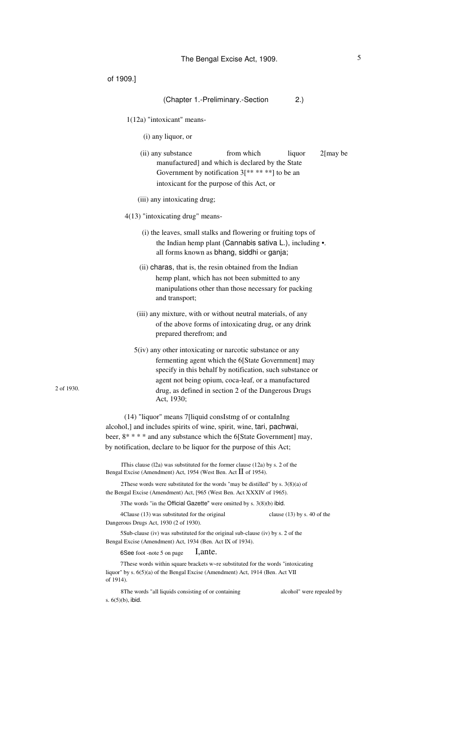of 1909.]

(Chapter 1.-Preliminary.-Section 2.)

1(12a) "intoxicant" means-

(i) any liquor, or

(ii) any substance from which liquor 2[may be manufactured] and which is declared by the State Government by notification 3[** ** **] to be an intoxicant for the purpose of this Act, or

(iii) any intoxicating drug;

4(13) "intoxicating drug" means-

(i) the leaves, small stalks and flowering or fruiting tops of the Indian hemp plant (Cannabis sativa L.), including •. all forms known as bhang, siddhi or ganja;

(ii) charas, that is, the resin obtained from the Indian hemp plant, which has not been submitted to any manipulations other than those necessary for packing and transport;

(iii) any mixture, with or without neutral materials, of any of the above forms of intoxicating drug, or any drink prepared therefrom; and

5(iv) any other intoxicating or narcotic substance or any fermenting agent which the 6[State Government] may specify in this behalf by notification, such substance or agent not being opium, coca-leaf, or a manufactured drug, as defined in section 2 of the Dangerous Drugs Act, 1930;

2 of 1930.

(14) "liquor" means 7[liquid consIstmg of or contaInIng alcohol,] and includes spirits of wine, spirit, wine, tari, pachwai, beer, 8* * * * and any substance which the 6[State Government] may, by notification, declare to be liquor for the purpose of this Act;

1This clause (l2a) was substituted for the former clause (12a) by s. 2 of the Bengal Excise (Amendment) Act, 1954 (West Ben. Act II of 1954).

2These words were substituted for the words "may be distilled" by s. 3(8)(a) of the Bengal Excise (Amendment) Act, [965 (West Ben. Act XXXIV of 1965).

3The words "in the Official Gazette" were omitted by s. 3(8)(b) ibid.

4Clause (13) was substituted for the original clause (13) by s. 40 of the Dangerous Drugs Act, 1930 (2 of 1930).

5Sub-clause (iv) was substituted for the original sub-clause (iv) by s. 2 of the Bengal Excise (Amendment) Act, 1934 (Ben. Act IX of 1934).

6See foot -note 5 on page I,ante.

7These words within square brackets w~re substituted for the words "intoxicating liquor" by s. 6(5)(a) of the Bengal Excise (Amendment) Act, 1914 (Ben. Act VII of 1914).

8The words "all liquids consisting of or containing alcohol" were repealed by s. 6(5)(b), ibid.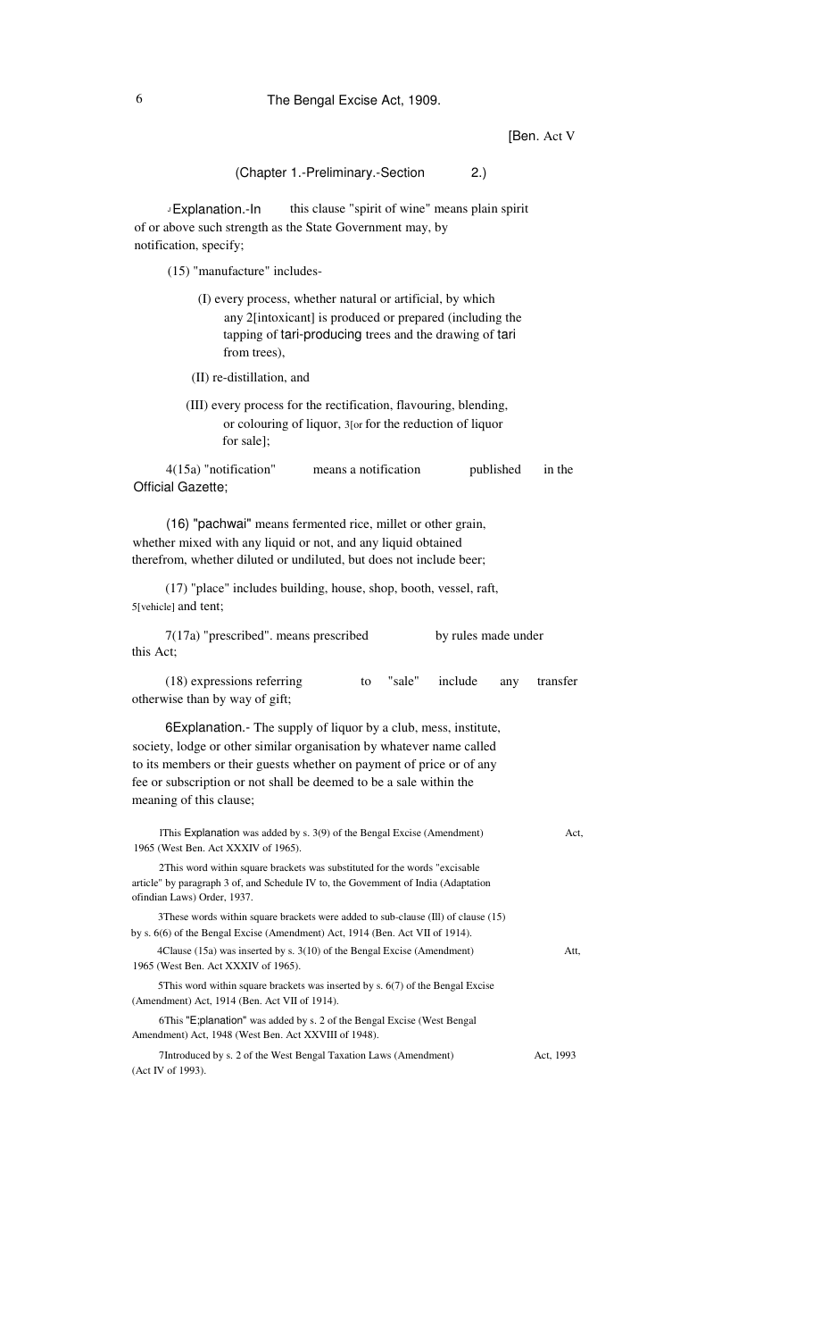[Ben. Act V

(Chapter 1.-Preliminary.-Section 2.)

[1]Explanation.-In this clause "spirit of wine" means plain spirit of or above such strength as the State Government may, by notification, specify;

(15) "manufacture" includes-

(I) every process, whether natural or artificial, by which any [2][intoxicant] is produced or prepared (including the tapping of tari-producing trees and the drawing of tari from trees),

(II) re-distillation, and

(III) every process for the rectification, flavouring, blending, or colouring of liquor, [3][or for the reduction of liquor for sale];

[4](15a) "notification" means a notification published in the Official Gazette;

(16) "pachwai" means fermented rice, millet or other grain, whether mixed with any liquid or not, and any liquid obtained therefrom, whether diluted or undiluted, but does not include beer;

(17) "place" includes building, house, shop, booth, vessel, raft, [5][vehicle] and tent;

[7](17a) "prescribed". means prescribed by rules made under this Act;

(18) expressions referring to "sale" include any transfer otherwise than by way of gift;

[6]Explanation.- The supply of liquor by a club, mess, institute, society, lodge or other similar organisation by whatever name called to its members or their guests whether on payment of price or of any fee or subscription or not shall be deemed to be a sale within the meaning of this clause;

---

[1]This Explanation was added by s. 3(9) of the Bengal Excise (Amendment) Act, 1965 (West Ben. Act XXXIV of 1965).

[2]This word within square brackets was substituted for the words "excisable article" by paragraph 3 of, and Schedule IV to, the Government of India (Adaptation ofindian Laws) Order, 1937.

[3]These words within square brackets were added to sub-clause (Ill) of clause (15) by s. 6(6) of the Bengal Excise (Amendment) Act, 1914 (Ben. Act VII of 1914).

[4]Clause (15a) was inserted by s. 3(10) of the Bengal Excise (Amendment) Att, 1965 (West Ben. Act XXXIV of 1965).

[5]This word within square brackets was inserted by s. 6(7) of the Bengal Excise (Amendment) Act, 1914 (Ben. Act VII of 1914).

[6]This "E;planation" was added by s. 2 of the Bengal Excise (West Bengal Amendment) Act, 1948 (West Ben. Act XXVIII of 1948).

[7]Introduced by s. 2 of the West Bengal Taxation Laws (Amendment) Act, 1993 (Act IV of 1993).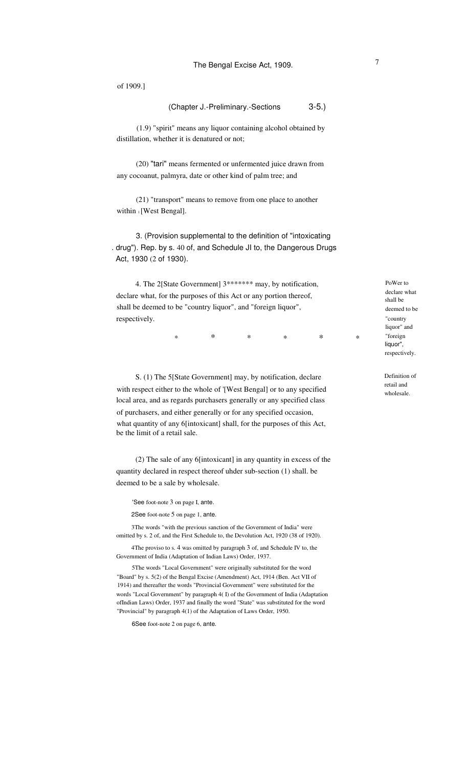of 1909.]

(Chapter J.-Preliminary.-Sections 3-5.)

(1.9) "spirit" means any liquor containing alcohol obtained by distillation, whether it is denatured or not;

(20) "tari" means fermented or unfermented juice drawn from any cocoanut, palmyra, date or other kind of palm tree; and

(21) "transport" means to remove from one place to another within 1[West Bengal].

3. (Provision supplemental to the definition of "intoxicating drug"). Rep. by s. 40 of, and Schedule JI to, the Dangerous Drugs Act, 1930 (2 of 1930).

PoWer to declare what shall be deemed to be "country liquor" and "foreign liquor", respectively.

4. The 2[State Government] 3******* may, by notification, declare what, for the purposes of this Act or any portion thereof, shall be deemed to be "country liquor", and "foreign liquor", respectively.

\* \* \* \* \* \*

Definition of retail and wholesale.

S. (1) The 5[State Government] may, by notification, declare with respect either to the whole of '[West Bengal] or to any specified local area, and as regards purchasers generally or any specified class of purchasers, and either generally or for any specified occasion, what quantity of any 6[intoxicant] shall, for the purposes of this Act, be the limit of a retail sale.

(2) The sale of any 6[intoxicant] in any quantity in excess of the quantity declared in respect thereof uhder sub-section (1) shall. be deemed to be a sale by wholesale.

'See foot-note 3 on page I, ante.

2See foot-note 5 on page 1, ante.

3The words "with the previous sanction of the Government of India" were omitted by s. 2 of, and the First Schedule to, the Devolution Act, 1920 (38 of 1920).

4The proviso to s. 4 was omitted by paragraph 3 of, and Schedule IV to, the Government of India (Adaptation of Indian Laws) Order, 1937.

5The words "Local Government" were originally substituted for the word "Board" by s. 5(2) of the Bengal Excise (Amendment) Act, 1914 (Ben. Act VII of 1914) and thereafter the words "Provincial Government" were substituted for the words "Local Government" by paragraph 4( I) of the Government of India (Adaptation ofIndian Laws) Order, 1937 and finally the word "State" was substituted for the word "Provincial" by paragraph 4(1) of the Adaptation of Laws Order, 1950.

6See foot-note 2 on page 6, ante.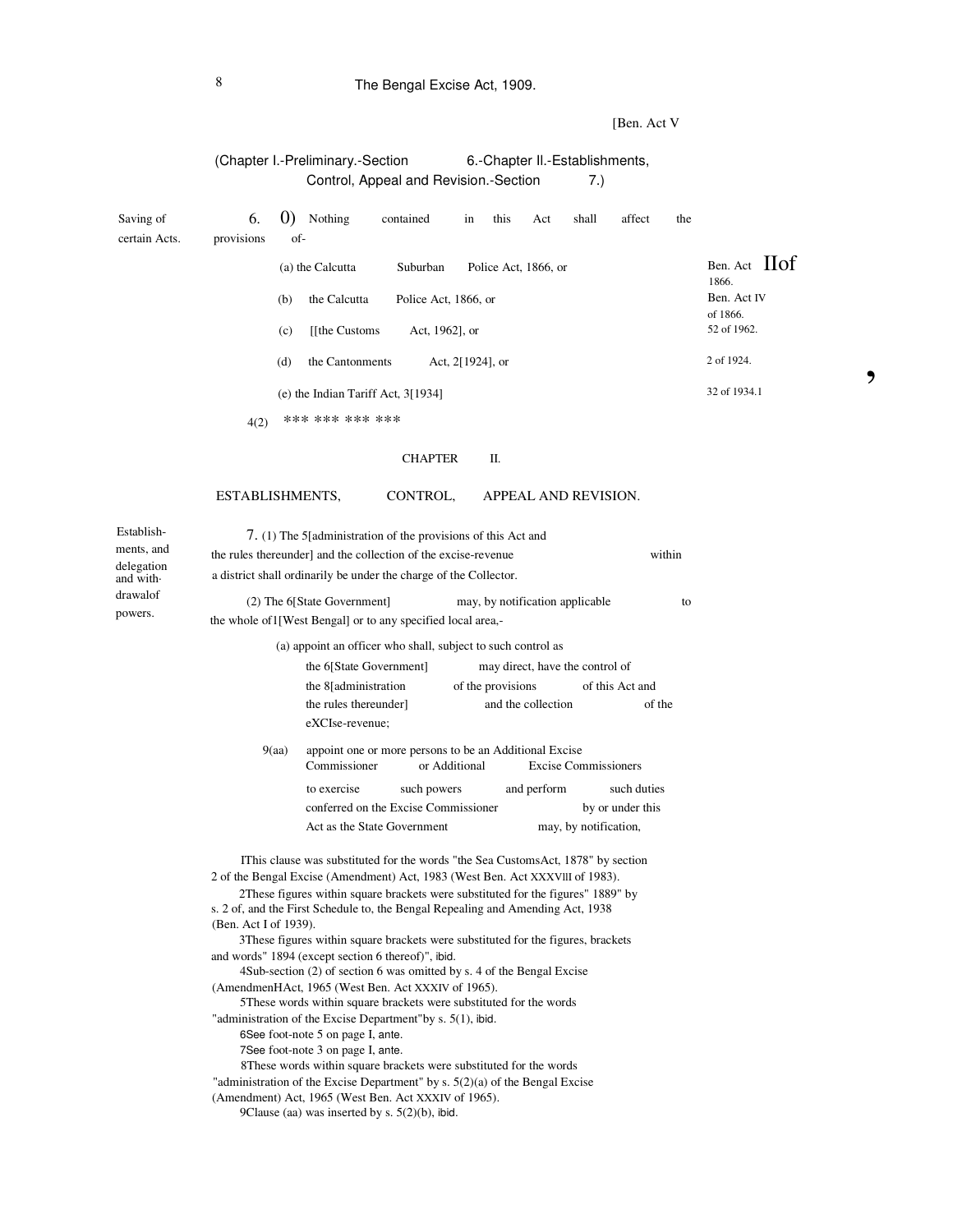[Ben. Act V

(Chapter I.-Preliminary.-Section 6.-Chapter II.-Establishments, Control, Appeal and Revision.-Section 7.)

Saving of certain Acts.

**6.** (1) Nothing contained in this Act shall affect the provisions of-

(a) the Calcutta Suburban Police Act, 1866, or — Ben. Act II of 1866.

(b) the Calcutta Police Act, 1866, or — Ben. Act IV of 1866.

(c) [1][the Customs Act, 1962], or — 52 of 1962.

(d) the Cantonments Act, [2][1924], or — 2 of 1924.

(e) the Indian Tariff Act, [3][1934] — 32 of 1934.

[4](2) *** *** *** ***

## CHAPTER II.

## ESTABLISHMENTS, CONTROL, APPEAL AND REVISION.

Establishments, and delegation and withdrawal of powers.

**7.** (1) The [5][administration of the provisions of this Act and the rules thereunder] and the collection of the excise-revenue within a district shall ordinarily be under the charge of the Collector.

(2) The [6][State Government] may, by notification applicable to the whole of [7][West Bengal] or to any specified local area,-

(a) appoint an officer who shall, subject to such control as the [6][State Government] may direct, have the control of the [8][administration of the provisions of this Act and the rules thereunder] and the collection of the excise-revenue;

[9](aa) appoint one or more persons to be an Additional Excise Commissioner or Additional Excise Commissioners to exercise such powers and perform such duties conferred on the Excise Commissioner by or under this Act as the State Government may, by notification,

---

[1] This clause was substituted for the words "the Sea Customs Act, 1878" by section 2 of the Bengal Excise (Amendment) Act, 1983 (West Ben. Act XXXVIII of 1983).

[2] These figures within square brackets were substituted for the figures "1889" by s. 2 of, and the First Schedule to, the Bengal Repealing and Amending Act, 1938 (Ben. Act I of 1939).

[3] These figures within square brackets were substituted for the figures, brackets and words "1894 (except section 6 thereof)", *ibid.*

[4] Sub-section (2) of section 6 was omitted by s. 4 of the Bengal Excise (Amendment) Act, 1965 (West Ben. Act XXXIV of 1965).

[5] These words within square brackets were substituted for the words "administration of the Excise Department" by s. 5(1), *ibid.*

[6] See foot-note 5 on page I, *ante.*

[7] See foot-note 3 on page I, *ante.*

[8] These words within square brackets were substituted for the words "administration of the Excise Department" by s. 5(2)(a) of the Bengal Excise (Amendment) Act, 1965 (West Ben. Act XXXIV of 1965).

[9] Clause (aa) was inserted by s. 5(2)(b), *ibid.*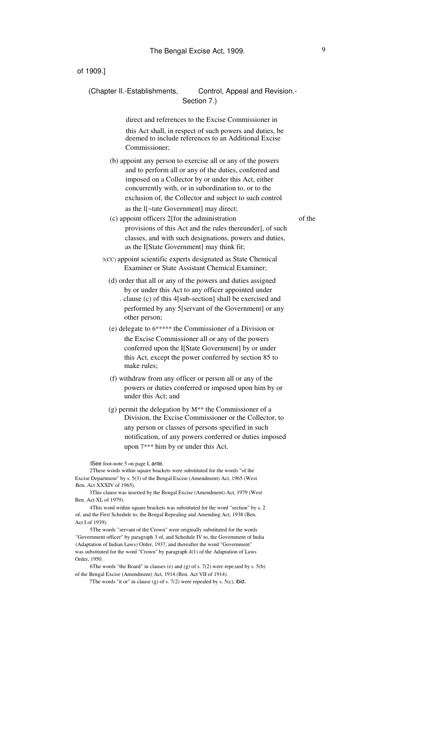of 1909.]

(Chapter II.-Establishments, Control, Appeal and Revision.- Section 7.)

direct and references to the Excise Commissioner in this Act shall, in respect of such powers and duties, be deemed to include references to an Additional Excise Commissioner;

(b) appoint any person to exercise all or any of the powers and to perform all or any of the duties, conferred and imposed on a Collector by or under this Act, either concurrently with, or in subordination to, or to the exclusion of, the Collector and subject to such control as the 1[~tate Government] may direct;

(c) appoint officers 2[for the administration of the provisions of this Act and the rules thereunder], of such classes, and with such designations, powers and duties, as the 1[State Government] may think fit;

3(CC) appoint scientific experts designated as State Chemical Examiner or State Assistant Chemical Examiner;

(d) order that all or any of the powers and duties assigned by or under this Act to any officer appointed under clause (c) of this 4[sub-section] shall be exercised and performed by any 5[servant of the Government] or any other person;

(e) delegate to 6***** the Commissioner of a Division or the Excise Commissioner all or any of the powers conferred upon the 1[State Government] by or under this Act, except the power conferred by section 85 to make rules;

(f) withdraw from any officer or person all or any of the powers or duties conferred or imposed upon him by or under this Act; and

(g) permit the delegation by M** the Commissioner of a Division, the Excise Commissioner or the Collector, to any person or classes of persons specified in such notification, of any powers conferred or duties imposed upon 7*** him by or under this Act.

1See foot-note 5 on page I, ante.

2These words within square brackets were substituted for the words "of the Excise Department" by s. 5(3) of the Bengal Excise (Amendment) Act, 1965 (West Ben. Act XXXIV of 1965).

3This clause was inserted by the Bengal Excise (Amendment) Act, 1979 (West Ben. Act XL of 1979).

4This word within square brackets was substituted for the word "section" by s. 2 of, and the First Schedule to, the Bengal Repealing and Amending Act, 1938 (Ben. Act I of 1939).

5The words "servant of the Crown" were originally substituted for the words "Government officer" by paragraph 3 of, and Schedule IV to, the Government of India (Adaptation of Indian Laws) Order, 1937, and thereafter the word "Government" was substituted for the word "Crown" by paragraph 4(1) of the Adaptation of Laws Order, 1950.

6The words "the Board" in clauses (e) and (g) of s. 7(2) were repe,ued by s. 5(b) of the Bengal Excise (Amendment) Act, 1914 (Ben. Act VII of 1914).

7The words "it or" in clause (g) of s. 7(2) were repealed by s. 5(c), ibid.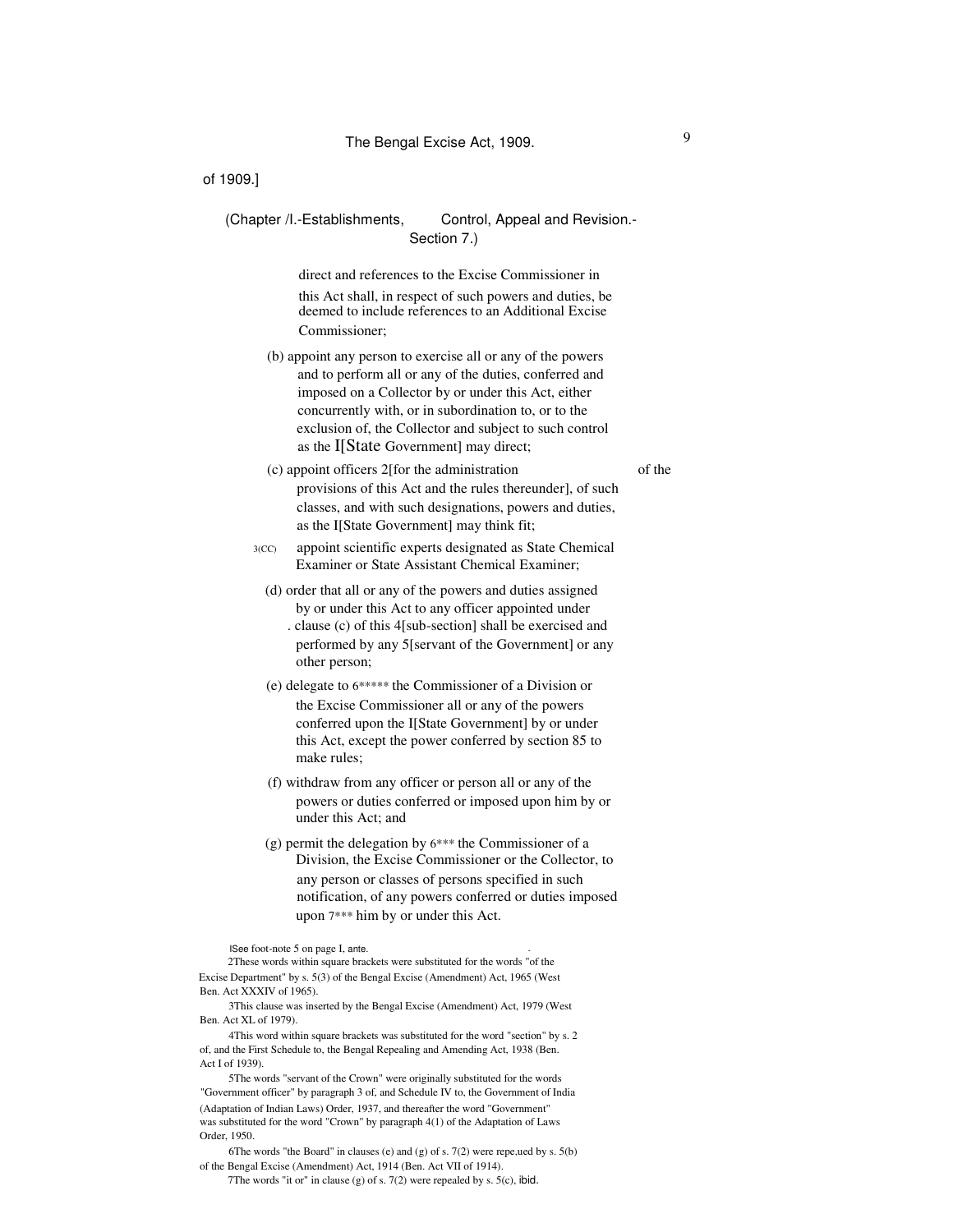of 1909.]

(Chapter /I.-Establishments, Control, Appeal and Revision.- Section 7.)

direct and references to the Excise Commissioner in this Act shall, in respect of such powers and duties, be deemed to include references to an Additional Excise Commissioner;

(b) appoint any person to exercise all or any of the powers and to perform all or any of the duties, conferred and imposed on a Collector by or under this Act, either concurrently with, or in subordination to, or to the exclusion of, the Collector and subject to such control as the I[State Government] may direct;

(c) appoint officers 2[for the administration of the provisions of this Act and the rules thereunder], of such classes, and with such designations, powers and duties, as the I[State Government] may think fit;

3(CC) appoint scientific experts designated as State Chemical Examiner or State Assistant Chemical Examiner;

(d) order that all or any of the powers and duties assigned by or under this Act to any officer appointed under clause (c) of this 4[sub-section] shall be exercised and performed by any 5[servant of the Government] or any other person;

(e) delegate to 6***** the Commissioner of a Division or the Excise Commissioner all or any of the powers conferred upon the I[State Government] by or under this Act, except the power conferred by section 85 to make rules;

(f) withdraw from any officer or person all or any of the powers or duties conferred or imposed upon him by or under this Act; and

(g) permit the delegation by 6*** the Commissioner of a Division, the Excise Commissioner or the Collector, to any person or classes of persons specified in such notification, of any powers conferred or duties imposed upon 7*** him by or under this Act.

ISee foot-note 5 on page I, ante.

2These words within square brackets were substituted for the words "of the Excise Department" by s. 5(3) of the Bengal Excise (Amendment) Act, 1965 (West Ben. Act XXXIV of 1965).

3This clause was inserted by the Bengal Excise (Amendment) Act, 1979 (West Ben. Act XL of 1979).

4This word within square brackets was substituted for the word "section" by s. 2 of, and the First Schedule to, the Bengal Repealing and Amending Act, 1938 (Ben. Act I of 1939).

5The words "servant of the Crown" were originally substituted for the words "Government officer" by paragraph 3 of, and Schedule IV to, the Government of India (Adaptation of Indian Laws) Order, 1937, and thereafter the word "Government" was substituted for the word "Crown" by paragraph 4(1) of the Adaptation of Laws Order, 1950.

6The words "the Board" in clauses (e) and (g) of s. 7(2) were repe,ued by s. 5(b) of the Bengal Excise (Amendment) Act, 1914 (Ben. Act VII of 1914).

7The words "it or" in clause (g) of s. 7(2) were repealed by s. 5(c), ibid.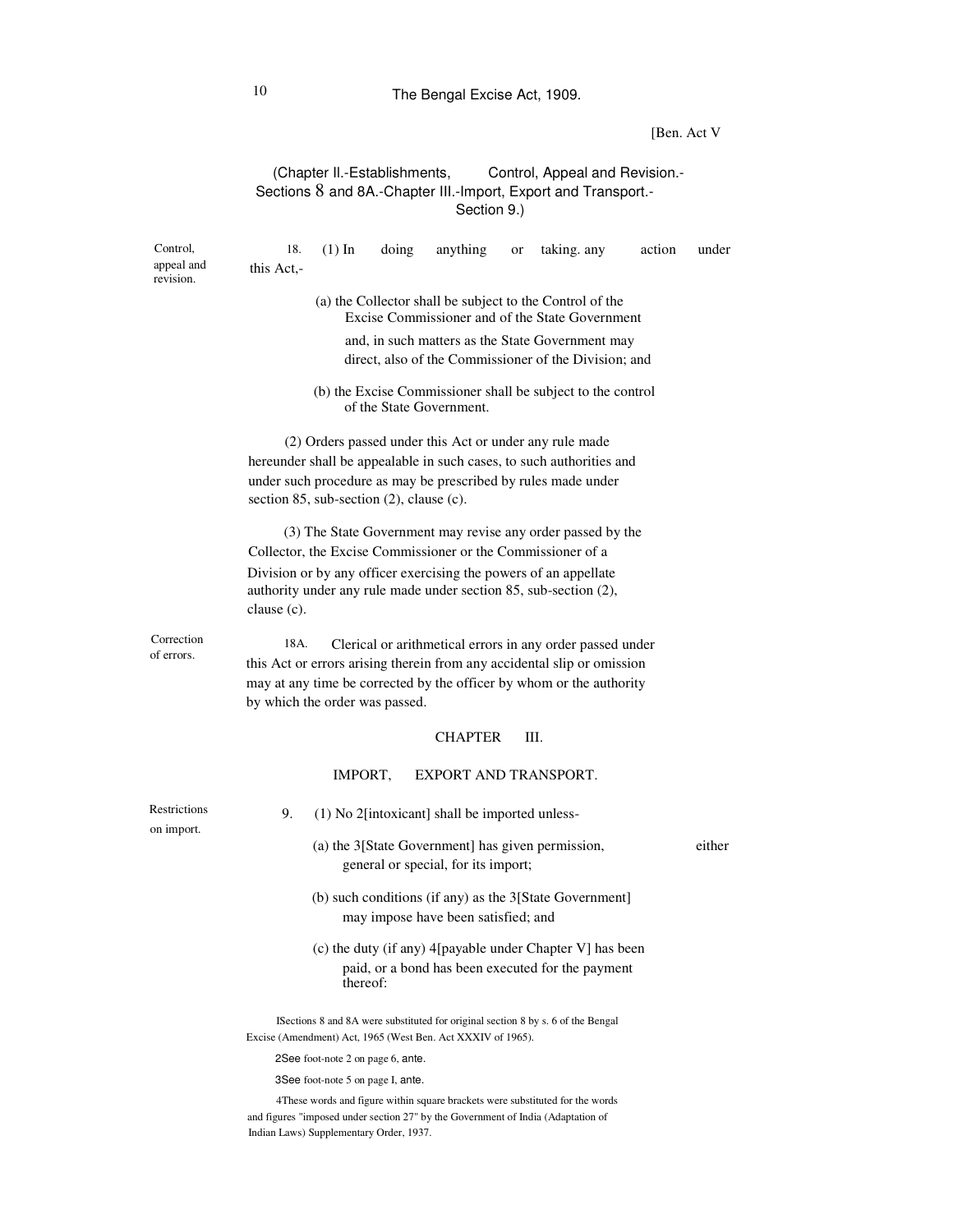[Ben. Act V

(Chapter II.-Establishments, Control, Appeal and Revision.- Sections 8 and 8A.-Chapter III.-Import, Export and Transport.- Section 9.)

Control, appeal and revision.

18. (1) In doing anything or taking. any action under this Act,-

(a) the Collector shall be subject to the Control of the Excise Commissioner and of the State Government and, in such matters as the State Government may direct, also of the Commissioner of the Division; and

(b) the Excise Commissioner shall be subject to the control of the State Government.

(2) Orders passed under this Act or under any rule made hereunder shall be appealable in such cases, to such authorities and under such procedure as may be prescribed by rules made under section 85, sub-section (2), clause (c).

(3) The State Government may revise any order passed by the Collector, the Excise Commissioner or the Commissioner of a Division or by any officer exercising the powers of an appellate authority under any rule made under section 85, sub-section (2), clause (c).

Correction of errors.

18A. Clerical or arithmetical errors in any order passed under this Act or errors arising therein from any accidental slip or omission may at any time be corrected by the officer by whom or the authority by which the order was passed.

## CHAPTER III.

## IMPORT, EXPORT AND TRANSPORT.

Restrictions on import.

9. (1) No 2[intoxicant] shall be imported unless-

(a) the 3[State Government] has given permission, either general or special, for its import;

(b) such conditions (if any) as the 3[State Government] may impose have been satisfied; and

(c) the duty (if any) 4[payable under Chapter V] has been paid, or a bond has been executed for the payment thereof:

1Sections 8 and 8A were substituted for original section 8 by s. 6 of the Bengal Excise (Amendment) Act, 1965 (West Ben. Act XXXIV of 1965).

2See foot-note 2 on page 6, ante.

3See foot-note 5 on page I, ante.

4These words and figure within square brackets were substituted for the words and figures "imposed under section 27" by the Government of India (Adaptation of Indian Laws) Supplementary Order, 1937.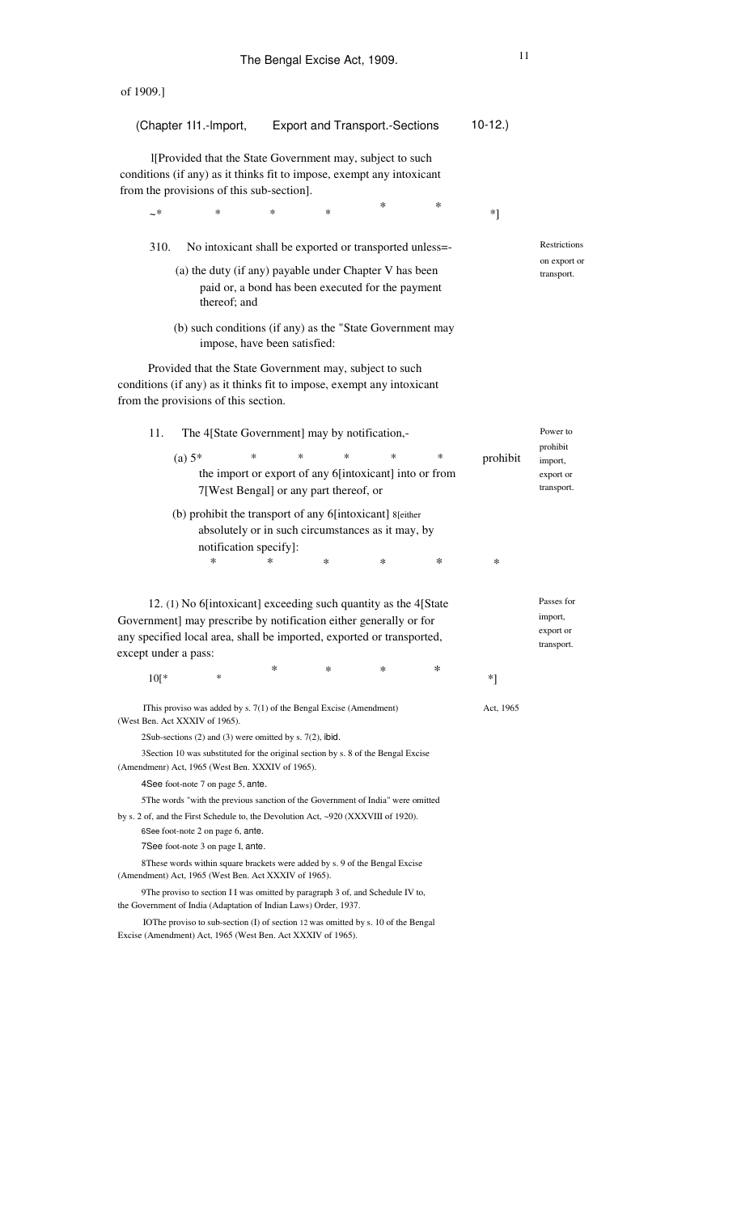of 1909.]

(Chapter 1I1.-Import, Export and Transport.-Sections 10-12.)

1[Provided that the State Government may, subject to such conditions (if any) as it thinks fit to impose, exempt any intoxicant from the provisions of this sub-section].

~* * * * * * *]

**Restrictions on export or transport.**

310. No intoxicant shall be exported or transported unless=-

(a) the duty (if any) payable under Chapter V has been paid or, a bond has been executed for the payment thereof; and

(b) such conditions (if any) as the "State Government may impose, have been satisfied:

Provided that the State Government may, subject to such conditions (if any) as it thinks fit to impose, exempt any intoxicant from the provisions of this section.

**Power to prohibit import, export or transport.**

11. The 4[State Government] may by notification,-

(a) 5* * * * * * prohibit the import or export of any 6[intoxicant] into or from 7[West Bengal] or any part thereof, or

(b) prohibit the transport of any 6[intoxicant] 8[either absolutely or in such circumstances as it may, by notification specify]:

\* * * * * *

**Passes for import, export or transport.**

12. (1) No 6[intoxicant] exceeding such quantity as the 4[State Government] may prescribe by notification either generally or for any specified local area, shall be imported, exported or transported, except under a pass:

10[* * * * * * *]

IThis proviso was added by s. 7(1) of the Bengal Excise (Amendment) Act, 1965 (West Ben. Act XXXIV of 1965).

2Sub-sections (2) and (3) were omitted by s. 7(2), ibid.

3Section 10 was substituted for the original section by s. 8 of the Bengal Excise (Amendmenr) Act, 1965 (West Ben. XXXIV of 1965).

4See foot-note 7 on page 5, ante.

5The words "with the previous sanction of the Government of India" were omitted by s. 2 of, and the First Schedule to, the Devolution Act, ~920 (XXXVIII of 1920).

6See foot-note 2 on page 6, ante.

7See foot-note 3 on page I, ante.

8These words within square brackets were added by s. 9 of the Bengal Excise (Amendment) Act, 1965 (West Ben. Act XXXIV of 1965).

9The proviso to section I I was omitted by paragraph 3 of, and Schedule IV to, the Government of India (Adaptation of Indian Laws) Order, 1937.

IOThe proviso to sub-section (I) of section 12 was omitted by s. 10 of the Bengal Excise (Amendment) Act, 1965 (West Ben. Act XXXIV of 1965).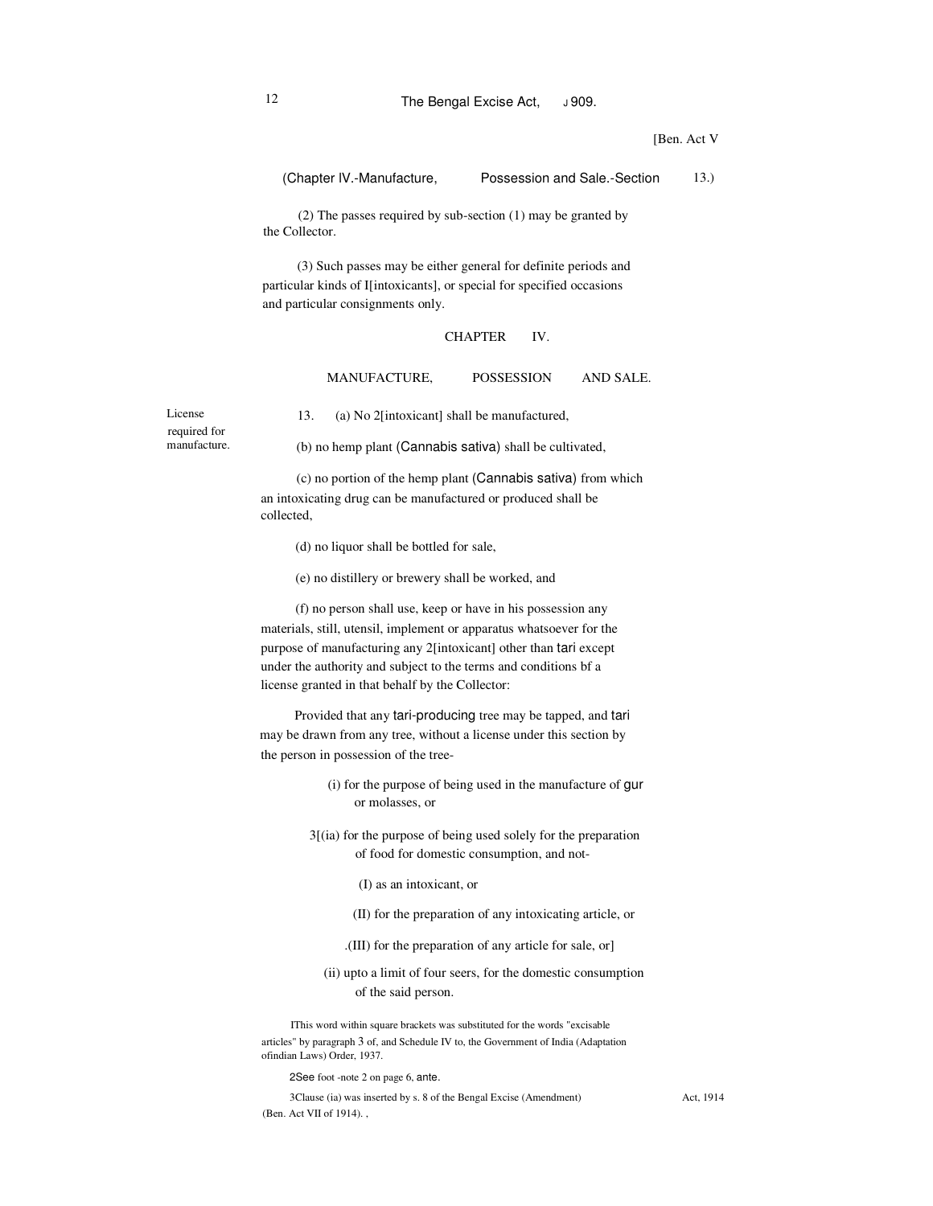(2) The passes required by sub-section (1) may be granted by the Collector.

(3) Such passes may be either general for definite periods and particular kinds of 1[intoxicants], or special for specified occasions and particular consignments only.

## CHAPTER IV.

## MANUFACTURE, POSSESSION AND SALE.

License required for manufacture.

13. (a) No 2[intoxicant] shall be manufactured,

(b) no hemp plant (*Cannabis sativa*) shall be cultivated,

(c) no portion of the hemp plant (*Cannabis sativa*) from which an intoxicating drug can be manufactured or produced shall be collected,

(d) no liquor shall be bottled for sale,

(e) no distillery or brewery shall be worked, and

(f) no person shall use, keep or have in his possession any materials, still, utensil, implement or apparatus whatsoever for the purpose of manufacturing any 2[intoxicant] other than *tari* except under the authority and subject to the terms and conditions bf a license granted in that behalf by the Collector:

Provided that any *tari*-producing tree may be tapped, and *tari* may be drawn from any tree, without a license under this section by the person in possession of the tree-

(i) for the purpose of being used in the manufacture of *gur* or molasses, or

3[(ia) for the purpose of being used solely for the preparation of food for domestic consumption, and not-

(I) as an intoxicant, or

(II) for the preparation of any intoxicating article, or

(III) for the preparation of any article for sale, or]

(ii) upto a limit of four seers, for the domestic consumption of the said person.

1This word within square brackets was substituted for the words "excisable articles" by paragraph 3 of, and Schedule IV to, the Government of India (Adaptation ofindian Laws) Order, 1937.

2See foot -note 2 on page 6, *ante*.

3Clause (ia) was inserted by s. 8 of the Bengal Excise (Amendment) Act, 1914 (Ben. Act VII of 1914).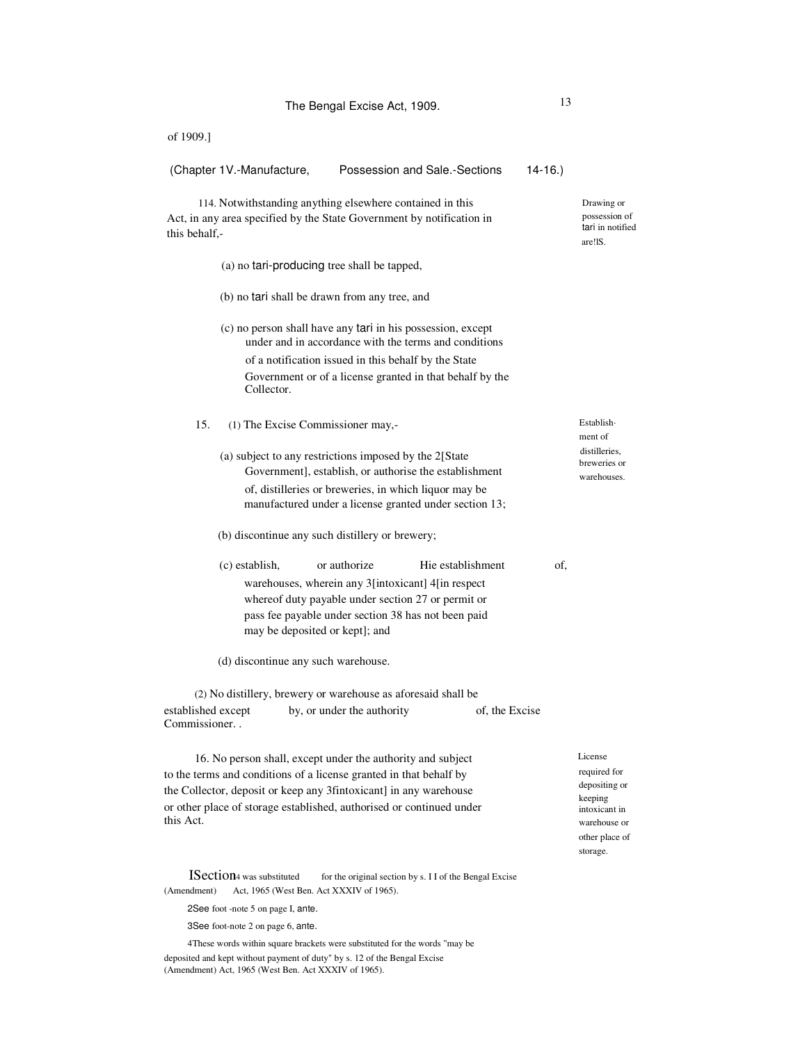of 1909.]

(Chapter 1V.-Manufacture, Possession and Sale.-Sections 14-16.)

*Drawing or possession of tari in notified are!lS.*

114. Notwithstanding anything elsewhere contained in this Act, in any area specified by the State Government by notification in this behalf,-

(a) no tari-producing tree shall be tapped,

(b) no tari shall be drawn from any tree, and

(c) no person shall have any tari in his possession, except under and in accordance with the terms and conditions of a notification issued in this behalf by the State Government or of a license granted in that behalf by the Collector.

*Establish·ment of distilleries, breweries or warehouses.*

15. (1) The Excise Commissioner may,-

(a) subject to any restrictions imposed by the 2[State Government], establish, or authorise the establishment of, distilleries or breweries, in which liquor may be manufactured under a license granted under section 13;

(b) discontinue any such distillery or brewery;

(c) establish, or authorize Hie establishment of, warehouses, wherein any 3[intoxicant] 4[in respect whereof duty payable under section 27 or permit or pass fee payable under section 38 has not been paid may be deposited or kept]; and

(d) discontinue any such warehouse.

(2) No distillery, brewery or warehouse as aforesaid shall be established except by, or under the authority of, the Excise Commissioner. .

*License required for depositing or keeping intoxicant in warehouse or other place of storage.*

16. No person shall, except under the authority and subject to the terms and conditions of a license granted in that behalf by the Collector, deposit or keep any 3fintoxicant] in any warehouse or other place of storage established, authorised or continued under this Act.

ISection4 was substituted for the original section by s. I I of the Bengal Excise (Amendment) Act, 1965 (West Ben. Act XXXIV of 1965).

2See foot -note 5 on page I, ante.

3See foot-note 2 on page 6, ante.

4These words within square brackets were substituted for the words "may be deposited and kept without payment of duty" by s. 12 of the Bengal Excise (Amendment) Act, 1965 (West Ben. Act XXXIV of 1965).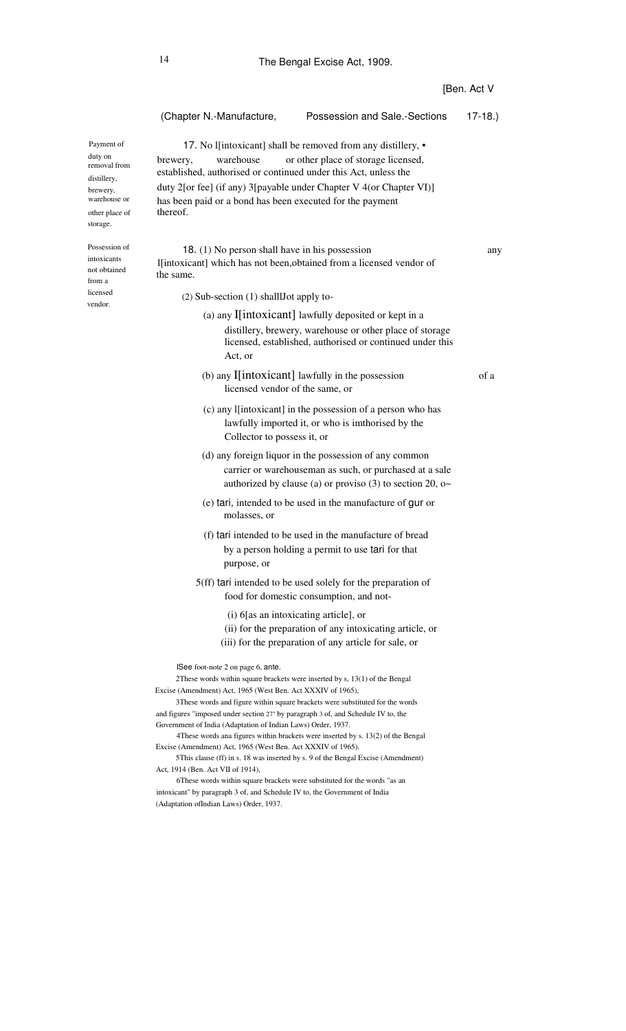(Chapter N.-Manufacture, Possession and Sale.-Sections 17-18.)

**Payment of duty on removal from distillery, brewery, warehouse or other place of storage.**

17. No l[intoxicant] shall be removed from any distillery, • brewery, warehouse or other place of storage licensed, established, authorised or continued under this Act, unless the duty 2[or fee] (if any) 3[payable under Chapter V 4(or Chapter VI)] has been paid or a bond has been executed for the payment thereof.

**Possession of intoxicants not obtained from a licensed vendor.**

18. (1) No person shall have in his possession any l[intoxicant] which has not been,obtained from a licensed vendor of the same.

(2) Sub-section (1) shalllJot apply to-

(a) any I[intoxicant] lawfully deposited or kept in a distillery, brewery, warehouse or other place of storage licensed, established, authorised or continued under this Act, or

(b) any I[intoxicant] lawfully in the possession of a licensed vendor of the same, or

(c) any l[intoxicant] in the possession of a person who has lawfully imported it, or who is imthorised by the Collector to possess it, or

(d) any foreign liquor in the possession of any common carrier or warehouseman as such, or purchased at a sale authorized by clause (a) or proviso (3) to section 20, o~

(e) tari, intended to be used in the manufacture of gur or molasses, or

(f) tari intended to be used in the manufacture of bread by a person holding a permit to use tari for that purpose, or

5(ff) tari intended to be used solely for the preparation of food for domestic consumption, and not-

(i) 6[as an intoxicating article], or

(ii) for the preparation of any intoxicating article, or

(iii) for the preparation of any article for sale, or

---

lSee foot-note 2 on page 6, ante.

2These words within square brackets were inserted by s, 13(1) of the Bengal Excise (Amendment) Act, 1965 (West Ben. Act XXXIV of 1965),

3These words and figure within square brackets were substituted for the words and figures "imposed under section 27" by paragraph 3 of, and Schedule IV to, the Government of India (Adaptation of Indian Laws) Order, 1937.

4These words ana figures within brackets were inserted by s. 13(2) of the Bengal Excise (Amendment) Act, 1965 (West Ben. Act XXXIV of 1965).

5This clause (ff) in s. 18 was inserted by s. 9 of the Bengal Excise (Amendment) Act, 1914 (Ben. Act VII of 1914),

6These words within square brackets were substituted for the words "as an intoxicant" by paragraph 3 of, and Schedule IV to, the Government of India (Adaptation ofIndian Laws) Order, 1937.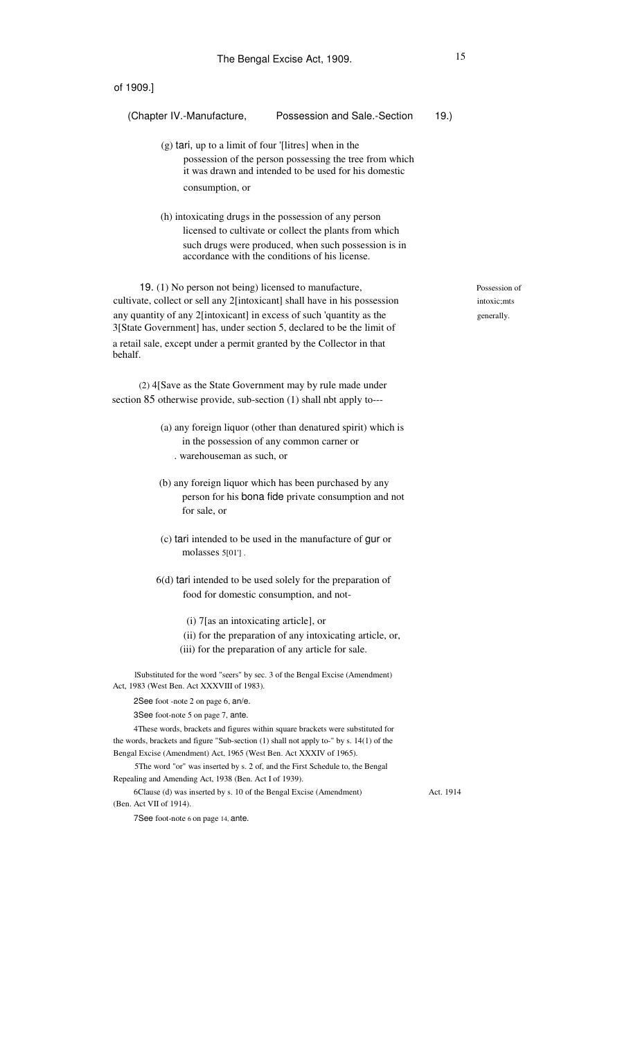of 1909.]

(Chapter IV.-Manufacture, Possession and Sale.-Section 19.)

(g) tari, up to a limit of four '[litres] when in the possession of the person possessing the tree from which it was drawn and intended to be used for his domestic consumption, or

(h) intoxicating drugs in the possession of any person licensed to cultivate or collect the plants from which such drugs were produced, when such possession is in accordance with the conditions of his license.

Possession of intoxic;mts generally.

19. (1) No person not being) licensed to manufacture, cultivate, collect or sell any 2[intoxicant] shall have in his possession any quantity of any 2[intoxicant] in excess of such 'quantity as the 3[State Government] has, under section 5, declared to be the limit of a retail sale, except under a permit granted by the Collector in that behalf.

(2) 4[Save as the State Government may by rule made under section 85 otherwise provide, sub-section (1) shall nbt apply to---

(a) any foreign liquor (other than denatured spirit) which is in the possession of any common carner or . warehouseman as such, or

(b) any foreign liquor which has been purchased by any person for his bona fide private consumption and not for sale, or

(c) tari intended to be used in the manufacture of gur or molasses 5[01'] .

6(d) tari intended to be used solely for the preparation of food for domestic consumption, and not-

(i) 7[as an intoxicating article], or

(ii) for the preparation of any intoxicating article, or,

(iii) for the preparation of any article for sale.

lSubstituted for the word "seers" by sec. 3 of the Bengal Excise (Amendment) Act, 1983 (West Ben. Act XXXVIII of 1983).

2See foot -note 2 on page 6, an/e.

3See foot-note 5 on page 7, ante.

4These words, brackets and figures within square brackets were substituted for the words, brackets and figure "Sub-section (1) shall not apply to-" by s. 14(1) of the Bengal Excise (Amendment) Act, 1965 (West Ben. Act XXXIV of 1965).

5The word "or" was inserted by s. 2 of, and the First Schedule to, the Bengal Repealing and Amending Act, 1938 (Ben. Act I of 1939).

6Clause (d) was inserted by s. 10 of the Bengal Excise (Amendment) Act. 1914 (Ben. Act VII of 1914).

7See foot-note 6 on page 14, ante.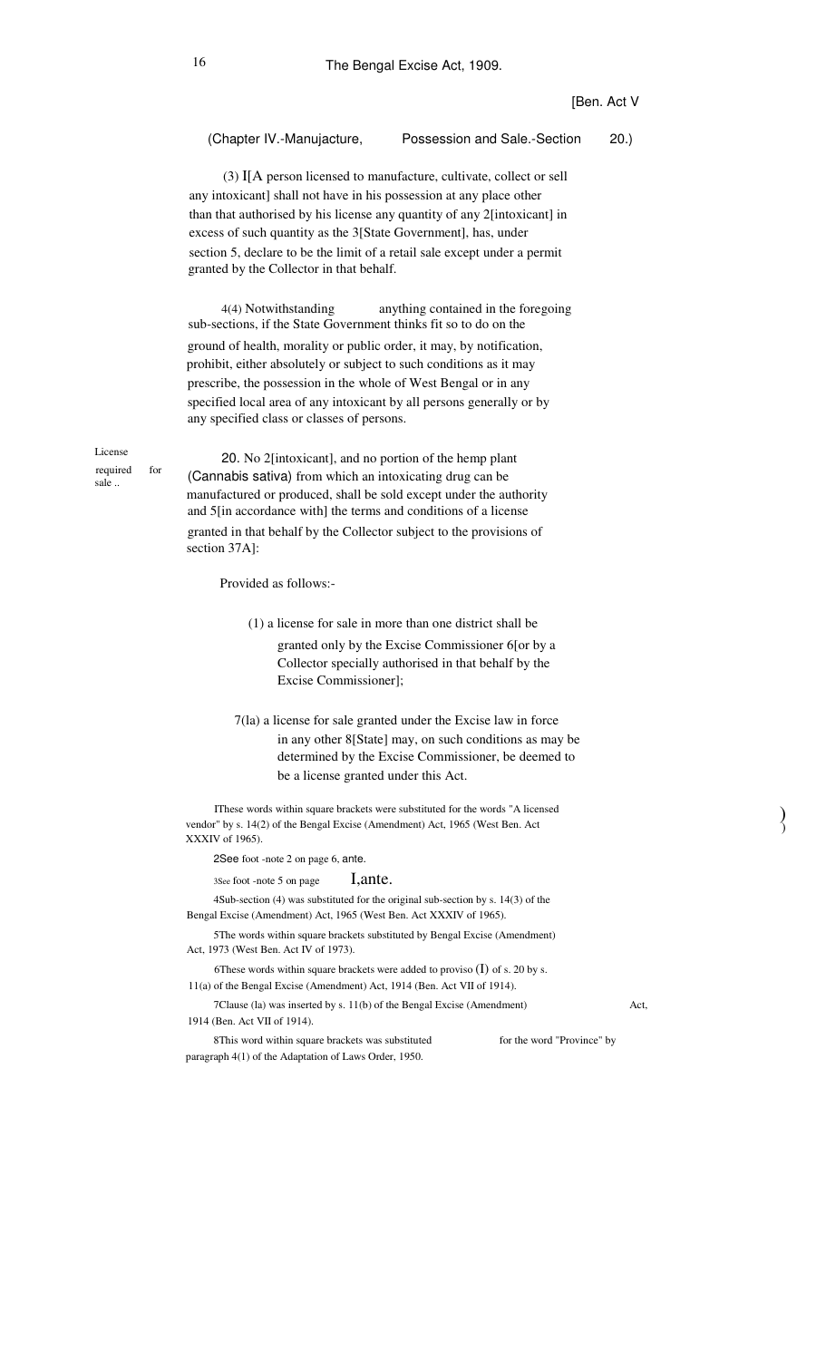(Chapter IV.-Manujacture, Possession and Sale.-Section 20.)

(3) 1[A person licensed to manufacture, cultivate, collect or sell any intoxicant] shall not have in his possession at any place other than that authorised by his license any quantity of any 2[intoxicant] in excess of such quantity as the 3[State Government], has, under section 5, declare to be the limit of a retail sale except under a permit granted by the Collector in that behalf.

4(4) Notwithstanding anything contained in the foregoing sub-sections, if the State Government thinks fit so to do on the ground of health, morality or public order, it may, by notification, prohibit, either absolutely or subject to such conditions as it may prescribe, the possession in the whole of West Bengal or in any specified local area of any intoxicant by all persons generally or by any specified class or classes of persons.

License required for sale ..

20. No 2[intoxicant], and no portion of the hemp plant (Cannabis sativa) from which an intoxicating drug can be manufactured or produced, shall be sold except under the authority and 5[in accordance with] the terms and conditions of a license granted in that behalf by the Collector subject to the provisions of section 37A]:

Provided as follows:-

(1) a license for sale in more than one district shall be granted only by the Excise Commissioner 6[or by a Collector specially authorised in that behalf by the Excise Commissioner];

7(1a) a license for sale granted under the Excise law in force in any other 8[State] may, on such conditions as may be determined by the Excise Commissioner, be deemed to be a license granted under this Act.

1These words within square brackets were substituted for the words "A licensed vendor" by s. 14(2) of the Bengal Excise (Amendment) Act, 1965 (West Ben. Act XXXIV of 1965).

2See foot -note 2 on page 6, ante.

3See foot -note 5 on page 1, ante.

4Sub-section (4) was substituted for the original sub-section by s. 14(3) of the Bengal Excise (Amendment) Act, 1965 (West Ben. Act XXXIV of 1965).

5The words within square brackets substituted by Bengal Excise (Amendment) Act, 1973 (West Ben. Act IV of 1973).

6These words within square brackets were added to proviso (1) of s. 20 by s. 11(a) of the Bengal Excise (Amendment) Act, 1914 (Ben. Act VII of 1914).

7Clause (1a) was inserted by s. 11(b) of the Bengal Excise (Amendment) Act, 1914 (Ben. Act VII of 1914).

8This word within square brackets was substituted for the word "Province" by paragraph 4(1) of the Adaptation of Laws Order, 1950.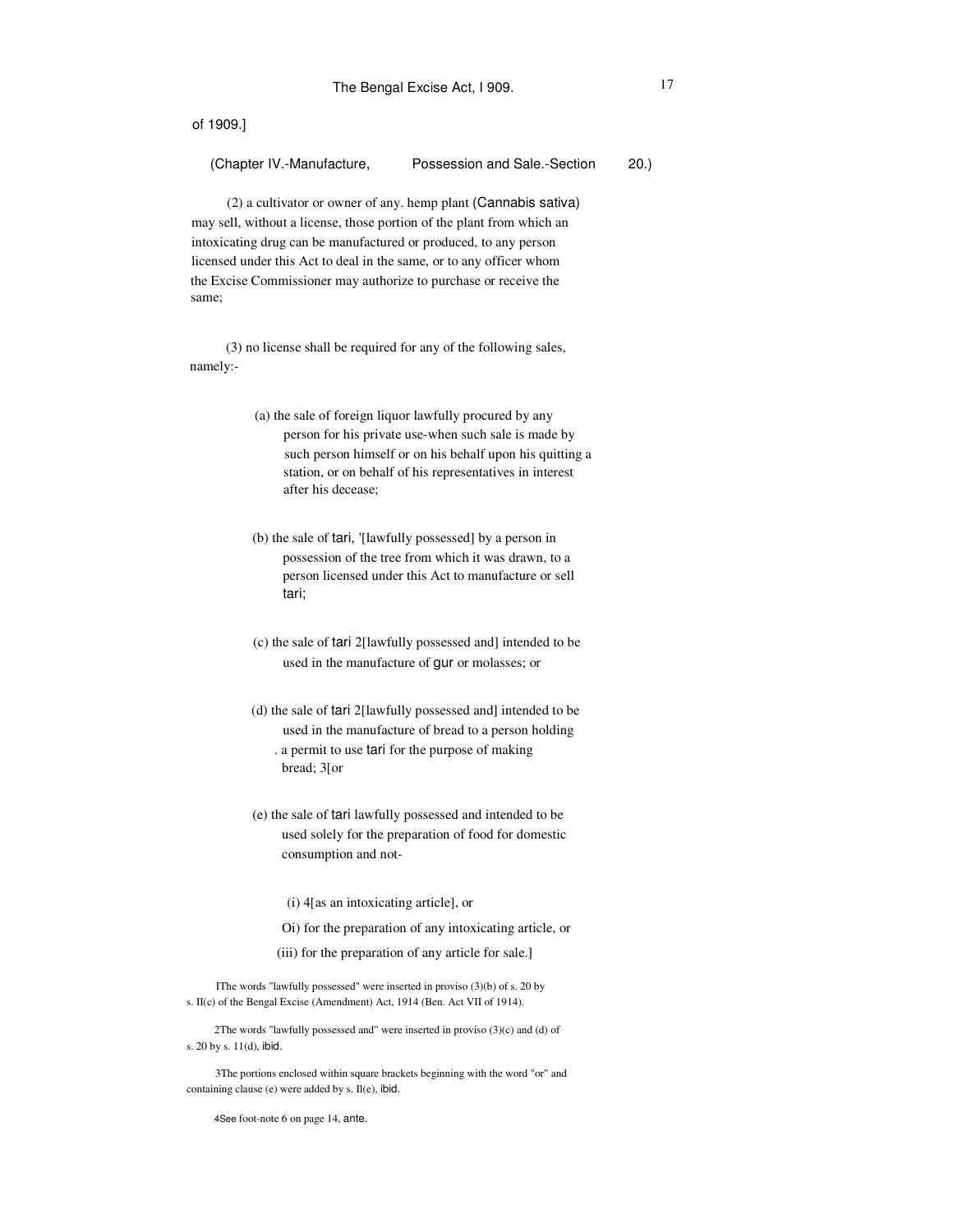of 1909.]

(Chapter IV.-Manufacture, Possession and Sale.-Section 20.)

(2) a cultivator or owner of any. hemp plant (Cannabis sativa) may sell, without a license, those portion of the plant from which an intoxicating drug can be manufactured or produced, to any person licensed under this Act to deal in the same, or to any officer whom the Excise Commissioner may authorize to purchase or receive the same;

(3) no license shall be required for any of the following sales, namely:-

(a) the sale of foreign liquor lawfully procured by any person for his private use-when such sale is made by such person himself or on his behalf upon his quitting a station, or on behalf of his representatives in interest after his decease;

(b) the sale of tari, [1][lawfully possessed] by a person in possession of the tree from which it was drawn, to a person licensed under this Act to manufacture or sell tari;

(c) the sale of tari [2][lawfully possessed and] intended to be used in the manufacture of gur or molasses; or

(d) the sale of tari [2][lawfully possessed and] intended to be used in the manufacture of bread to a person holding . a permit to use tari for the purpose of making bread; [3][or

(e) the sale of tari lawfully possessed and intended to be used solely for the preparation of food for domestic consumption and not-

(i) [4][as an intoxicating article], or

Oi) for the preparation of any intoxicating article, or

(iii) for the preparation of any article for sale.]

[1] The words "lawfully possessed" were inserted in proviso (3)(b) of s. 20 by s. II(c) of the Bengal Excise (Amendment) Act, 1914 (Ben. Act VII of 1914).

[2] The words "lawfully possessed and" were inserted in proviso (3)(c) and (d) of s. 20 by s. 11(d), ibid.

[3] The portions enclosed within square brackets beginning with the word "or" and containing clause (e) were added by s. II(e), ibid.

[4] See foot-note 6 on page 14, ante.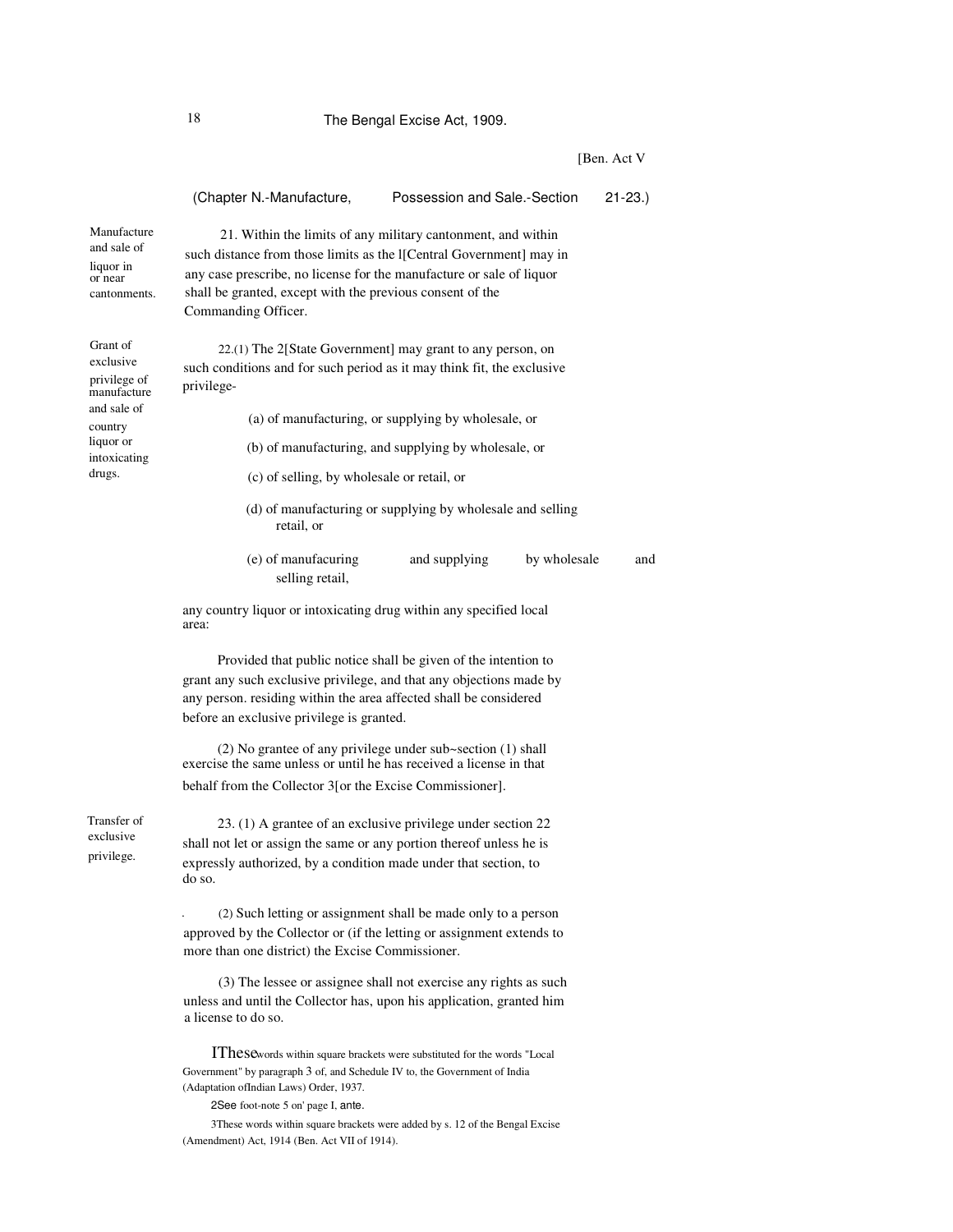[Ben. Act V

(Chapter N.-Manufacture, Possession and Sale.-Section 21-23.)

**Manufacture and sale of liquor in or near cantonments.**

21. Within the limits of any military cantonment, and within such distance from those limits as the l[Central Government] may in any case prescribe, no license for the manufacture or sale of liquor shall be granted, except with the previous consent of the Commanding Officer.

**Grant of exclusive privilege of manufacture and sale of country liquor or intoxicating drugs.**

22.(1) The 2[State Government] may grant to any person, on such conditions and for such period as it may think fit, the exclusive privilege-

(a) of manufacturing, or supplying by wholesale, or

(b) of manufacturing, and supplying by wholesale, or

(c) of selling, by wholesale or retail, or

(d) of manufacturing or supplying by wholesale and selling retail, or

(e) of manufacuring and supplying by wholesale and selling retail,

any country liquor or intoxicating drug within any specified local area:

Provided that public notice shall be given of the intention to grant any such exclusive privilege, and that any objections made by any person. residing within the area affected shall be considered before an exclusive privilege is granted.

(2) No grantee of any privilege under sub~section (1) shall exercise the same unless or until he has received a license in that behalf from the Collector 3[or the Excise Commissioner].

**Transfer of exclusive privilege.**

23. (1) A grantee of an exclusive privilege under section 22 shall not let or assign the same or any portion thereof unless he is expressly authorized, by a condition made under that section, to do so.

(2) Such letting or assignment shall be made only to a person approved by the Collector or (if the letting or assignment extends to more than one district) the Excise Commissioner.

(3) The lessee or assignee shall not exercise any rights as such unless and until the Collector has, upon his application, granted him a license to do so.

1These words within square brackets were substituted for the words "Local Government" by paragraph 3 of, and Schedule IV to, the Government of India (Adaptation ofIndian Laws) Order, 1937.

2See foot-note 5 on' page I, ante.

3These words within square brackets were added by s. 12 of the Bengal Excise (Amendment) Act, 1914 (Ben. Act VII of 1914).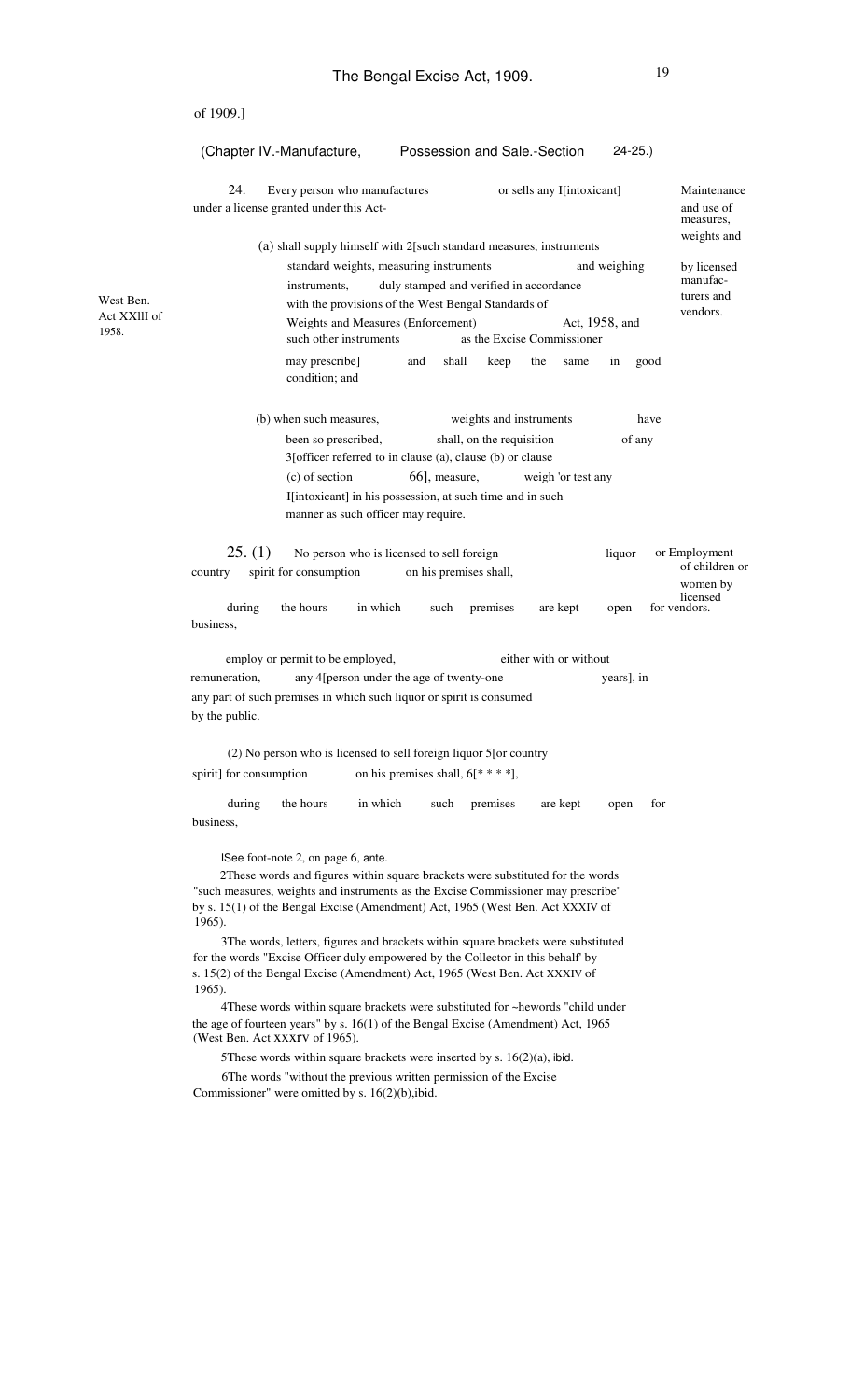of 1909.]

(Chapter IV.-Manufacture, Possession and Sale.-Section 24-25.)

**Maintenance and use of measures, weights and by licensed manufacturers and vendors.**

24. Every person who manufactures or sells any I[intoxicant] under a license granted under this Act-

(a) shall supply himself with 2[such standard measures, instruments standard weights, measuring instruments and weighing instruments, duly stamped and verified in accordance with the provisions of the West Bengal Standards of Weights and Measures (Enforcement) Act, 1958, and such other instruments as the Excise Commissioner may prescribe] and shall keep the same in good condition; and

West Ben. Act XXlII of 1958.

(b) when such measures, weights and instruments have been so prescribed, shall, on the requisition of any 3[officer referred to in clause (a), clause (b) or clause (c) of section 66], measure, weigh 'or test any I[intoxicant] in his possession, at such time and in such manner as such officer may require.

**Employment of children or women by licensed vendors.**

25. (1) No person who is licensed to sell foreign liquor or country spirit for consumption on his premises shall, during the hours in which such premises are kept open for business,

employ or permit to be employed, either with or without remuneration, any 4[person under the age of twenty-one years], in any part of such premises in which such liquor or spirit is consumed by the public.

(2) No person who is licensed to sell foreign liquor 5[or country spirit] for consumption on his premises shall, 6[* * * *], during the hours in which such premises are kept open for business,

lSee foot-note 2, on page 6, ante.

2These words and figures within square brackets were substituted for the words "such measures, weights and instruments as the Excise Commissioner may prescribe" by s. 15(1) of the Bengal Excise (Amendment) Act, 1965 (West Ben. Act XXXIV of 1965).

3The words, letters, figures and brackets within square brackets were substituted for the words "Excise Officer duly empowered by the Collector in this behalf' by s. 15(2) of the Bengal Excise (Amendment) Act, 1965 (West Ben. Act XXXIV of 1965).

4These words within square brackets were substituted for ~hewords "child under the age of fourteen years" by s. 16(1) of the Bengal Excise (Amendment) Act, 1965 (West Ben. Act XXXIV of 1965).

5These words within square brackets were inserted by s. 16(2)(a), ibid.

6The words "without the previous written permission of the Excise Commissioner" were omitted by s. 16(2)(b),ibid.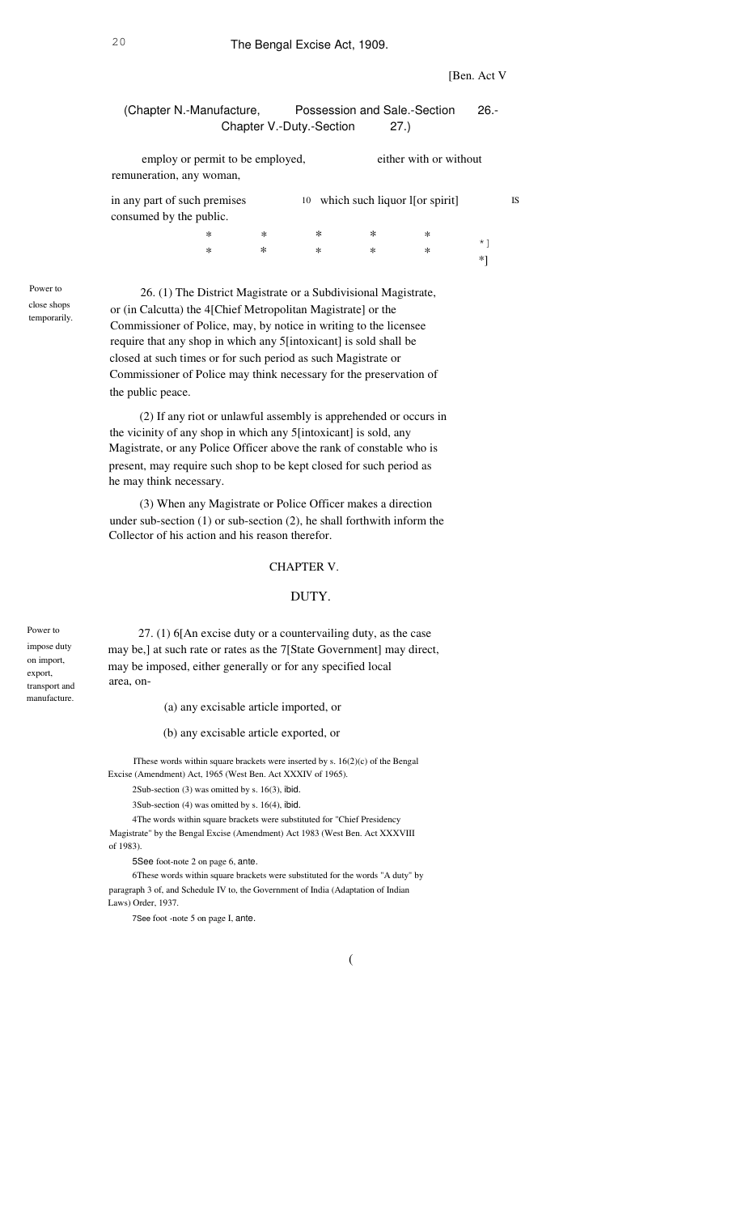[Ben. Act V

(Chapter N.-Manufacture, Possession and Sale.-Section 26.- Chapter V.-Duty.-Section 27.)

employ or permit to be employed, either with or without remuneration, any woman,

in any part of such premises 10 which such liquor 1[or spirit] IS consumed by the public.

\* \* \* \* \* \*]
\* \* \* \* \* \*]

Power to close shops temporarily.

26. (1) The District Magistrate or a Subdivisional Magistrate, or (in Calcutta) the 4[Chief Metropolitan Magistrate] or the Commissioner of Police, may, by notice in writing to the licensee require that any shop in which any 5[intoxicant] is sold shall be closed at such times or for such period as such Magistrate or Commissioner of Police may think necessary for the preservation of the public peace.

(2) If any riot or unlawful assembly is apprehended or occurs in the vicinity of any shop in which any 5[intoxicant] is sold, any Magistrate, or any Police Officer above the rank of constable who is present, may require such shop to be kept closed for such period as he may think necessary.

(3) When any Magistrate or Police Officer makes a direction under sub-section (1) or sub-section (2), he shall forthwith inform the Collector of his action and his reason therefor.

## CHAPTER V.

## DUTY.

Power to impose duty on import, export, transport and manufacture.

27. (1) 6[An excise duty or a countervailing duty, as the case may be,] at such rate or rates as the 7[State Government] may direct, may be imposed, either generally or for any specified local area, on-

(a) any excisable article imported, or

(b) any excisable article exported, or

1These words within square brackets were inserted by s. 16(2)(c) of the Bengal Excise (Amendment) Act, 1965 (West Ben. Act XXXIV of 1965).

2Sub-section (3) was omitted by s. 16(3), ibid.

3Sub-section (4) was omitted by s. 16(4), ibid.

4The words within square brackets were substituted for "Chief Presidency Magistrate" by the Bengal Excise (Amendment) Act 1983 (West Ben. Act XXXVIII of 1983).

5See foot-note 2 on page 6, ante.

6These words within square brackets were substituted for the words "A duty" by paragraph 3 of, and Schedule IV to, the Government of India (Adaptation of Indian Laws) Order, 1937.

7See foot -note 5 on page I, ante.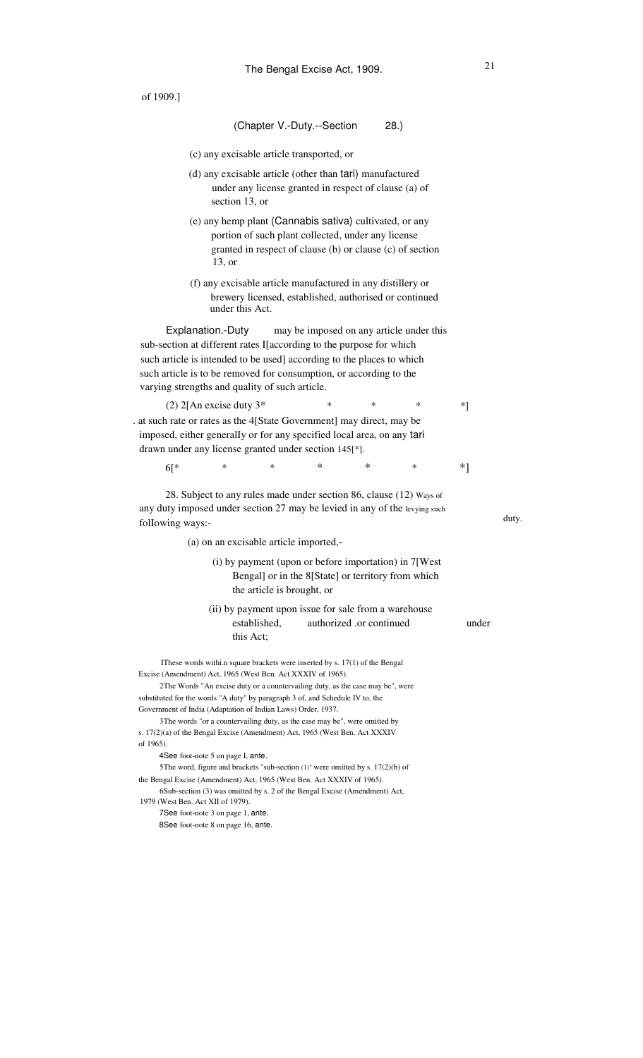of 1909.]

(Chapter V.-Duty.--Section 28.)

(c) any excisable article transported, or

(d) any excisable article (other than tari) manufactured under any license granted in respect of clause (a) of section 13, or

(e) any hemp plant (Cannabis sativa) cultivated, or any portion of such plant collected, under any license granted in respect of clause (b) or clause (c) of section 13, or

(f) any excisable article manufactured in any distillery or brewery licensed, established, authorised or continued under this Act.

Explanation.-Duty may be imposed on any article under this sub-section at different rates I[according to the purpose for which such article is intended to be used] according to the places to which such article is to be removed for consumption, or according to the varying strengths and quality of such article.

(2) 2[An excise duty 3* * * * *]

. at such rate or rates as the 4[State Government] may direct, may be imposed, either generalIy or for any specified local area, on any tari drawn under any license granted under section 145[*].

6[* * * * * * *]

**Ways of levying such duty.**

28. Subject to any rules made under section 86, clause (12) any duty imposed under section 27 may be levied in any of the folIowing ways:-

(a) on an excisable article imported,-

(i) by payment (upon or before importation) in 7[West Bengal] or in the 8[State] or territory from which the article is brought, or

(ii) by payment upon issue for sale from a warehouse established, authorized .or continued under this Act;

---

IThese words withi.n square brackets were inserted by s. 17(1) of the Bengal Excise (Amendment) Act, 1965 (West Ben. Act XXXIV of 1965).

2The Words "An excise duty or a countervailing duty, as the case may be", were substituted for the words "A duty" by paragraph 3 of, and Schedule IV to, the Government of India (Adaptation of Indian Laws) Order, 1937.

3The words "or a countervailing duty, as the case may be", were omitted by s. 17(2)(a) of the Bengal Excise (Amendment) Act, 1965 (West Ben. Act XXXIV of 1965).

4See foot-note 5 on page I, ante.

5The word, figure and brackets "sub-section (1)" were omitted by s. 17(2)(b) of the Bengal Excise (Amendment) Act, 1965 (West Ben. Act XXXIV of 1965).

6Sub-section (3) was omitted by s. 2 of the Bengal Excise (Amendment) Act, 1979 (West Ben. Act XII of 1979).

7See foot-note 3 on page 1, ante.

8See foot-note 8 on page 16, ante.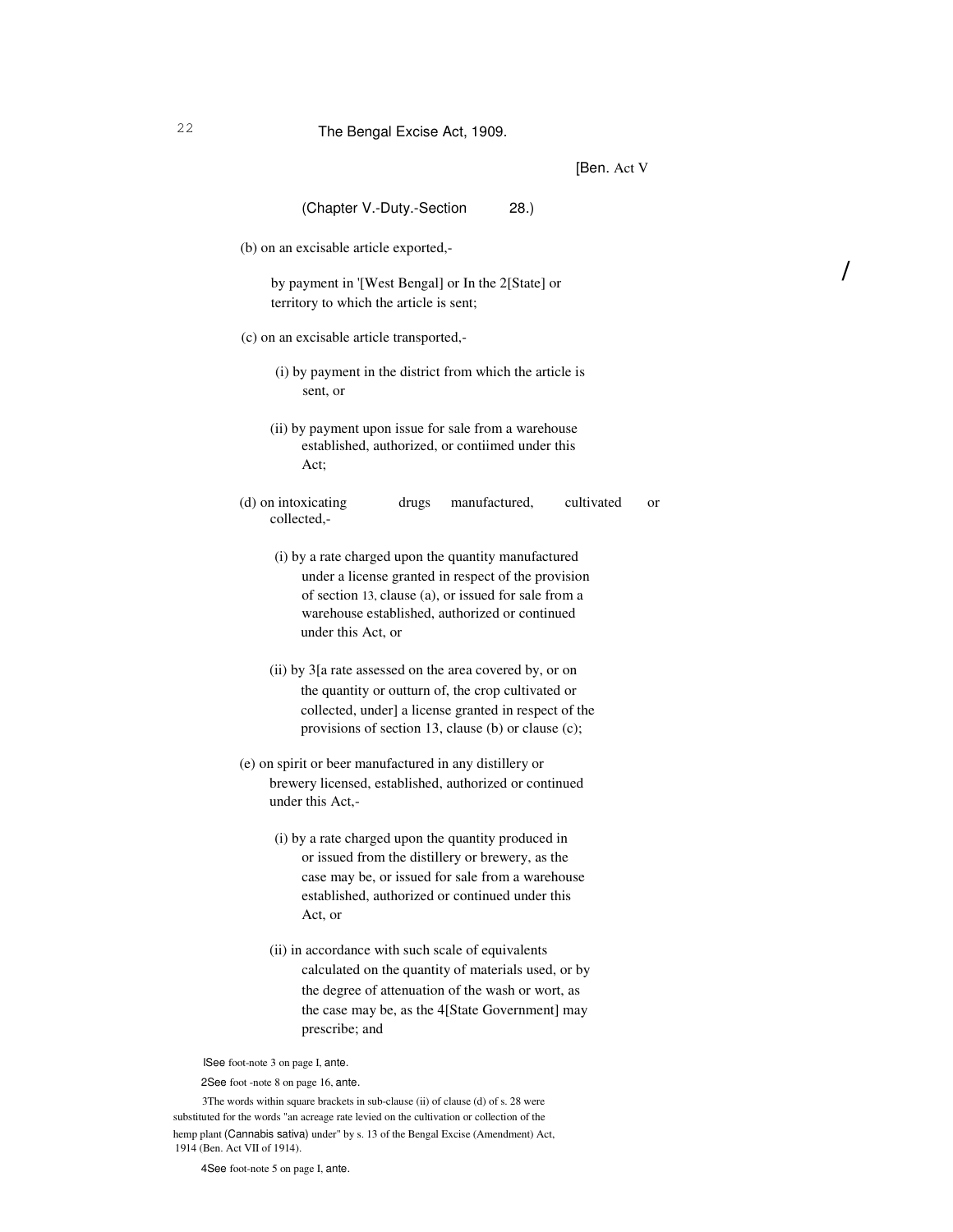(Chapter V.-Duty.-Section 28.)

(b) on an excisable article exported,-

by payment in [1][West Bengal] or In the [2][State] or territory to which the article is sent;

(c) on an excisable article transported,-

(i) by payment in the district from which the article is sent, or

(ii) by payment upon issue for sale from a warehouse established, authorized, or contiimed under this Act;

(d) on intoxicating drugs manufactured, cultivated or collected,-

(i) by a rate charged upon the quantity manufactured under a license granted in respect of the provision of section 13, clause (a), or issued for sale from a warehouse established, authorized or continued under this Act, or

(ii) by [3][a rate assessed on the area covered by, or on the quantity or outturn of, the crop cultivated or collected, under] a license granted in respect of the provisions of section 13, clause (b) or clause (c);

(e) on spirit or beer manufactured in any distillery or brewery licensed, established, authorized or continued under this Act,-

(i) by a rate charged upon the quantity produced in or issued from the distillery or brewery, as the case may be, or issued for sale from a warehouse established, authorized or continued under this Act, or

(ii) in accordance with such scale of equivalents calculated on the quantity of materials used, or by the degree of attenuation of the wash or wort, as the case may be, as the [4][State Government] may prescribe; and

---

[1] See foot-note 3 on page I, *ante*.

[2] See foot -note 8 on page 16, *ante*.

[3] The words within square brackets in sub-clause (ii) of clause (d) of s. 28 were substituted for the words "an acreage rate levied on the cultivation or collection of the hemp plant (*Cannabis sativa*) under" by s. 13 of the Bengal Excise (Amendment) Act, 1914 (Ben. Act VII of 1914).

[4] See foot-note 5 on page I, *ante*.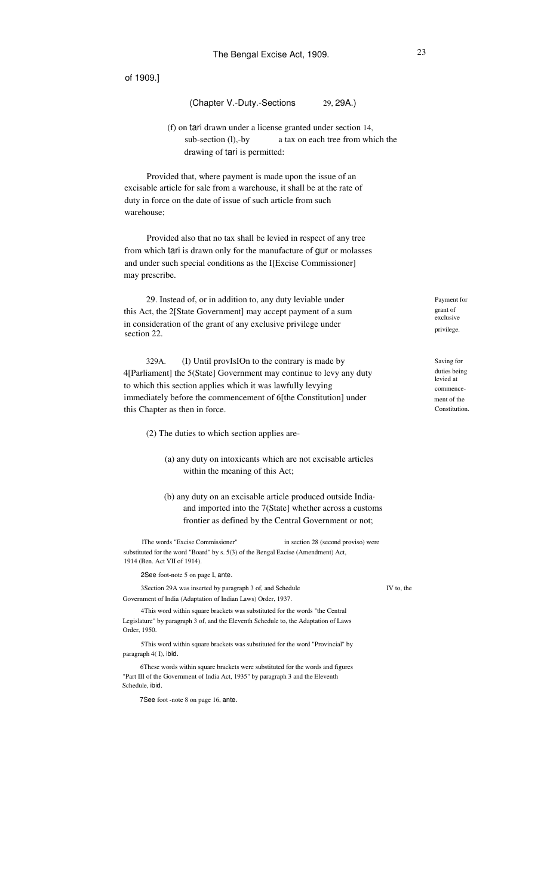of 1909.]

(Chapter V.-Duty.-Sections 29, 29A.)

(f) on tari drawn under a license granted under section 14, sub-section (l),-by a tax on each tree from which the drawing of tari is permitted:

Provided that, where payment is made upon the issue of an excisable article for sale from a warehouse, it shall be at the rate of duty in force on the date of issue of such article from such warehouse;

Provided also that no tax shall be levied in respect of any tree from which tari is drawn only for the manufacture of gur or molasses and under such special conditions as the I[Excise Commissioner] may prescribe.

Payment for grant of exclusive privilege.

29. Instead of, or in addition to, any duty leviable under this Act, the 2[State Government] may accept payment of a sum in consideration of the grant of any exclusive privilege under section 22.

Saving for duties being levied at commencement of the Constitution.

329A. (I) Until provIsIOn to the contrary is made by 4[Parliament] the 5(State] Government may continue to levy any duty to which this section applies which it was lawfully levying immediately before the commencement of 6[the Constitution] under this Chapter as then in force.

(2) The duties to which section applies are-

(a) any duty on intoxicants which are not excisable articles within the meaning of this Act;

(b) any duty on an excisable article produced outside India and imported into the 7(State] whether across a customs frontier as defined by the Central Government or not;

IThe words "Excise Commissioner" in section 28 (second proviso) were substituted for the word "Board" by s. 5(3) of the Bengal Excise (Amendment) Act, 1914 (Ben. Act VII of 1914).

2See foot-note 5 on page I, ante.

3Section 29A was inserted by paragraph 3 of, and Schedule IV to, the Government of India (Adaptation of Indian Laws) Order, 1937.

4This word within square brackets was substituted for the words "the Central Legislature" by paragraph 3 of, and the Eleventh Schedule to, the Adaptation of Laws Order, 1950.

5This word within square brackets was substituted for the word "Provincial" by paragraph 4( I), ibid.

6These words within square brackets were substituted for the words and figures "Part III of the Government of India Act, 1935" by paragraph 3 and the Eleventh Schedule, ibid.

7See foot -note 8 on page 16, ante.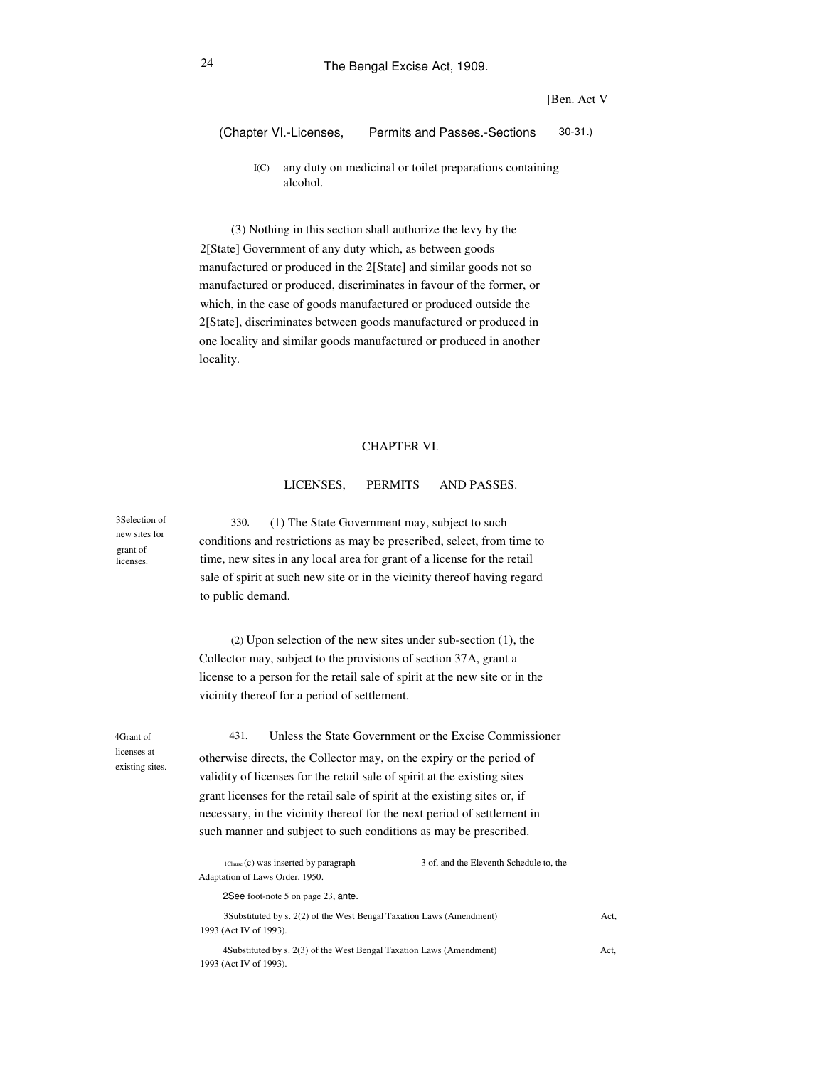[Ben. Act V

(Chapter VI.-Licenses, Permits and Passes.-Sections 30-31.)

[1](c) any duty on medicinal or toilet preparations containing alcohol.

(3) Nothing in this section shall authorize the levy by the [2][State] Government of any duty which, as between goods manufactured or produced in the [2][State] and similar goods not so manufactured or produced, discriminates in favour of the former, or which, in the case of goods manufactured or produced outside the [2][State], discriminates between goods manufactured or produced in one locality and similar goods manufactured or produced in another locality.

## CHAPTER VI.

## LICENSES, PERMITS AND PASSES.

[3]Selection of new sites for grant of licenses.

[3]30. (1) The State Government may, subject to such conditions and restrictions as may be prescribed, select, from time to time, new sites in any local area for grant of a license for the retail sale of spirit at such new site or in the vicinity thereof having regard to public demand.

(2) Upon selection of the new sites under sub-section (1), the Collector may, subject to the provisions of section 37A, grant a license to a person for the retail sale of spirit at the new site or in the vicinity thereof for a period of settlement.

[4]Grant of licenses at existing sites.

[4]31. Unless the State Government or the Excise Commissioner otherwise directs, the Collector may, on the expiry or the period of validity of licenses for the retail sale of spirit at the existing sites grant licenses for the retail sale of spirit at the existing sites or, if necessary, in the vicinity thereof for the next period of settlement in such manner and subject to such conditions as may be prescribed.

[1]Clause (c) was inserted by paragraph 3 of, and the Eleventh Schedule to, the Adaptation of Laws Order, 1950.

[2]See foot-note 5 on page 23, ante.

[3]Substituted by s. 2(2) of the West Bengal Taxation Laws (Amendment) Act, 1993 (Act IV of 1993).

[4]Substituted by s. 2(3) of the West Bengal Taxation Laws (Amendment) Act, 1993 (Act IV of 1993).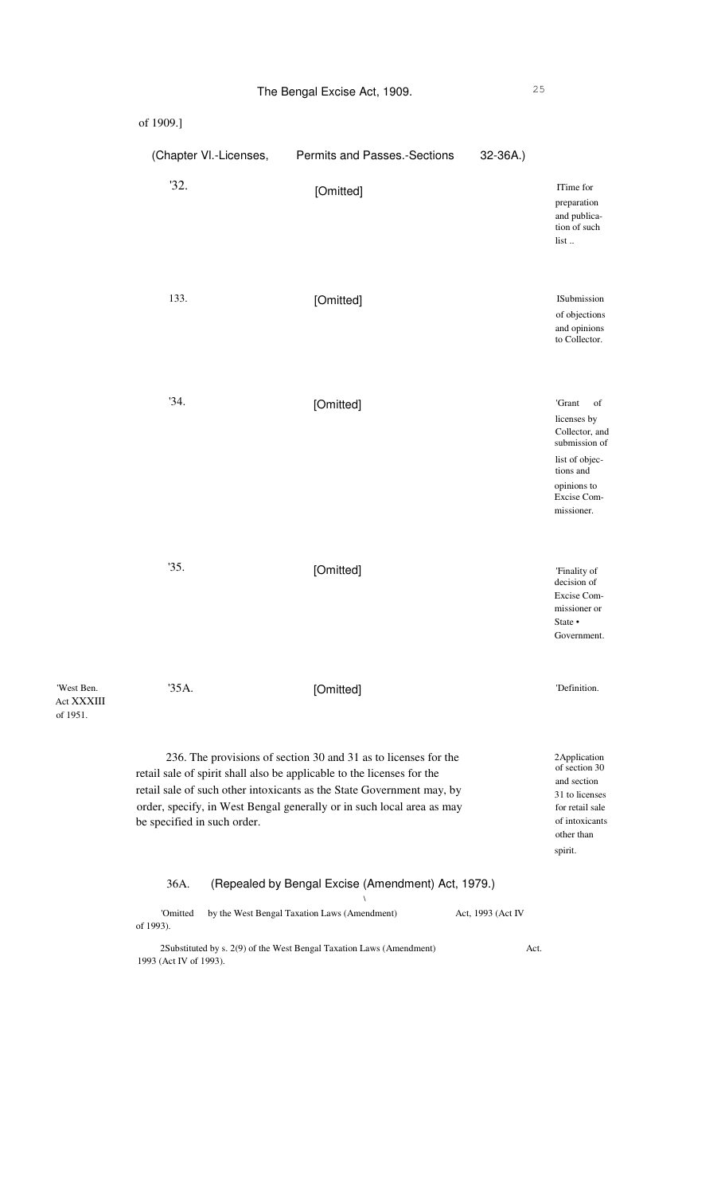of 1909.]

(Chapter VI.-Licenses, Permits and Passes.-Sections 32-36A.)

'32. [Omitted]

ITime for preparation and publication of such list ..

133. [Omitted]

ISubmission of objections and opinions to Collector.

'34. [Omitted]

'Grant of licenses by Collector, and submission of list of objections and opinions to Excise Commissioner.

'35. [Omitted]

'Finality of decision of Excise Commissioner or State • Government.

'West Ben. Act XXXIII of 1951.

'35A. [Omitted]

'Definition.

236. The provisions of section 30 and 31 as to licenses for the retail sale of spirit shall also be applicable to the licenses for the retail sale of such other intoxicants as the State Government may, by order, specify, in West Bengal generally or in such local area as may be specified in such order.

2Application of section 30 and section 31 to licenses for retail sale of intoxicants other than spirit.

36A. (Repealed by Bengal Excise (Amendment) Act, 1979.)

'Omitted by the West Bengal Taxation Laws (Amendment) Act, 1993 (Act IV of 1993).

2Substituted by s. 2(9) of the West Bengal Taxation Laws (Amendment) Act. 1993 (Act IV of 1993).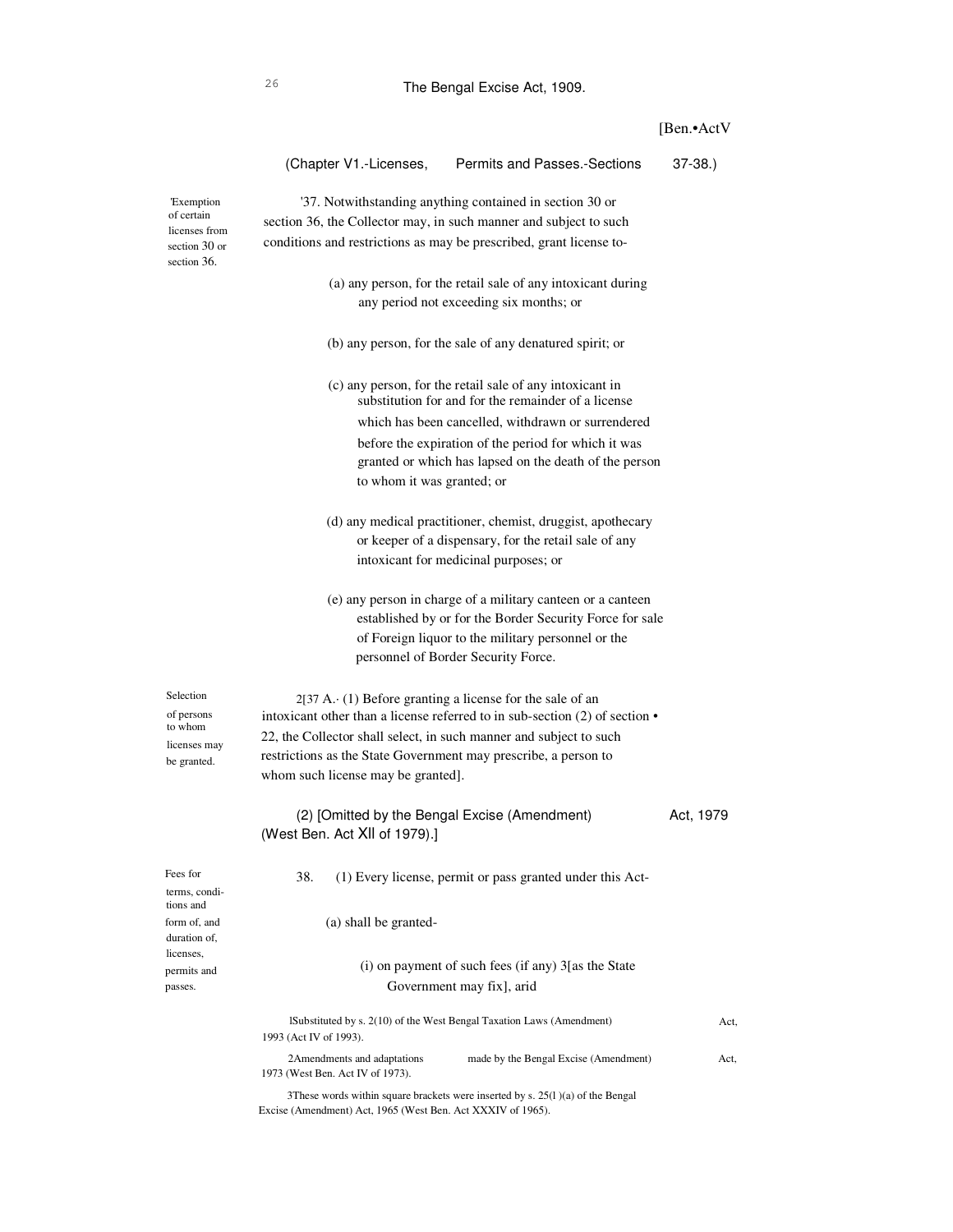[Ben.•ActV

(Chapter V1.-Licenses, Permits and Passes.-Sections 37-38.)

'Exemption of certain licenses from section 30 or section 36.

'37. Notwithstanding anything contained in section 30 or section 36, the Collector may, in such manner and subject to such conditions and restrictions as may be prescribed, grant license to-

(a) any person, for the retail sale of any intoxicant during any period not exceeding six months; or

(b) any person, for the sale of any denatured spirit; or

(c) any person, for the retail sale of any intoxicant in substitution for and for the remainder of a license which has been cancelled, withdrawn or surrendered before the expiration of the period for which it was granted or which has lapsed on the death of the person to whom it was granted; or

(d) any medical practitioner, chemist, druggist, apothecary or keeper of a dispensary, for the retail sale of any intoxicant for medicinal purposes; or

(e) any person in charge of a military canteen or a canteen established by or for the Border Security Force for sale of Foreign liquor to the military personnel or the personnel of Border Security Force.

Selection of persons to whom licenses may be granted.

2[37 A.· (1) Before granting a license for the sale of an intoxicant other than a license referred to in sub-section (2) of section • 22, the Collector shall select, in such manner and subject to such restrictions as the State Government may prescribe, a person to whom such license may be granted].

(2) [Omitted by the Bengal Excise (Amendment) Act, 1979 (West Ben. Act XII of 1979).]

Fees for terms, conditions and form of, and duration of, licenses, permits and passes.

38. (1) Every license, permit or pass granted under this Act-

(a) shall be granted-

(i) on payment of such fees (if any) 3[as the State Government may fix], arid

lSubstituted by s. 2(10) of the West Bengal Taxation Laws (Amendment) Act, 1993 (Act IV of 1993).

2Amendments and adaptations made by the Bengal Excise (Amendment) Act, 1973 (West Ben. Act IV of 1973).

3These words within square brackets were inserted by s. 25(l )(a) of the Bengal Excise (Amendment) Act, 1965 (West Ben. Act XXXIV of 1965).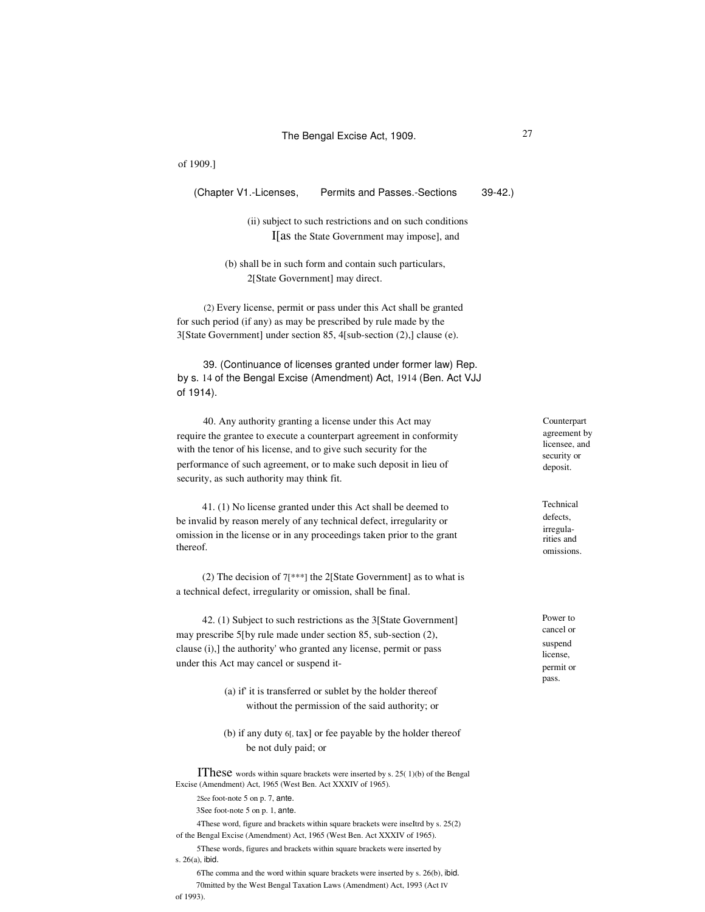of 1909.]

(Chapter V1.-Licenses, Permits and Passes.-Sections 39-42.)

(ii) subject to such restrictions and on such conditions I[as the State Government may impose], and

(b) shall be in such form and contain such particulars, 2[State Government] may direct.

(2) Every license, permit or pass under this Act shall be granted for such period (if any) as may be prescribed by rule made by the 3[State Government] under section 85, 4[sub-section (2),] clause (e).

39. (Continuance of licenses granted under former law) Rep. by s. 14 of the Bengal Excise (Amendment) Act, 1914 (Ben. Act VJJ of 1914).

Counterpart agreement by licensee, and security or deposit.

40. Any authority granting a license under this Act may require the grantee to execute a counterpart agreement in conformity with the tenor of his license, and to give such security for the performance of such agreement, or to make such deposit in lieu of security, as such authority may think fit.

Technical defects, irregularities and omissions.

41. (1) No license granted under this Act shall be deemed to be invalid by reason merely of any technical defect, irregularity or omission in the license or in any proceedings taken prior to the grant thereof.

(2) The decision of 7[***] the 2[State Government] as to what is a technical defect, irregularity or omission, shall be final.

Power to cancel or suspend license, permit or pass.

42. (1) Subject to such restrictions as the 3[State Government] may prescribe 5[by rule made under section 85, sub-section (2), clause (i),] the authority' who granted any license, permit or pass under this Act may cancel or suspend it-

(a) if' it is transferred or sublet by the holder thereof without the permission of the said authority; or

(b) if any duty 6[, tax] or fee payable by the holder thereof be not duly paid; or

---

IThese words within square brackets were inserted by s. 25( 1)(b) of the Bengal Excise (Amendment) Act, 1965 (West Ben. Act XXXIV of 1965).

2See foot-note 5 on p. 7, ante.

3See foot-note 5 on p. 1, ante.

4These word, figure and brackets within square brackets were inseItrd by s. 25(2) of the Bengal Excise (Amendment) Act, 1965 (West Ben. Act XXXIV of 1965).

5These words, figures and brackets within square brackets were inserted by s. 26(a), ibid.

6The comma and the word within square brackets were inserted by s. 26(b), ibid.

7Omitted by the West Bengal Taxation Laws (Amendment) Act, 1993 (Act IV of 1993).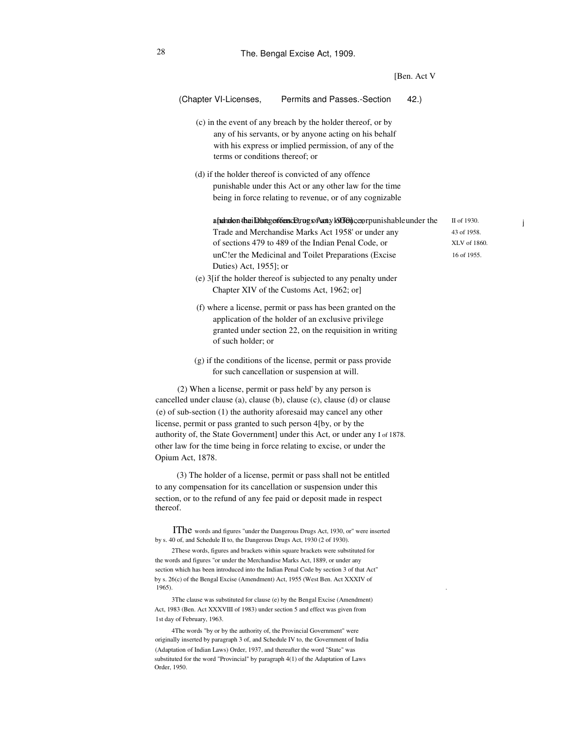(Chapter VI-Licenses, Permits and Passes.-Section 42.)

(c) in the event of any breach by the holder thereof, or by any of his servants, or by anyone acting on his behalf with his express or implied permission, of any of the terms or conditions thereof; or

(d) if the holder thereof is convicted of any offence punishable under this Act or any other law for the time being in force relating to revenue, or of any cognizable and non-bailable offence, or of any offence punishable [1][under the Dangerous Drugs Act, 1930, or] [2][under the Trade and Merchandise Marks Act 1958' or under any of sections 479 to 489 of the Indian Penal Code, or unC!er the Medicinal and Toilet Preparations (Excise Duties) Act, 1955]; or

II of 1930.
43 of 1958.
XLV of 1860.
16 of 1955.

(e) [3][if the holder thereof is subjected to any penalty under Chapter XIV of the Customs Act, 1962; or]

(f) where a license, permit or pass has been granted on the application of the holder of an exclusive privilege granted under section 22, on the requisition in writing of such holder; or

(g) if the conditions of the license, permit or pass provide for such cancellation or suspension at will.

(2) When a license, permit or pass held' by any person is cancelled under clause (a), clause (b), clause (c), clause (d) or clause (e) of sub-section (1) the authority aforesaid may cancel any other license, permit or pass granted to such person [4][by, or by the authority of, the State Government] under this Act, or under any other law for the time being in force relating to excise, or under the Opium Act, 1878.

I of 1878.

(3) The holder of a license, permit or pass shall not be entitled to any compensation for its cancellation or suspension under this section, or to the refund of any fee paid or deposit made in respect thereof.

[1]The words and figures "under the Dangerous Drugs Act, 1930, or" were inserted by s. 40 of, and Schedule II to, the Dangerous Drugs Act, 1930 (2 of 1930).

[2]These words, figures and brackets within square brackets were substituted for the words and figures "or under the Merchandise Marks Act, 1889, or under any section which has been introduced into the Indian Penal Code by section 3 of that Act" by s. 26(c) of the Bengal Excise (Amendment) Act, 1955 (West Ben. Act XXXIV of 1965).

[3]The clause was substituted for clause (e) by the Bengal Excise (Amendment) Act, 1983 (Ben. Act XXXVIII of 1983) under section 5 and effect was given from 1st day of February, 1963.

[4]The words "by or by the authority of, the Provincial Government" were originally inserted by paragraph 3 of, and Schedule IV to, the Government of India (Adaptation of Indian Laws) Order, 1937, and thereafter the word "State" was substituted for the word "Provincial" by paragraph 4(1) of the Adaptation of Laws Order, 1950.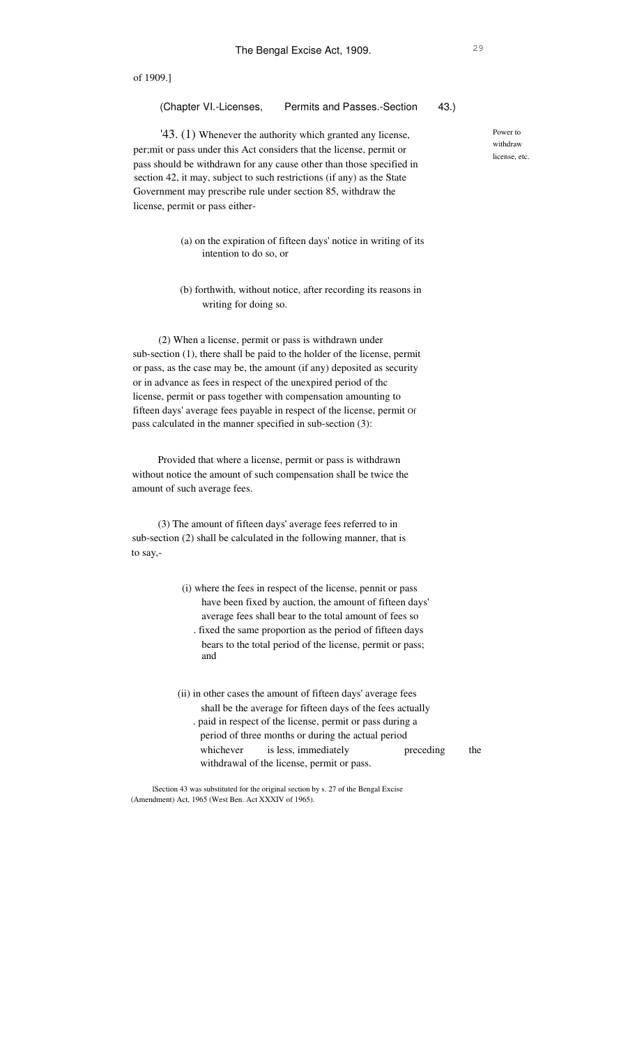of 1909.]

(Chapter VI.-Licenses, Permits and Passes.-Section 43.)

Power to withdraw license, etc.

'43. (1) Whenever the authority which granted any license, per;mit or pass under this Act considers that the license, permit or pass should be withdrawn for any cause other than those specified in section 42, it may, subject to such restrictions (if any) as the State Government may prescribe rule under section 85, withdraw the license, permit or pass either-

(a) on the expiration of fifteen days' notice in writing of its intention to do so, or

(b) forthwith, without notice, after recording its reasons in writing for doing so.

(2) When a license, permit or pass is withdrawn under sub-section (1), there shall be paid to the holder of the license, permit or pass, as the case may be, the amount (if any) deposited as security or in advance as fees in respect of the unexpired period of thc license, permit or pass together with compensation amounting to fifteen days' average fees payable in respect of the license, permit Or pass calculated in the manner specified in sub-section (3):

Provided that where a license, permit or pass is withdrawn without notice the amount of such compensation shall be twice the amount of such average fees.

(3) The amount of fifteen days' average fees referred to in sub-section (2) shall be calculated in the following manner, that is to say,-

(i) where the fees in respect of the license, pennit or pass have been fixed by auction, the amount of fifteen days' average fees shall bear to the total amount of fees so fixed the same proportion as the period of fifteen days bears to the total period of the license, permit or pass; and

(ii) in other cases the amount of fifteen days' average fees shall be the average for fifteen days of the fees actually paid in respect of the license, permit or pass during a period of three months or during the actual period whichever is less, immediately preceding the withdrawal of the license, permit or pass.

lSection 43 was substituted for the original section by s. 27 of the Bengal Excise (Amendment) Act, 1965 (West Ben. Act XXXIV of 1965).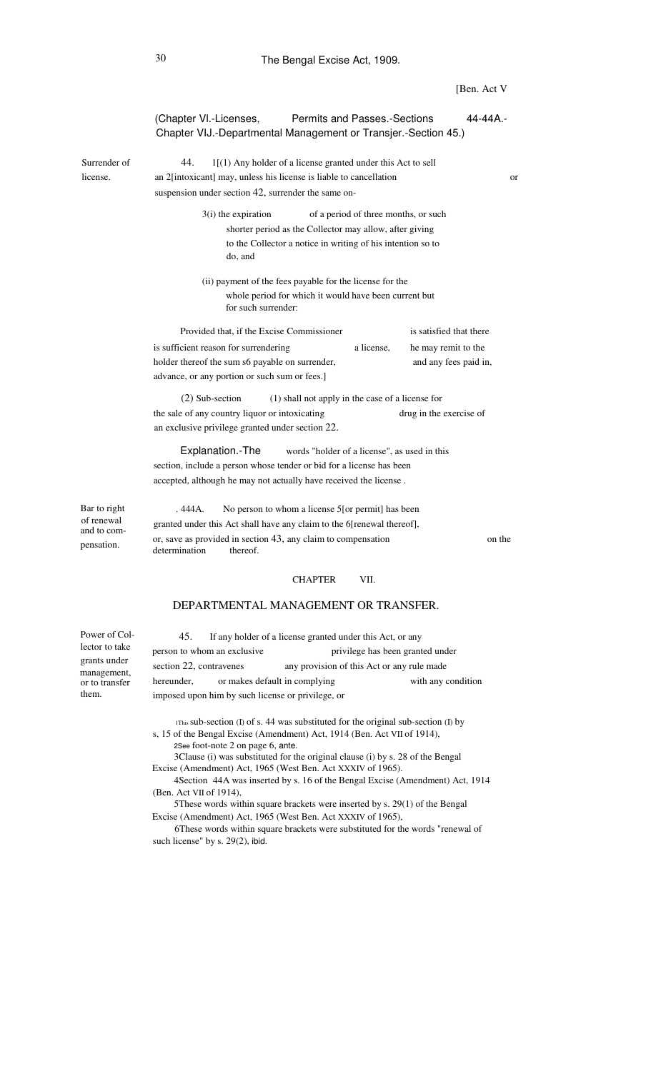(Chapter VI.-Licenses, Permits and Passes.-Sections 44-44A.-Chapter VIJ.-Departmental Management or Transjer.-Section 45.)

**Surrender of license.**

44. 1[(1) Any holder of a license granted under this Act to sell an 2[intoxicant] may, unless his license is liable to cancellation or suspension under section 42, surrender the same on-

3(i) the expiration of a period of three months, or such shorter period as the Collector may allow, after giving to the Collector a notice in writing of his intention so to do, and

(ii) payment of the fees payable for the license for the whole period for which it would have been current but for such surrender:

Provided that, if the Excise Commissioner is satisfied that there is sufficient reason for surrendering a license, he may remit to the holder thereof the sum s6 payable on surrender, and any fees paid in, advance, or any portion or such sum or fees.]

(2) Sub-section (1) shall not apply in the case of a license for the sale of any country liquor or intoxicating drug in the exercise of an exclusive privilege granted under section 22.

Explanation.-The words "holder of a license", as used in this section, include a person whose tender or bid for a license has been accepted, although he may not actually have received the license .

**Bar to right of renewal and to compensation.**

. 444A. No person to whom a license 5[or permit] has been granted under this Act shall have any claim to the 6[renewal thereof], or, save as provided in section 43, any claim to compensation on the determination thereof.

## CHAPTER VII.

## DEPARTMENTAL MANAGEMENT OR TRANSFER.

**Power of Collector to take grants under management, or to transfer them.**

45. If any holder of a license granted under this Act, or any person to whom an exclusive privilege has been granted under section 22, contravenes any provision of this Act or any rule made hereunder, or makes default in complying with any condition imposed upon him by such license or privilege, or

---

1This sub-section (I) of s. 44 was substituted for the original sub-section (I) by s, 15 of the Bengal Excise (Amendment) Act, 1914 (Ben. Act VII of 1914),

2See foot-note 2 on page 6, ante.

3Clause (i) was substituted for the original clause (i) by s. 28 of the Bengal Excise (Amendment) Act, 1965 (West Ben. Act XXXIV of 1965).

4Section 44A was inserted by s. 16 of the Bengal Excise (Amendment) Act, 1914 (Ben. Act VII of 1914),

5These words within square brackets were inserted by s. 29(1) of the Bengal Excise (Amendment) Act, 1965 (West Ben. Act XXXIV of 1965),

6These words within square brackets were substituted for the words "renewal of such license" by s. 29(2), ibid.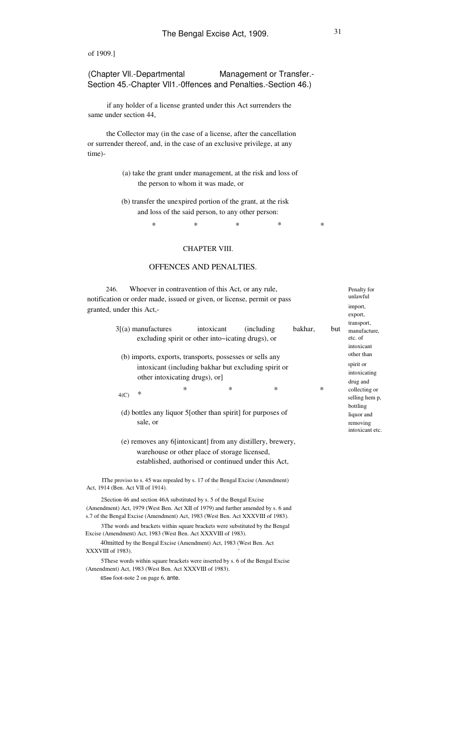of 1909.]

(Chapter VII.-Departmental Management or Transfer.- Section 45.-Chapter VIII.-Offences and Penalties.-Section 46.)

if any holder of a license granted under this Act surrenders the same under section 44,

the Collector may (in the case of a license, after the cancellation or surrender thereof, and, in the case of an exclusive privilege, at any time)-

(a) take the grant under management, at the risk and loss of the person to whom it was made, or

(b) transfer the unexpired portion of the grant, at the risk and loss of the said person, to any other person:

\* \* \* \* \*

## CHAPTER VIII.

## OFFENCES AND PENALTIES.

*Penalty for unlawful import, export, transport, manufacture, etc. of intoxicant other than spirit or intoxicating drug and collecting or selling hem p, bottling liquor and removing intoxicant etc.*

2 46. Whoever in contravention of this Act, or any rule, notification or order made, issued or given, or license, permit or pass granted, under this Act,-

3[(a) manufactures intoxicant (including bakhar, but excluding spirit or other into~icating drugs), or

(b) imports, exports, transports, possesses or sells any intoxicant (including bakhar but excluding spirit or other intoxicating drugs), or]

4(C) \* \* \* \* \*

(d) bottles any liquor 5[other than spirit] for purposes of sale, or

(e) removes any 6[intoxicant] from any distillery, brewery, warehouse or other place of storage licensed, established, authorised or continued under this Act,

1The proviso to s. 45 was repealed by s. 17 of the Bengal Excise (Amendment) Act, 1914 (Ben. Act VII of 1914).

2Section 46 and section 46A substituted by s. 5 of the Bengal Excise (Amendment) Act, 1979 (West Ben. Act XII of 1979) and further amended by s. 6 and s.7 of the Bengal Excise (Amendment) Act, 1983 (West Ben. Act XXXVIII of 1983).

3The words and brackets within square brackets were substituted by the Bengal Excise (Amendment) Act, 1983 (West Ben. Act XXXVIII of 1983).

4Omitted by the Bengal Excise (Amendment) Act, 1983 (West Ben. Act XXXVIII of 1983).

5These words within square brackets were inserted by s. 6 of the Bengal Excise (Amendment) Act, 1983 (West Ben. Act XXXVIII of 1983).

6See foot-note 2 on page 6, ante.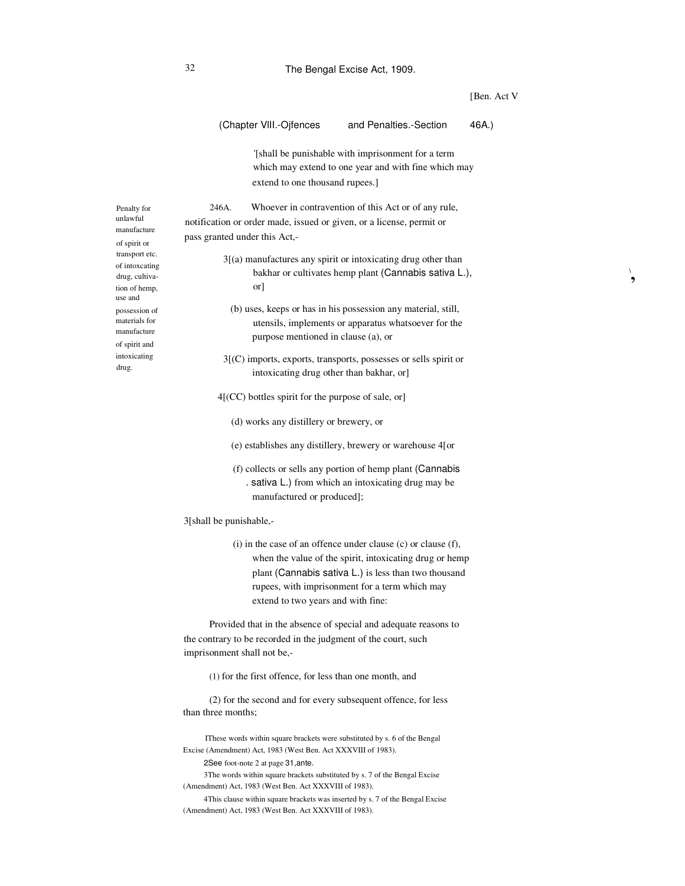[Ben. Act V

(Chapter VIII.-Offences and Penalties.-Section 46A.)

[1][shall be punishable with imprisonment for a term which may extend to one year and with fine which may extend to one thousand rupees.]

*Penalty for unlawful manufacture of spirit or transport etc. of intoxcating drug, cultivation of hemp, use and possession of materials for manufacture of spirit and intoxicating drug.*

[2]46A. Whoever in contravention of this Act or of any rule, notification or order made, issued or given, or a license, permit or pass granted under this Act,-

[3][(a) manufactures any spirit or intoxicating drug other than bakhar or cultivates hemp plant (Cannabis sativa L.), or]

(b) uses, keeps or has in his possession any material, still, utensils, implements or apparatus whatsoever for the purpose mentioned in clause (a), or

[3][(C) imports, exports, transports, possesses or sells spirit or intoxicating drug other than bakhar, or]

[4][(CC) bottles spirit for the purpose of sale, or]

(d) works any distillery or brewery, or

(e) establishes any distillery, brewery or warehouse [4][or

(f) collects or sells any portion of hemp plant (Cannabis sativa L.) from which an intoxicating drug may be manufactured or produced];

[3][shall be punishable,-

(i) in the case of an offence under clause (c) or clause (f), when the value of the spirit, intoxicating drug or hemp plant (Cannabis sativa L.) is less than two thousand rupees, with imprisonment for a term which may extend to two years and with fine:

Provided that in the absence of special and adequate reasons to the contrary to be recorded in the judgment of the court, such imprisonment shall not be,-

(1) for the first offence, for less than one month, and

(2) for the second and for every subsequent offence, for less than three months;

---

[1]These words within square brackets were substituted by s. 6 of the Bengal Excise (Amendment) Act, 1983 (West Ben. Act XXXVIII of 1983).

[2]See foot-note 2 at page 31, ante.

[3]The words within square brackets substituted by s. 7 of the Bengal Excise (Amendment) Act, 1983 (West Ben. Act XXXVIII of 1983).

[4]This clause within square brackets was inserted by s. 7 of the Bengal Excise (Amendment) Act, 1983 (West Ben. Act XXXVIII of 1983).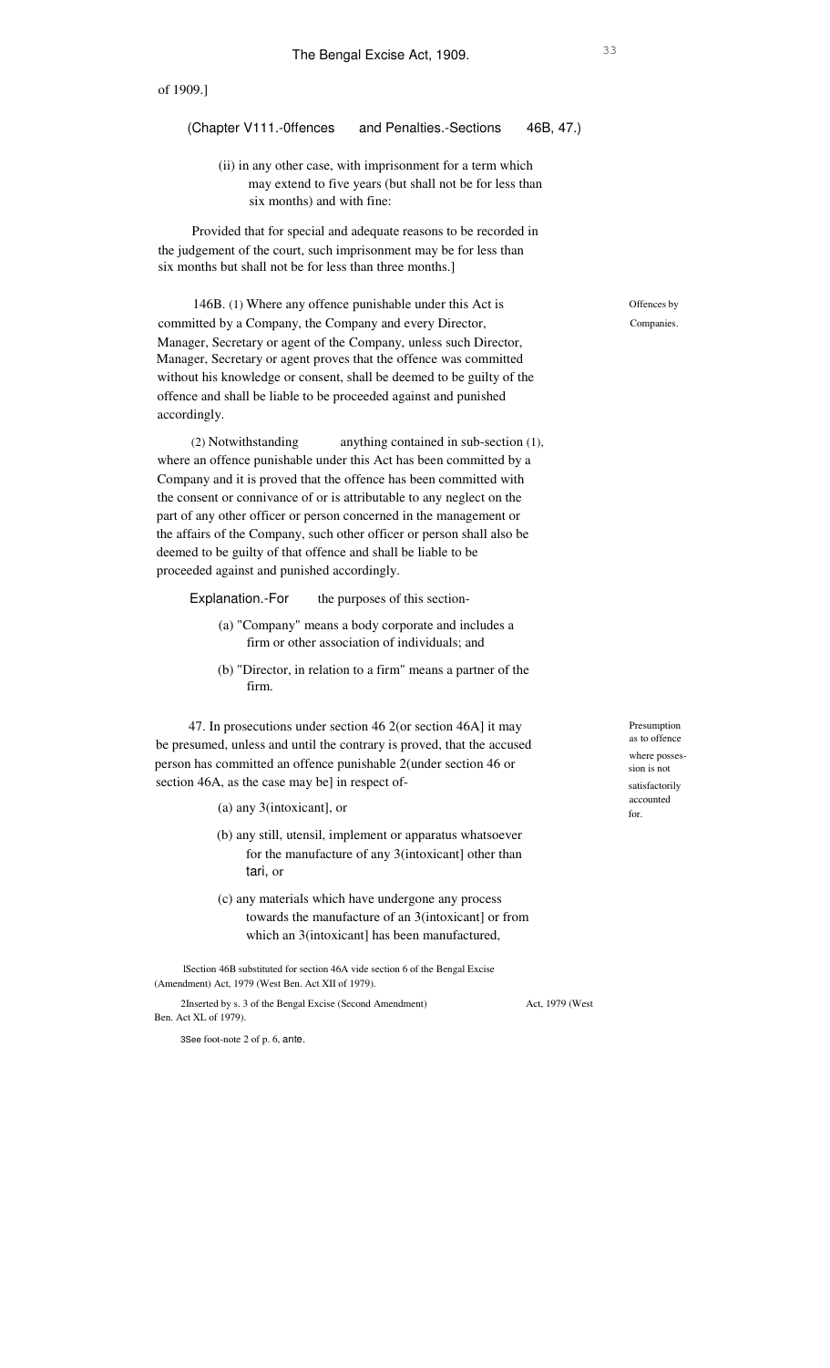of 1909.]

(Chapter V111.-0ffences and Penalties.-Sections 46B, 47.)

(ii) in any other case, with imprisonment for a term which may extend to five years (but shall not be for less than six months) and with fine:

Provided that for special and adequate reasons to be recorded in the judgement of the court, such imprisonment may be for less than six months but shall not be for less than three months.]

**Offences by Companies.**

146B. (1) Where any offence punishable under this Act is committed by a Company, the Company and every Director, Manager, Secretary or agent of the Company, unless such Director, Manager, Secretary or agent proves that the offence was committed without his knowledge or consent, shall be deemed to be guilty of the offence and shall be liable to be proceeded against and punished accordingly.

(2) Notwithstanding anything contained in sub-section (1), where an offence punishable under this Act has been committed by a Company and it is proved that the offence has been committed with the consent or connivance of or is attributable to any neglect on the part of any other officer or person concerned in the management or the affairs of the Company, such other officer or person shall also be deemed to be guilty of that offence and shall be liable to be proceeded against and punished accordingly.

Explanation.-For the purposes of this section-

(a) "Company" means a body corporate and includes a firm or other association of individuals; and

(b) "Director, in relation to a firm" means a partner of the firm.

**Presumption as to offence where possession is not satisfactorily accounted for.**

47. In prosecutions under section 46 2(or section 46A] it may be presumed, unless and until the contrary is proved, that the accused person has committed an offence punishable 2(under section 46 or section 46A, as the case may be] in respect of-

(a) any 3(intoxicant], or

(b) any still, utensil, implement or apparatus whatsoever for the manufacture of any 3(intoxicant] other than *tari*, or

(c) any materials which have undergone any process towards the manufacture of an 3(intoxicant] or from which an 3(intoxicant] has been manufactured,

---

1Section 46B substituted for section 46A vide section 6 of the Bengal Excise (Amendment) Act, 1979 (West Ben. Act XII of 1979).

2Inserted by s. 3 of the Bengal Excise (Second Amendment) Act, 1979 (West Ben. Act XL of 1979).

3See foot-note 2 of p. 6, *ante*.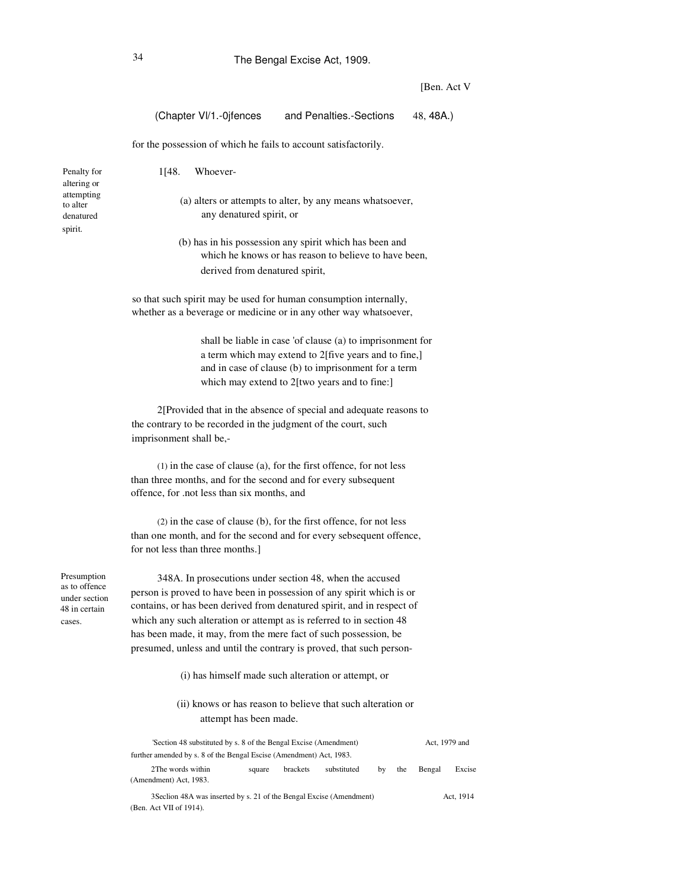for the possession of which he fails to account satisfactorily.

**Penalty for altering or attempting to alter denatured spirit.**

1[48. Whoever-

(a) alters or attempts to alter, by any means whatsoever, any denatured spirit, or

(b) has in his possession any spirit which has been and which he knows or has reason to believe to have been, derived from denatured spirit,

so that such spirit may be used for human consumption internally, whether as a beverage or medicine or in any other way whatsoever,

shall be liable in case 'of clause (a) to imprisonment for a term which may extend to 2[five years and to fine,] and in case of clause (b) to imprisonment for a term which may extend to 2[two years and to fine:]

2[Provided that in the absence of special and adequate reasons to the contrary to be recorded in the judgment of the court, such imprisonment shall be,-

(1) in the case of clause (a), for the first offence, for not less than three months, and for the second and for every subsequent offence, for .not less than six months, and

(2) in the case of clause (b), for the first offence, for not less than one month, and for the second and for every sebsequent offence, for not less than three months.]

**Presumption as to offence under section 48 in certain cases.**

348A. In prosecutions under section 48, when the accused person is proved to have been in possession of any spirit which is or contains, or has been derived from denatured spirit, and in respect of which any such alteration or attempt as is referred to in section 48 has been made, it may, from the mere fact of such possession, be presumed, unless and until the contrary is proved, that such person-

(i) has himself made such alteration or attempt, or

(ii) knows or has reason to believe that such alteration or attempt has been made.

---

'Section 48 substituted by s. 8 of the Bengal Excise (Amendment) Act, 1979 and further amended by s. 8 of the Bengal Escise (Amendment) Act, 1983.

2The words within square brackets substituted by the Bengal Excise (Amendment) Act, 1983.

3Seclion 48A was inserted by s. 21 of the Bengal Excise (Amendment) Act, 1914 (Ben. Act VII of 1914).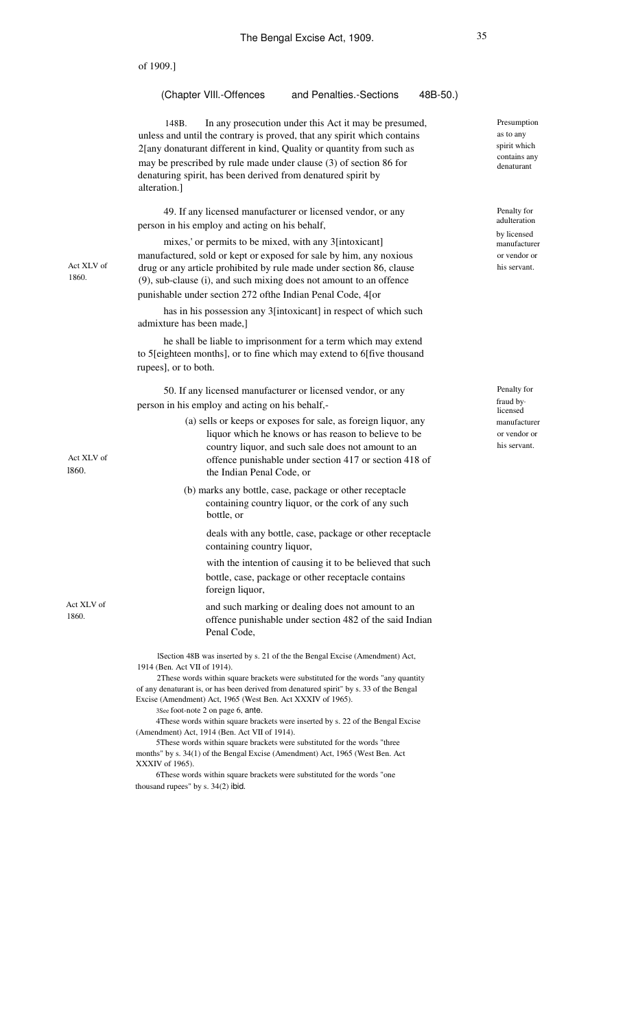of 1909.]

(Chapter VIII.-Offences and Penalties.-Sections 48B-50.)

*Presumption as to any spirit which contains any denaturant*

[1]48B. In any prosecution under this Act it may be presumed, unless and until the contrary is proved, that any spirit which contains [2][any donaturant different in kind, Quality or quantity from such as may be prescribed by rule made under clause (3) of section 86 for denaturing spirit, has been derived from denatured spirit by alteration.]

*Penalty for adulteration by licensed manufacturer or vendor or his servant.*

49. If any licensed manufacturer or licensed vendor, or any person in his employ and acting on his behalf,

mixes,' or permits to be mixed, with any [3][intoxicant] manufactured, sold or kept or exposed for sale by him, any noxious drug or any article prohibited by rule made under section 86, clause (9), sub-clause (i), and such mixing does not amount to an offence punishable under section 272 ofthe Indian Penal Code, [4][or

Act XLV of 1860.

has in his possession any [3][intoxicant] in respect of which such admixture has been made,]

he shall be liable to imprisonment for a term which may extend to [5][eighteen months], or to fine which may extend to [6][five thousand rupees], or to both.

*Penalty for fraud by licensed manufacturer or vendor or his servant.*

50. If any licensed manufacturer or licensed vendor, or any person in his employ and acting on his behalf,-

(a) sells or keeps or exposes for sale, as foreign liquor, any liquor which he knows or has reason to believe to be country liquor, and such sale does not amount to an offence punishable under section 417 or section 418 of the Indian Penal Code, or

Act XLV of 1860.

(b) marks any bottle, case, package or other receptacle containing country liquor, or the cork of any such bottle, or

deals with any bottle, case, package or other receptacle containing country liquor,

with the intention of causing it to be believed that such bottle, case, package or other receptacle contains foreign liquor,

and such marking or dealing does not amount to an offence punishable under section 482 of the said Indian Penal Code,

Act XLV of 1860.

[1]Section 48B was inserted by s. 21 of the the Bengal Excise (Amendment) Act, 1914 (Ben. Act VII of 1914).

[2]These words within square brackets were substituted for the words "any quantity of any denaturant is, or has been derived from denatured spirit" by s. 33 of the Bengal Excise (Amendment) Act, 1965 (West Ben. Act XXXIV of 1965).

[3]See foot-note 2 on page 6, ante.

[4]These words within square brackets were inserted by s. 22 of the Bengal Excise (Amendment) Act, 1914 (Ben. Act VII of 1914).

[5]These words within square brackets were substituted for the words "three months" by s. 34(1) of the Bengal Excise (Amendment) Act, 1965 (West Ben. Act XXXIV of 1965).

[6]These words within square brackets were substituted for the words "one thousand rupees" by s. 34(2) ibid.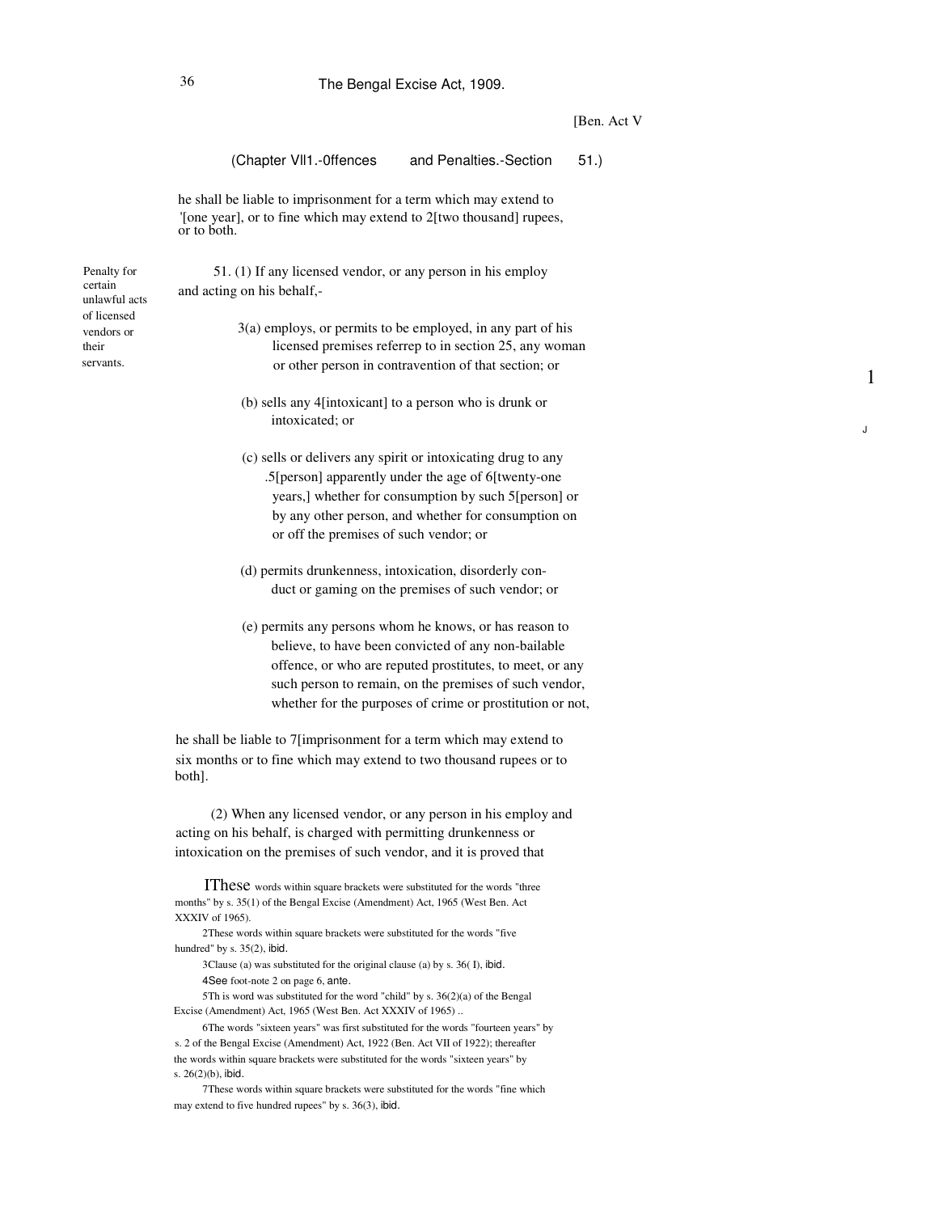[Ben. Act V

(Chapter VIII.—Offences and Penalties.—Section 51.)

he shall be liable to imprisonment for a term which may extend to [1][one year], or to fine which may extend to [2][two thousand] rupees, or to both.

*Penalty for certain unlawful acts of licensed vendors or their servants.*

51. (1) If any licensed vendor, or any person in his employ and acting on his behalf,-

[3](a) employs, or permits to be employed, in any part of his licensed premises referrep to in section 25, any woman or other person in contravention of that section; or

(b) sells any [4][intoxicant] to a person who is drunk or intoxicated; or

(c) sells or delivers any spirit or intoxicating drug to any [5][person] apparently under the age of [6][twenty-one years,] whether for consumption by such [5][person] or by any other person, and whether for consumption on or off the premises of such vendor; or

(d) permits drunkenness, intoxication, disorderly conduct or gaming on the premises of such vendor; or

(e) permits any persons whom he knows, or has reason to believe, to have been convicted of any non-bailable offence, or who are reputed prostitutes, to meet, or any such person to remain, on the premises of such vendor, whether for the purposes of crime or prostitution or not,

he shall be liable to [7][imprisonment for a term which may extend to six months or to fine which may extend to two thousand rupees or to both].

(2) When any licensed vendor, or any person in his employ and acting on his behalf, is charged with permitting drunkenness or intoxication on the premises of such vendor, and it is proved that

---

[1]These words within square brackets were substituted for the words "three months" by s. 35(1) of the Bengal Excise (Amendment) Act, 1965 (West Ben. Act XXXIV of 1965).

[2]These words within square brackets were substituted for the words "five hundred" by s. 35(2), *ibid*.

[3]Clause (a) was substituted for the original clause (a) by s. 36(1), *ibid*.

[4]See foot-note 2 on page 6, *ante*.

[5]This word was substituted for the word "child" by s. 36(2)(a) of the Bengal Excise (Amendment) Act, 1965 (West Ben. Act XXXIV of 1965).

[6]The words "sixteen years" was first substituted for the words "fourteen years" by s. 2 of the Bengal Excise (Amendment) Act, 1922 (Ben. Act VII of 1922); thereafter the words within square brackets were substituted for the words "sixteen years" by s. 26(2)(b), *ibid*.

[7]These words within square brackets were substituted for the words "fine which may extend to five hundred rupees" by s. 36(3), *ibid*.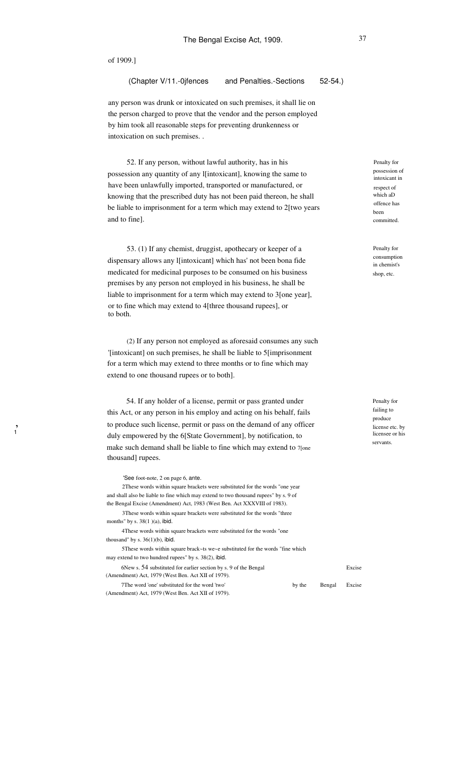of 1909.]

(Chapter V/11.-0jfences and Penalties.-Sections 52-54.)

any person was drunk or intoxicated on such premises, it shall lie on the person charged to prove that the vendor and the person employed by him took all reasonable steps for preventing drunkenness or intoxication on such premises. .

Penalty for possession of intoxicant in respect of which aD offence has been committed.

52. If any person, without lawful authority, has in his possession any quantity of any l[intoxicant], knowing the same to have been unlawfully imported, transported or manufactured, or knowing that the prescribed duty has not been paid thereon, he shall be liable to imprisonment for a term which may extend to 2[two years and to fine].

Penalty for consumption in chemist's shop, etc.

53. (1) If any chemist, druggist, apothecary or keeper of a dispensary allows any l[intoxicant] which has' not been bona fide medicated for medicinal purposes to be consumed on his business premises by any person not employed in his business, he shall be liable to imprisonment for a term which may extend to 3[one year], or to fine which may extend to 4[three thousand rupees], or to both.

(2) If any person not employed as aforesaid consumes any such '[intoxicant] on such premises, he shall be liable to 5[imprisonment for a term which may extend to three months or to fine which may extend to one thousand rupees or to both].

Penalty for failing to produce license etc. by licensee or his servants.

54. If any holder of a license, permit or pass granted under this Act, or any person in his employ and acting on his behalf, fails to produce such license, permit or pass on the demand of any officer duly empowered by the 6[State Government], by notification, to make such demand shall be liable to fine which may extend to 7[one thousand] rupees.

'See foot-note, 2 on page 6, ante.

2These words within square brackets were substituted for the words "one year and shall also be liable to fine which may extend to two thousand rupees" by s. 9 of the Bengal Excise (Amendment) Act, 1983 (West Ben. Act XXXVIII of 1983).

3These words within square brackets were substituted for the words "three months" by s. 38(1 )(a), ibid.

4These words within square brackets were substituted for the words "one thousand" by s. 36(1)(b), ibid.

5These words within square brack~ts we~e substituted for the words "fine which may extend to two hundred rupees" by s. 38(2), ibid.

6New s. 54 substituted for earlier section by s. 9 of the Bengal Excise (Amendment) Act, 1979 (West Ben. Act XII of 1979).

7The word 'one' substituted for the word 'two' by the Bengal Excise (Amendment) Act, 1979 (West Ben. Act XII of 1979).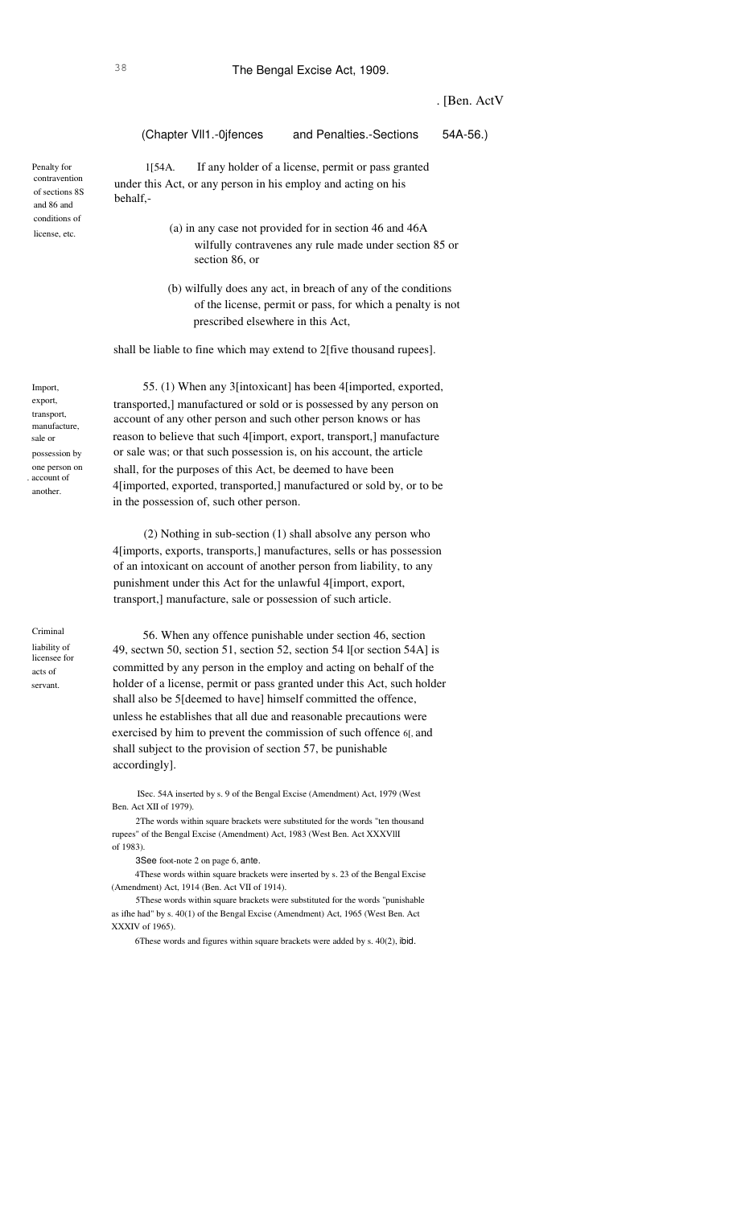(Chapter VII.—Offences and Penalties.—Sections 54A-56.)

Penalty for contravention of sections 85 and 86 and conditions of license, etc.

1[54A. If any holder of a license, permit or pass granted under this Act, or any person in his employ and acting on his behalf,-

(a) in any case not provided for in section 46 and 46A wilfully contravenes any rule made under section 85 or section 86, or

(b) wilfully does any act, in breach of any of the conditions of the license, permit or pass, for which a penalty is not prescribed elsewhere in this Act,

shall be liable to fine which may extend to 2[five thousand rupees].

Import, export, transport, manufacture, sale or possession by one person on account of another.

55. (1) When any 3[intoxicant] has been 4[imported, exported, transported,] manufactured or sold or is possessed by any person on account of any other person and such other person knows or has reason to believe that such 4[import, export, transport,] manufacture or sale was; or that such possession is, on his account, the article shall, for the purposes of this Act, be deemed to have been 4[imported, exported, transported,] manufactured or sold by, or to be in the possession of, such other person.

(2) Nothing in sub-section (1) shall absolve any person who 4[imports, exports, transports,] manufactures, sells or has possession of an intoxicant on account of another person from liability, to any punishment under this Act for the unlawful 4[import, export, transport,] manufacture, sale or possession of such article.

Criminal liability of licensee for acts of servant.

56. When any offence punishable under section 46, section 49, section 50, section 51, section 52, section 54 1[or section 54A] is committed by any person in the employ and acting on behalf of the holder of a license, permit or pass granted under this Act, such holder shall also be 5[deemed to have] himself committed the offence, unless he establishes that all due and reasonable precautions were exercised by him to prevent the commission of such offence 6[, and shall subject to the provision of section 57, be punishable accordingly].

1Sec. 54A inserted by s. 9 of the Bengal Excise (Amendment) Act, 1979 (West Ben. Act XII of 1979).

2The words within square brackets were substituted for the words "ten thousand rupees" of the Bengal Excise (Amendment) Act, 1983 (West Ben. Act XXXVIII of 1983).

3See foot-note 2 on page 6, *ante*.

4These words within square brackets were inserted by s. 23 of the Bengal Excise (Amendment) Act, 1914 (Ben. Act VII of 1914).

5These words within square brackets were substituted for the words "punishable as if he had" by s. 40(1) of the Bengal Excise (Amendment) Act, 1965 (West Ben. Act XXXIV of 1965).

6These words and figures within square brackets were added by s. 40(2), *ibid*.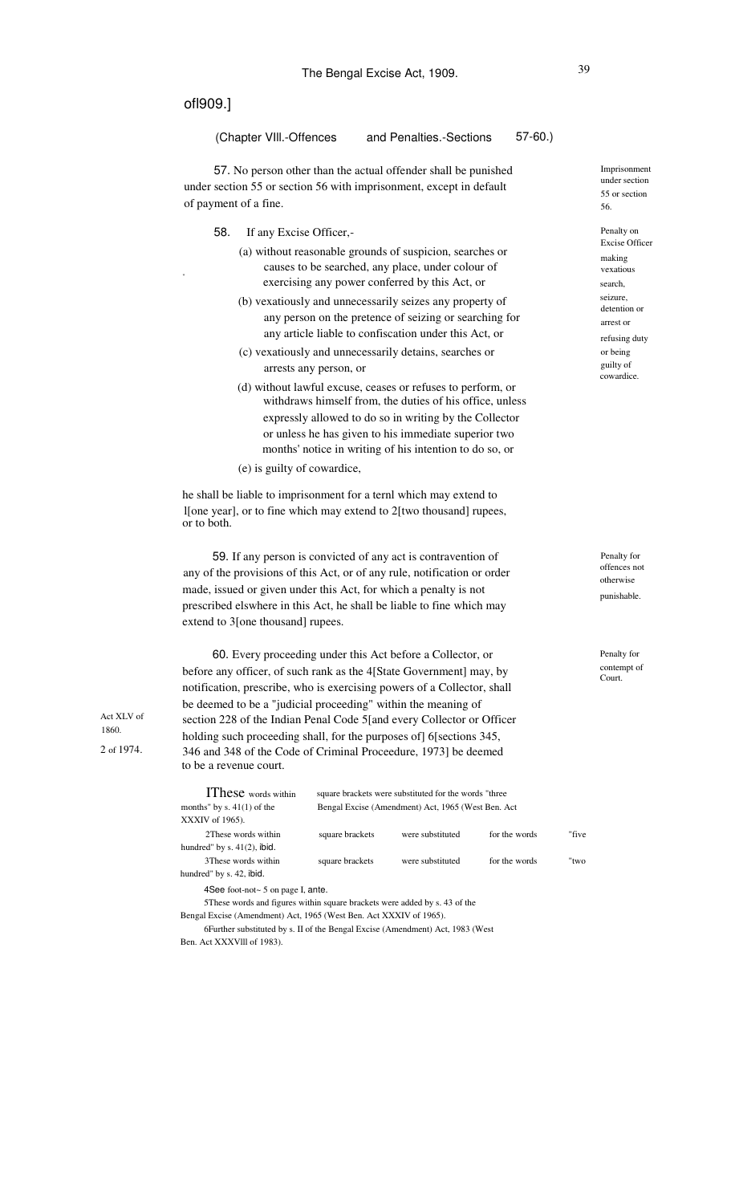of 1909.]

(Chapter VIII.-Offences and Penalties.-Sections 57-60.)

**Imprisonment under section 55 or section 56.**

57. No person other than the actual offender shall be punished under section 55 or section 56 with imprisonment, except in default of payment of a fine.

**Penalty on Excise Officer making vexatious search, seizure, detention or arrest or refusing duty or being guilty of cowardice.**

58. If any Excise Officer,-

(a) without reasonable grounds of suspicion, searches or causes to be searched, any place, under colour of exercising any power conferred by this Act, or

(b) vexatiously and unnecessarily seizes any property of any person on the pretence of seizing or searching for any article liable to confiscation under this Act, or

(c) vexatiously and unnecessarily detains, searches or arrests any person, or

(d) without lawful excuse, ceases or refuses to perform, or withdraws himself from, the duties of his office, unless expressly allowed to do so in writing by the Collector or unless he has given to his immediate superior two months' notice in writing of his intention to do so, or

(e) is guilty of cowardice,

he shall be liable to imprisonment for a ternl which may extend to 1[one year], or to fine which may extend to 2[two thousand] rupees, or to both.

**Penalty for offences not otherwise punishable.**

59. If any person is convicted of any act is contravention of any of the provisions of this Act, or of any rule, notification or order made, issued or given under this Act, for which a penalty is not prescribed elswhere in this Act, he shall be liable to fine which may extend to 3[one thousand] rupees.

**Penalty for contempt of Court.**

60. Every proceeding under this Act before a Collector, or before any officer, of such rank as the 4[State Government] may, by notification, prescribe, who is exercising powers of a Collector, shall be deemed to be a "judicial proceeding" within the meaning of section 228 of the Indian Penal Code 5[and every Collector or Officer holding such proceeding shall, for the purposes of] 6[sections 345, 346 and 348 of the Code of Criminal Proceedure, 1973] be deemed to be a revenue court.

Act XLV of 1860.

2 of 1974.

1These words within square brackets were substituted for the words "three months" by s. 41(1) of the Bengal Excise (Amendment) Act, 1965 (West Ben. Act XXXIV of 1965).

2These words within square brackets were substituted for the words "five hundred" by s. 41(2), ibid.

3These words within square brackets were substituted for the words "two hundred" by s. 42, ibid.

4See foot-not~ 5 on page I, ante.

5These words and figures within square brackets were added by s. 43 of the Bengal Excise (Amendment) Act, 1965 (West Ben. Act XXXIV of 1965).

6Further substituted by s. II of the Bengal Excise (Amendment) Act, 1983 (West Ben. Act XXXVlll of 1983).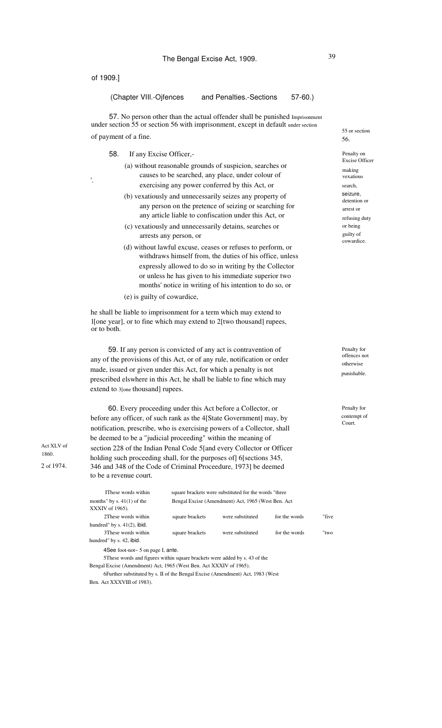of 1909.]

(Chapter VIII.-Ojfences and Penalties.-Sections 57-60.)

**Imprisonment under section 55 or section 56.**

57. No person other than the actual offender shall be punished under section 55 or section 56 with imprisonment, except in default of payment of a fine.

**Penalty on Excise Officer making vexatious search, seizure, detention or arrest or refusing duty or being guilty of cowardice.**

58. If any Excise Officer,-

(a) without reasonable grounds of suspicion, searches or causes to be searched, any place, under colour of exercising any power conferred by this Act, or

(b) vexatiously and unnecessarily seizes any property of any person on the pretence of seizing or searching for any article liable to confiscation under this Act, or

(c) vexatiously and unnecessarily detains, searches or arrests any person, or

(d) without lawful excuse, ceases or refuses to perform, or withdraws himself from, the duties of his office, unless expressly allowed to do so in writing by the Collector or unless he has given to his immediate superior two months' notice in writing of his intention to do so, or

(e) is guilty of cowardice,

he shall be liable to imprisonment for a term which may extend to 1[one year], or to fine which may extend to 2[two thousand] rupees, or to both.

**Penalty for offences not otherwise punishable.**

59. If any person is convicted of any act is contravention of any of the provisions of this Act, or of any rule, notification or order made, issued or given under this Act, for which a penalty is not prescribed elswhere in this Act, he shall be liable to fine which may extend to 3[one thousand] rupees.

**Penalty for contempt of Court.**

60. Every proceeding under this Act before a Collector, or before any officer, of such rank as the 4[State Government] may, by notification, prescribe, who is exercising powers of a Collector, shall be deemed to be a "judicial proceeding" within the meaning of section 228 of the Indian Penal Code 5[and every Collector or Officer holding such proceeding shall, for the purposes of] 6[sections 345, 346 and 348 of the Code of Criminal Proceedure, 1973] be deemed to be a revenue court.

Act XLV of 1860.

2 of 1974.

1These words within square brackets were substituted for the words "three months" by s. 41(1) of the Bengal Excise (Amendment) Act, 1965 (West Ben. Act XXXIV of 1965).

2These words within square brackets were substituted for the words "five hundred" by s. 41(2), ibid.

3These words within square brackets were substituted for the words "two hundred" by s. 42, ibid.

4See foot-not~ 5 on page I, ante.

5These words and figures within square brackets were added by s. 43 of the Bengal Excise (Amendment) Act, 1965 (West Ben. Act XXXIV of 1965).

6Further substituted by s. II of the Bengal Excise (Amendment) Act, 1983 (West Ben. Act XXXVIII of 1983).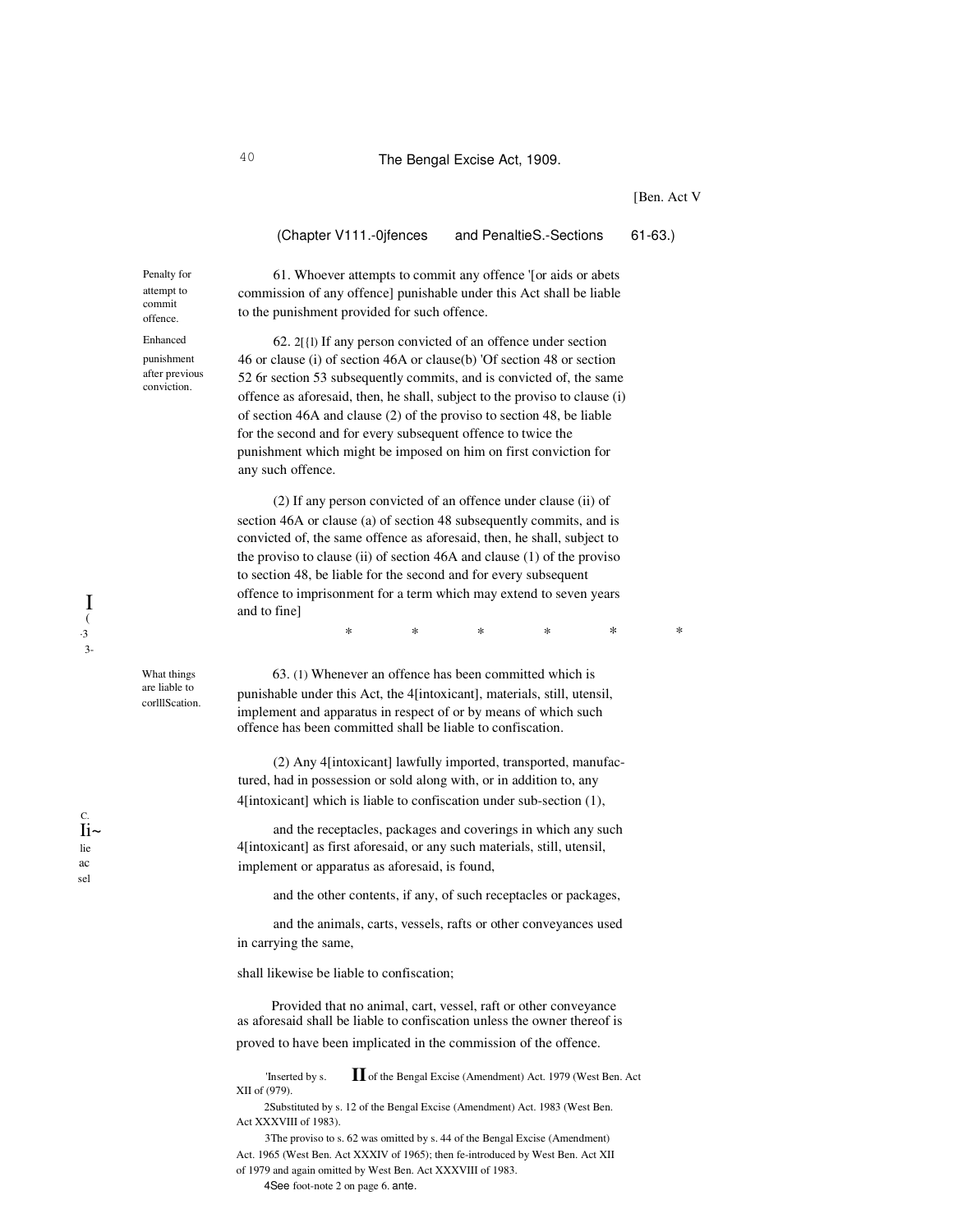[Ben. Act V

(Chapter VIII.-Offences and Penalties.-Sections 61-63.)

**Penalty for attempt to commit offence.**

61. Whoever attempts to commit any offence '[or aids or abets commission of any offence] punishable under this Act shall be liable to the punishment provided for such offence.

**Enhanced punishment after previous conviction.**

62. 2[(1) If any person convicted of an offence under section 46 or clause (i) of section 46A or clause(b) 'Of section 48 or section 52 6r section 53 subsequently commits, and is convicted of, the same offence as aforesaid, then, he shall, subject to the proviso to clause (i) of section 46A and clause (2) of the proviso to section 48, be liable for the second and for every subsequent offence to twice the punishment which might be imposed on him on first conviction for any such offence.

(2) If any person convicted of an offence under clause (ii) of section 46A or clause (a) of section 48 subsequently commits, and is convicted of, the same offence as aforesaid, then, he shall, subject to the proviso to clause (ii) of section 46A and clause (1) of the proviso to section 48, be liable for the second and for every subsequent offence to imprisonment for a term which may extend to seven years and to fine]

3* * * * * *

**What things are liable to confiscation.**

63. (1) Whenever an offence has been committed which is punishable under this Act, the 4[intoxicant], materials, still, utensil, implement and apparatus in respect of or by means of which such offence has been committed shall be liable to confiscation.

(2) Any 4[intoxicant] lawfully imported, transported, manufactured, had in possession or sold along with, or in addition to, any 4[intoxicant] which is liable to confiscation under sub-section (1),

and the receptacles, packages and coverings in which any such 4[intoxicant] as first aforesaid, or any such materials, still, utensil, implement or apparatus as aforesaid, is found,

and the other contents, if any, of such receptacles or packages,

and the animals, carts, vessels, rafts or other conveyances used in carrying the same,

shall likewise be liable to confiscation;

Provided that no animal, cart, vessel, raft or other conveyance as aforesaid shall be liable to confiscation unless the owner thereof is proved to have been implicated in the commission of the offence.

'Inserted by s. II of the Bengal Excise (Amendment) Act. 1979 (West Ben. Act XII of (979).

2Substituted by s. 12 of the Bengal Excise (Amendment) Act. 1983 (West Ben. Act XXXVIII of 1983).

3The proviso to s. 62 was omitted by s. 44 of the Bengal Excise (Amendment) Act. 1965 (West Ben. Act XXXIV of 1965); then re-introduced by West Ben. Act XII of 1979 and again omitted by West Ben. Act XXXVIII of 1983.

4See foot-note 2 on page 6. ante.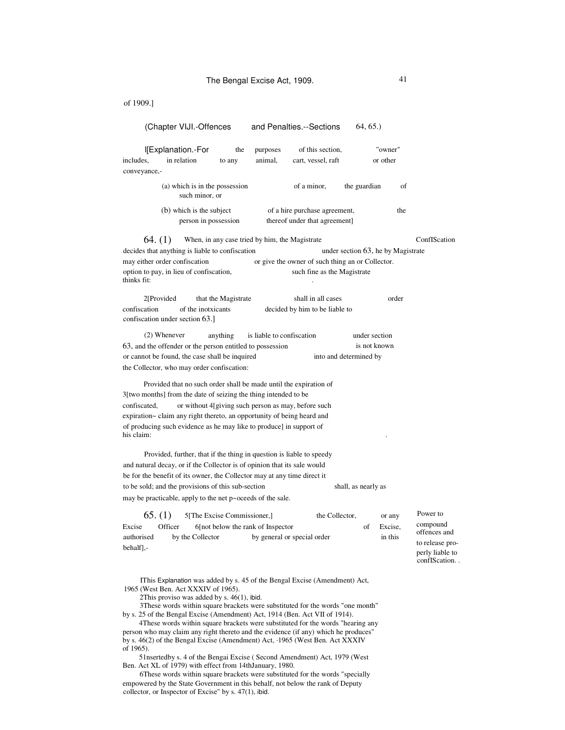of 1909.]

(Chapter VIJI.-Offences and Penalties.--Sections 64, 65.)

I[Explanation.-For the purposes of this section, "owner" includes, in relation to any animal, cart, vessel, raft or other conveyance,-

(a) which is in the possession of a minor, the guardian of such minor, or

(b) which is the subject of a hire purchase agreement, the person in possession thereof under that agreement]

*ConfIScation by Magistrate or Collector.*

64. (1) When, in any case tried by him, the Magistrate decides that anything is liable to confiscation under section 63, he may either order confiscation or give the owner of such thing an option to pay, in lieu of confiscation, such fine as the Magistrate thinks fit:

2[Provided that the Magistrate shall in all cases order confiscation of the inotxicants decided by him to be liable to confiscation under section 63.]

(2) Whenever anything is liable to confiscation under section 63, and the offender or the person entitled to possession is not known or cannot be found, the case shall be inquired into and determined by the Collector, who may order confiscation:

Provided that no such order shall be made until the expiration of 3[two months] from the date of seizing the thing intended to be confiscated, or without 4[giving such person as may, before such expiration~ claim any right thereto, an opportunity of being heard and of producing such evidence as he may like to produce] in support of his claim:

Provided, further, that if the thing in question is liable to speedy and natural decay, or if the Collector is of opinion that its sale would be for the benefit of its owner, the Collector may at any time direct it to be sold; and the provisions of this sub-section shall, as nearly as may be practicable, apply to the net p~oceeds of the sale.

*Power to compound offences and to release properly liable to confIScation.*

65. (1) 5[The Excise Commissioner,] the Collector, or any Excise Officer 6[not below the rank of Inspector of Excise, authorised by the Collector by general or special order in this behalf],-

---

IThis Explanation was added by s. 45 of the Bengal Excise (Amendment) Act, 1965 (West Ben. Act XXXIV of 1965).

2This proviso was added by s. 46(1), ibid.

3These words within square brackets were substituted for the words "one month" by s. 25 of the Bengal Excise (Amendment) Act, 1914 (Ben. Act VII of 1914).

4These words within square brackets were substituted for the words "hearing any person who may claim any right thereto and the evidence (if any) which he produces" by s. 46(2) of the Bengal Excise (Amendment) Act, ·1965 (West Ben. Act XXXIV of 1965).

5Insertedby s. 4 of the Bengai Excise ( Second Amendment) Act, 1979 (West Ben. Act XL of 1979) with effect from 14thJanuary, 1980.

6These words within square brackets were substituted for the words "specially empowered by the State Government in this behalf, not below the rank of Deputy collector, or Inspector of Excise" by s. 47(1), ibid.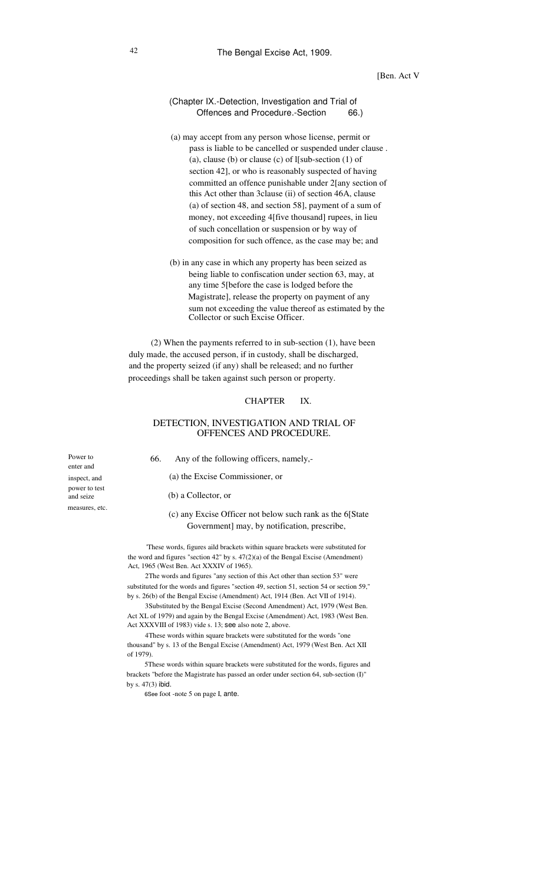(a) may accept from any person whose license, permit or pass is liable to be cancelled or suspended under clause (a), clause (b) or clause (c) of [1][sub-section (1) of section 42], or who is reasonably suspected of having committed an offence punishable under [2][any section of this Act other than [3]clause (ii) of section 46A, clause (a) of section 48, and section 58], payment of a sum of money, not exceeding [4][five thousand] rupees, in lieu of such concellation or suspension or by way of composition for such offence, as the case may be; and

(b) in any case in which any property has been seized as being liable to confiscation under section 63, may, at any time [5][before the case is lodged before the Magistrate], release the property on payment of any sum not exceeding the value thereof as estimated by the Collector or such Excise Officer.

(2) When the payments referred to in sub-section (1), have been duly made, the accused person, if in custody, shall be discharged, and the property seized (if any) shall be released; and no further proceedings shall be taken against such person or property.

## CHAPTER IX.

## DETECTION, INVESTIGATION AND TRIAL OF OFFENCES AND PROCEDURE.

*Power to enter and inspect, and power to test and seize measures, etc.*

66. Any of the following officers, namely,-

(a) the Excise Commissioner, or

(b) a Collector, or

(c) any Excise Officer not below such rank as the [6][State Government] may, by notification, prescribe,

---

[1] These words, figures and brackets within square brackets were substituted for the word and figures "section 42" by s. 47(2)(a) of the Bengal Excise (Amendment) Act, 1965 (West Ben. Act XXXIV of 1965).

[2] The words and figures "any section of this Act other than section 53" were substituted for the words and figures "section 49, section 51, section 54 or section 59," by s. 26(b) of the Bengal Excise (Amendment) Act, 1914 (Ben. Act VII of 1914).

[3] Substituted by the Bengal Excise (Second Amendment) Act, 1979 (West Ben. Act XL of 1979) and again by the Bengal Excise (Amendment) Act, 1983 (West Ben. Act XXXVIII of 1983) vide s. 13; see also note 2, above.

[4] These words within square brackets were substituted for the words "one thousand" by s. 13 of the Bengal Excise (Amendment) Act, 1979 (West Ben. Act XII of 1979).

[5] These words within square brackets were substituted for the words, figures and brackets "before the Magistrate has passed an order under section 64, sub-section (I)" by s. 47(3) ibid.

[6] See foot -note 5 on page I, ante.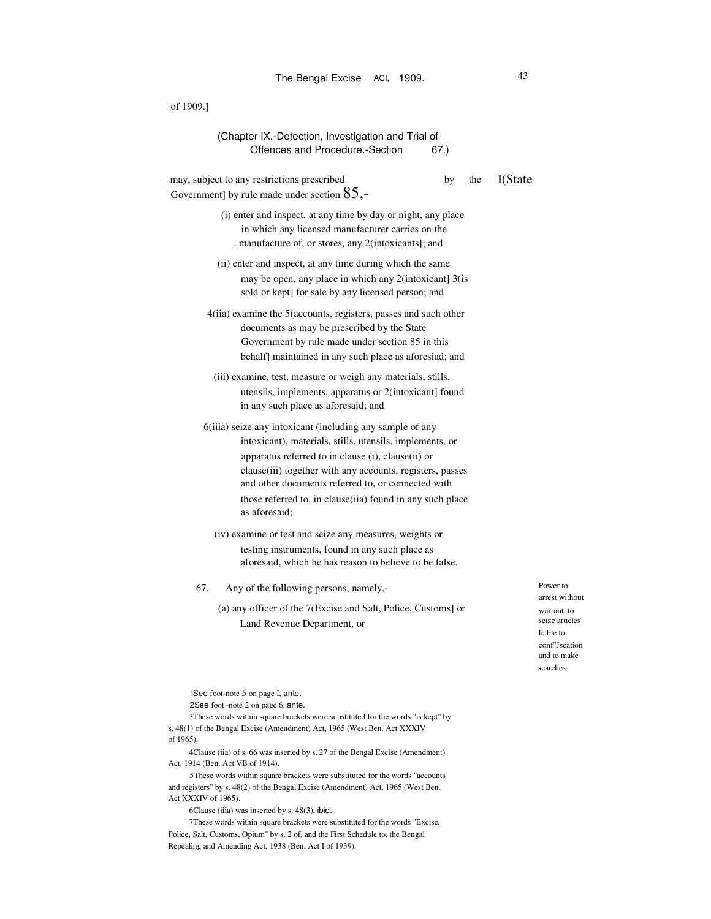of 1909.]

(Chapter IX.-Detection, Investigation and Trial of Offences and Procedure.-Section 67.)

may, subject to any restrictions prescribed by the [1](State Government] by rule made under section 85,-

(i) enter and inspect, at any time by day or night, any place in which any licensed manufacturer carries on the manufacture of, or stores, any [2](intoxicants]; and

(ii) enter and inspect, at any time during which the same may be open, any place in which any [2](intoxicant] [3](is sold or kept] for sale by any licensed person; and

[4](iia) examine the [5](accounts, registers, passes and such other documents as may be prescribed by the State Government by rule made under section 85 in this behalf] maintained in any such place as aforesiad; and

(iii) examine, test, measure or weigh any materials, stills, utensils, implements, apparatus or [2](intoxicant] found in any such place as aforesaid; and

[6](iiia) seize any intoxicant (including any sample of any intoxicant), materials, stills, utensils, implements, or apparatus referred to in clause (i), clause(ii) or clause(iii) together with any accounts, registers, passes and other documents referred to, or connected with those referred to, in clause(iia) found in any such place as aforesaid;

(iv) examine or test and seize any measures, weights or testing instruments, found in any such place as aforesaid, which he has reason to believe to be false.

Power to arrest without warrant, to seize articles liable to conf"Jscation and to make searches.

67. Any of the following persons, namely,-

(a) any officer of the [7](Excise and Salt, Police, Customs] or Land Revenue Department, or

---

[1]See foot-note 5 on page I, ante.

[2]See foot -note 2 on page 6, ante.

[3]These words within square brackets were substituted for the words "is kept" by s. 48(1) of the Bengal Excise (Amendment) Act, 1965 (West Ben. Act XXXIV of 1965).

[4]Clause (iia) of s. 66 was inserted by s. 27 of the Bengal Excise (Amendment) Act, 1914 (Ben. Act VB of 1914).

[5]These words within square brackets were substituted for the words "accounts and registers" by s. 48(2) of the Bengal Excise (Amendment) Act, 1965 (West Ben. Act XXXIV of 1965).

[6]Clause (iiia) was inserted by s. 48(3), ibid.

[7]These words within square brackets were substituted for the words "Excise, Police, Salt, Customs, Opium" by s. 2 of, and the First Schedule to, the Bengal Repealing and Amending Act, 1938 (Ben. Act I of 1939).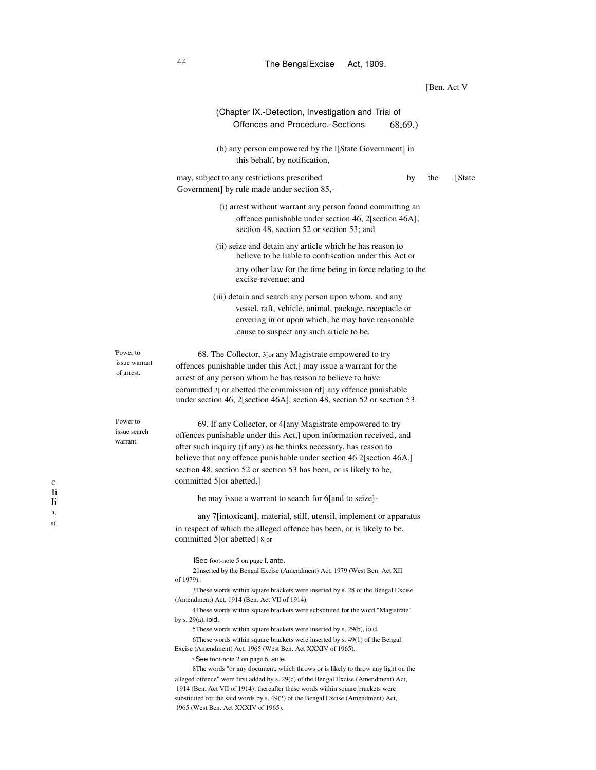[Ben. Act V

(Chapter IX.-Detection, Investigation and Trial of Offences and Procedure.-Sections 68,69.)

(b) any person empowered by the 1[State Government] in this behalf, by notification,

may, subject to any restrictions prescribed by the 1[State Government] by rule made under section 85,-

(i) arrest without warrant any person found committing an offence punishable under section 46, 2[section 46A], section 48, section 52 or section 53; and

(ii) seize and detain any article which he has reason to believe to be liable to confiscation under this Act or any other law for the time being in force relating to the excise-revenue; and

(iii) detain and search any person upon whom, and any vessel, raft, vehicle, animal, package, receptacle or covering in or upon which, he may have reasonable cause to suspect any such article to be.

Power to issue warrant of arrest.

68. The Collector, 3[or any Magistrate empowered to try offences punishable under this Act,] may issue a warrant for the arrest of any person whom he has reason to believe to have committed 3[ or abetted the commission of] any offence punishable under section 46, 2[section 46A], section 48, section 52 or section 53.

Power to issue search warrant.

69. If any Collector, or 4[any Magistrate empowered to try offences punishable under this Act,] upon information received, and after such inquiry (if any) as he thinks necessary, has reason to believe that any offence punishable under section 46 2[section 46A,] section 48, section 52 or section 53 has been, or is likely to be, committed 5[or abetted,]

he may issue a warrant to search for 6[and to seize]-

any 7[intoxicant], material, still, utensil, implement or apparatus in respect of which the alleged offence has been, or is likely to be, committed 5[or abetted] 8[or

1See foot-note 5 on page I, ante.

2Inserted by the Bengal Excise (Amendment) Act, 1979 (West Ben. Act XII of 1979).

3These words within square brackets were inserted by s. 28 of the Bengal Excise (Amendment) Act, 1914 (Ben. Act VII of 1914).

4These words within square brackets were substituted for the word "Magistrate" by s. 29(a), ibid.

5These words within square brackets were inserted by s. 29(b), ibid.

6These words within square brackets were inserted by s. 49(1) of the Bengal Excise (Amendment) Act, 1965 (West Ben. Act XXXIV of 1965).

7 See foot-note 2 on page 6, ante.

8The words "or any document, which throws or is likely to throw any light on the alleged offence" were first added by s. 29(c) of the Bengal Excise (Amendment) Act, 1914 (Ben. Act VII of 1914); thereafter these words within square brackets were substituted for the said words by s. 49(2) of the Bengal Excise (Amendment) Act, 1965 (West Ben. Act XXXIV of 1965).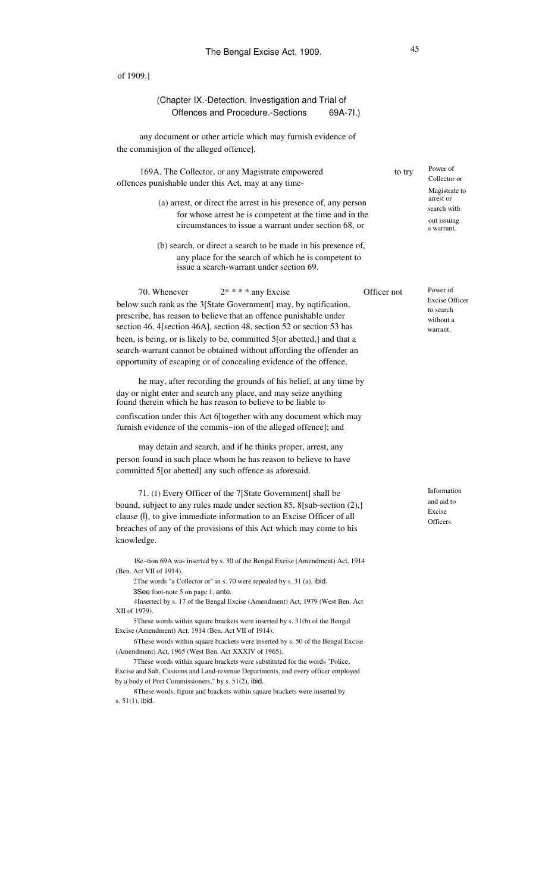of 1909.]

(Chapter IX.-Detection, Investigation and Trial of Offences and Procedure.-Sections 69A-71.)

any document or other article which may furnish evidence of the commisjion of the alleged offence].

**Power of Collector or Magistrate to arrest or search without issuing a warrant.**

[1]69A. The Collector, or any Magistrate empowered to try offences punishable under this Act, may at any time-

(a) arrest, or direct the arrest in his presence of, any person for whose arrest he is competent at the time and in the circumstances to issue a warrant under section 68, or

(b) search, or direct a search to be made in his presence of, any place for the search of which he is competent to issue a search-warrant under section 69.

**Power of Excise Officer to search without a warrant.**

70. Whenever [2]* * * any Excise Officer not below such rank as the [3][State Government] may, by nqtification, prescribe, has reason to believe that an offence punishable under section 46, [4][section 46A], section 48, section 52 or section 53 has been, is being, or is likely to be, committed [5][or abetted,] and that a search-warrant cannot be obtained without affording the offender an opportunity of escaping or of concealing evidence of the offence,

he may, after recording the grounds of his belief, at any time by day or night enter and search any place, and may seize anything found therein which he has reason to believe to be liable to confiscation under this Act [6][together with any document which may furnish evidence of the commis~ion of the alleged offence]; and

may detain and search, and if he thinks proper, arrest, any person found in such place whom he has reason to believe to have committed [5][or abetted] any such offence as aforesaid.

**Information and aid to Excise Officers.**

71. (1) Every Officer of the [7][State Government] shall be bound, subject to any rules made under section 85, [8][sub-section (2),] clause (l), to give immediate information to an Excise Officer of all breaches of any of the provisions of this Act which may come to his knowledge.

---

[1]Se~tion 69A was inserted by s. 30 of the Bengal Excise (Amendment) Act, 1914 (Ben. Act VII of 1914).

[2]The words "a Collector or" in s. 70 were repealed by s. 31 (a), *ibid.*

[3]See foot-note 5 on page 1, *ante.*

[4]Insertecl by s. 17 of the Bengal Excise (Amendment) Act, 1979 (West Ben. Act XII of 1979).

[5]These words within square brackets were inserted by s. 31(b) of the Bengal Excise (Amendment) Act, 1914 (Ben. Act VII of 1914).

[6]These words within square brackets were inserted by s. 50 of the Bengal Excise (Amendment) Act, 1965 (West Ben. Act XXXIV of 1965).

[7]These words within square brackets were substituted for the words "Police, Excise and Salt, Customs and Land-revenue Departments, and every officer employed by a body of Port Commissioners," by s. 51(2), *ibid.*

[8]These words, figure and brackets within square brackets were inserted by s. 51(1), *ibid.*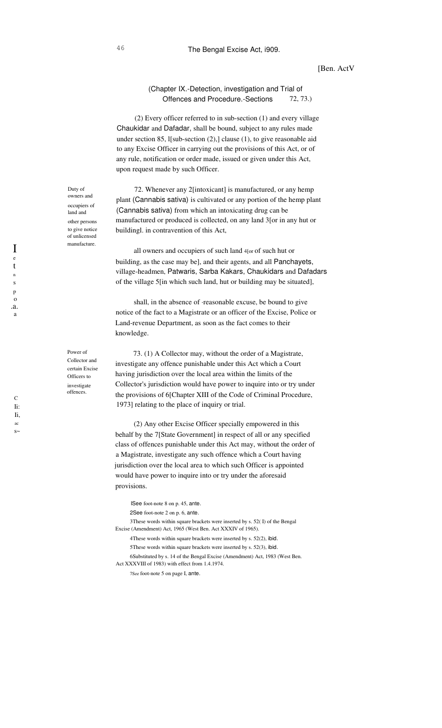(Chapter IX.-Detection, investigation and Trial of Offences and Procedure.-Sections 72, 73.)

(2) Every officer referred to in sub-section (1) and every village Chaukidar and Dafadar, shall be bound, subject to any rules made under section 85, [1][sub-section (2),] clause (1), to give reasonable aid to any Excise Officer in carrying out the provisions of this Act, or of any rule, notification or order made, issued or given under this Act, upon request made by such Officer.

Duty of owners and occupiers of land and other persons to give notice of unlicensed manufacture.

72. Whenever any [2][intoxicant] is manufactured, or any hemp plant (Cannabis sativa) is cultivated or any portion of the hemp plant (Cannabis sativa) from which an intoxicating drug can be manufactured or produced is collected, on any land [3][or in any hut or building] in contravention of this Act,

all owners and occupiers of such land [4][or of such hut or building, as the case may be], and their agents, and all Panchayets, village-headmen, Patwaris, Sarba Kakars, Chaukidars and Dafadars of the village [5][in which such land, hut or building may be situated],

shall, in the absence of reasonable excuse, be bound to give notice of the fact to a Magistrate or an officer of the Excise, Police or Land-revenue Department, as soon as the fact comes to their knowledge.

Power of Collector and certain Excise Officers to investigate offences.

73. (1) A Collector may, without the order of a Magistrate, investigate any offence punishable under this Act which a Court having jurisdiction over the local area within the limits of the Collector's jurisdiction would have power to inquire into or try under the provisions of [6][Chapter XIII of the Code of Criminal Procedure, 1973] relating to the place of inquiry or trial.

(2) Any other Excise Officer specially empowered in this behalf by the [7][State Government] in respect of all or any specified class of offences punishable under this Act may, without the order of a Magistrate, investigate any such offence which a Court having jurisdiction over the local area to which such Officer is appointed would have power to inquire into or try under the aforesaid provisions.

[1]See foot-note 8 on p. 45, ante.

[2]See foot-note 2 on p. 6, ante.

[3]These words within square brackets were inserted by s. 52(1) of the Bengal Excise (Amendment) Act, 1965 (West Ben. Act XXXIV of 1965).

[4]These words within square brackets were inserted by s. 52(2), ibid.

[5]These words within square brackets were inserted by s. 52(3), ibid.

[6]Substituted by s. 14 of the Bengal Excise (Amendment) Act, 1983 (West Ben. Act XXXVIII of 1983) with effect from 1.4.1974.

[7]See foot-note 5 on page I, ante.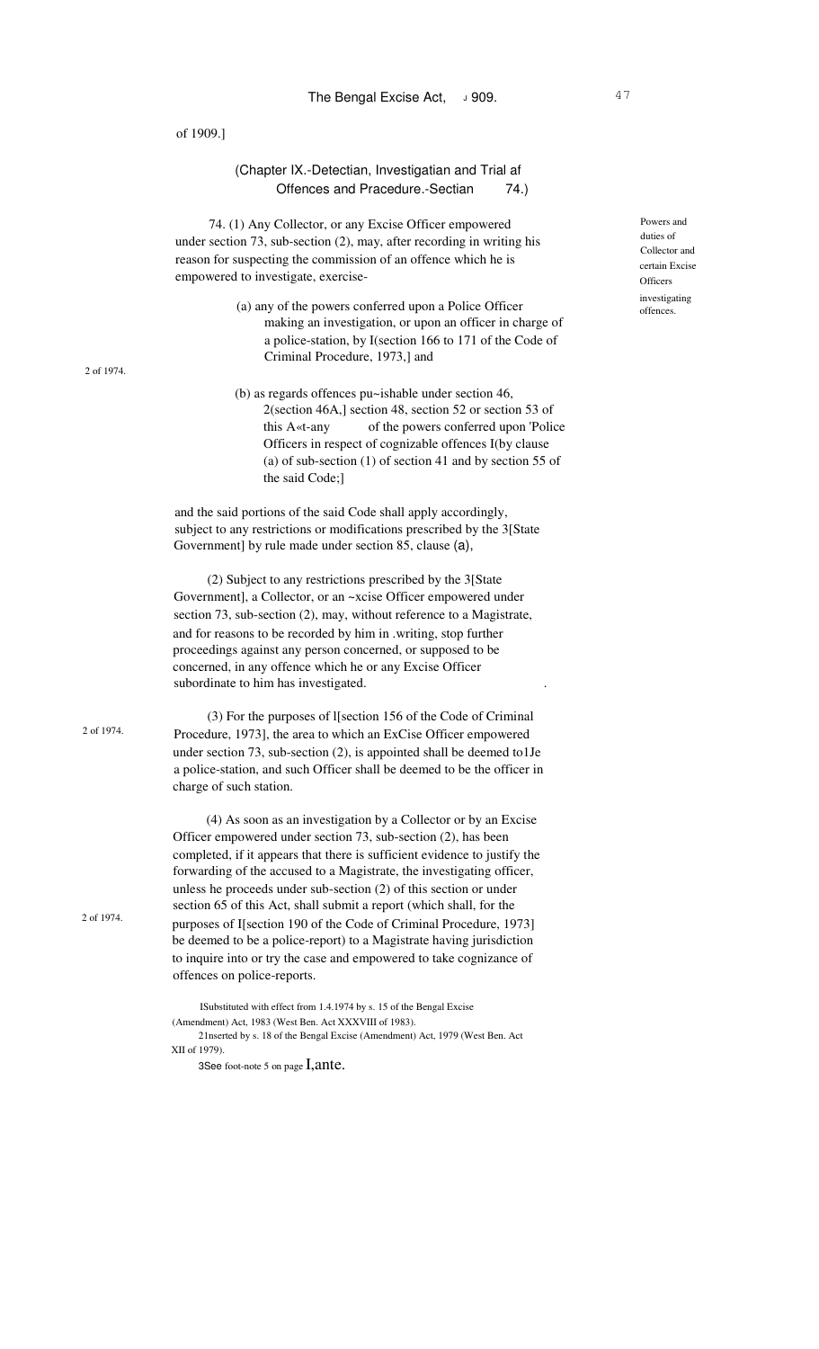of 1909.]

(Chapter IX.-Detectian, Investigatian and Trial af Offences and Pracedure.-Sectian 74.)

Powers and duties of Collector and certain Excise Officers investigating offences.

74. (1) Any Collector, or any Excise Officer empowered under section 73, sub-section (2), may, after recording in writing his reason for suspecting the commission of an offence which he is empowered to investigate, exercise-

(a) any of the powers conferred upon a Police Officer making an investigation, or upon an officer in charge of a police-station, by I(section 166 to 171 of the Code of Criminal Procedure, 1973,] and

2 of 1974.

(b) as regards offences pu~ishable under section 46, 2(section 46A,] section 48, section 52 or section 53 of this A«t-any of the powers conferred upon 'Police Officers in respect of cognizable offences I(by clause (a) of sub-section (1) of section 41 and by section 55 of the said Code;]

and the said portions of the said Code shall apply accordingly, subject to any restrictions or modifications prescribed by the 3[State Government] by rule made under section 85, clause (a),

(2) Subject to any restrictions prescribed by the 3[State Government], a Collector, or an ~xcise Officer empowered under section 73, sub-section (2), may, without reference to a Magistrate, and for reasons to be recorded by him in .writing, stop further proceedings against any person concerned, or supposed to be concerned, in any offence which he or any Excise Officer subordinate to him has investigated.

2 of 1974.

(3) For the purposes of l[section 156 of the Code of Criminal Procedure, 1973], the area to which an ExCise Officer empowered under section 73, sub-section (2), is appointed shall be deemed to1Je a police-station, and such Officer shall be deemed to be the officer in charge of such station.

2 of 1974.

(4) As soon as an investigation by a Collector or by an Excise Officer empowered under section 73, sub-section (2), has been completed, if it appears that there is sufficient evidence to justify the forwarding of the accused to a Magistrate, the investigating officer, unless he proceeds under sub-section (2) of this section or under section 65 of this Act, shall submit a report (which shall, for the purposes of I[section 190 of the Code of Criminal Procedure, 1973] be deemed to be a police-report) to a Magistrate having jurisdiction to inquire into or try the case and empowered to take cognizance of offences on police-reports.

ISubstituted with effect from 1.4.1974 by s. 15 of the Bengal Excise (Amendment) Act, 1983 (West Ben. Act XXXVIII of 1983).

2Inserted by s. 18 of the Bengal Excise (Amendment) Act, 1979 (West Ben. Act XII of 1979).

3See foot-note 5 on page I,ante.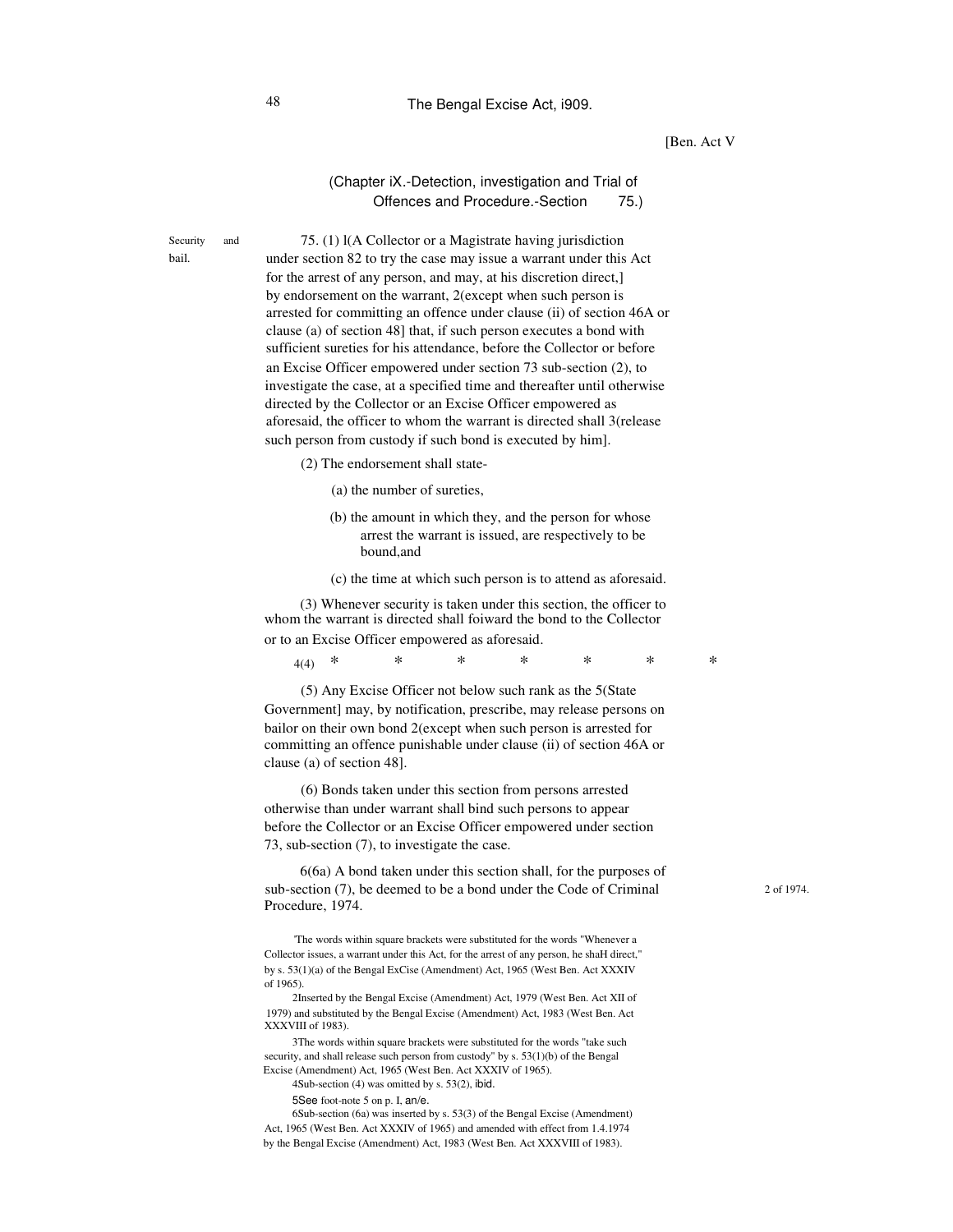[Ben. Act V

(Chapter IX.-Detection, investigation and Trial of Offences and Procedure.-Section 75.)

Security and bail.

75. (1) [1](A Collector or a Magistrate having jurisdiction under section 82 to try the case may issue a warrant under this Act for the arrest of any person, and may, at his discretion direct,] by endorsement on the warrant, [2](except when such person is arrested for committing an offence under clause (ii) of section 46A or clause (a) of section 48] that, if such person executes a bond with sufficient sureties for his attendance, before the Collector or before an Excise Officer empowered under section 73 sub-section (2), to investigate the case, at a specified time and thereafter until otherwise directed by the Collector or an Excise Officer empowered as aforesaid, the officer to whom the warrant is directed shall [3](release such person from custody if such bond is executed by him].

(2) The endorsement shall state-

(a) the number of sureties,

(b) the amount in which they, and the person for whose arrest the warrant is issued, are respectively to be bound, and

(c) the time at which such person is to attend as aforesaid.

(3) Whenever security is taken under this section, the officer to whom the warrant is directed shall foiward the bond to the Collector or to an Excise Officer empowered as aforesaid.

[4](4) * * * * * * *

(5) Any Excise Officer not below such rank as the [5](State Government] may, by notification, prescribe, may release persons on bailor on their own bond [2](except when such person is arrested for committing an offence punishable under clause (ii) of section 46A or clause (a) of section 48].

(6) Bonds taken under this section from persons arrested otherwise than under warrant shall bind such persons to appear before the Collector or an Excise Officer empowered under section 73, sub-section (7), to investigate the case.

[6](6a) A bond taken under this section shall, for the purposes of sub-section (7), be deemed to be a bond under the Code of Criminal Procedure, 1974. (2 of 1974.)

---

[1]The words within square brackets were substituted for the words "Whenever a Collector issues, a warrant under this Act, for the arrest of any person, he shaH direct," by s. 53(1)(a) of the Bengal ExCise (Amendment) Act, 1965 (West Ben. Act XXXIV of 1965).

[2]Inserted by the Bengal Excise (Amendment) Act, 1979 (West Ben. Act XII of 1979) and substituted by the Bengal Excise (Amendment) Act, 1983 (West Ben. Act XXXVIII of 1983).

[3]The words within square brackets were substituted for the words "take such security, and shall release such person from custody" by s. 53(1)(b) of the Bengal Excise (Amendment) Act, 1965 (West Ben. Act XXXIV of 1965).

[4]Sub-section (4) was omitted by s. 53(2), ibid.

[5]See foot-note 5 on p. I, an/e.

[6]Sub-section (6a) was inserted by s. 53(3) of the Bengal Excise (Amendment) Act, 1965 (West Ben. Act XXXIV of 1965) and amended with effect from 1.4.1974 by the Bengal Excise (Amendment) Act, 1983 (West Ben. Act XXXVIII of 1983).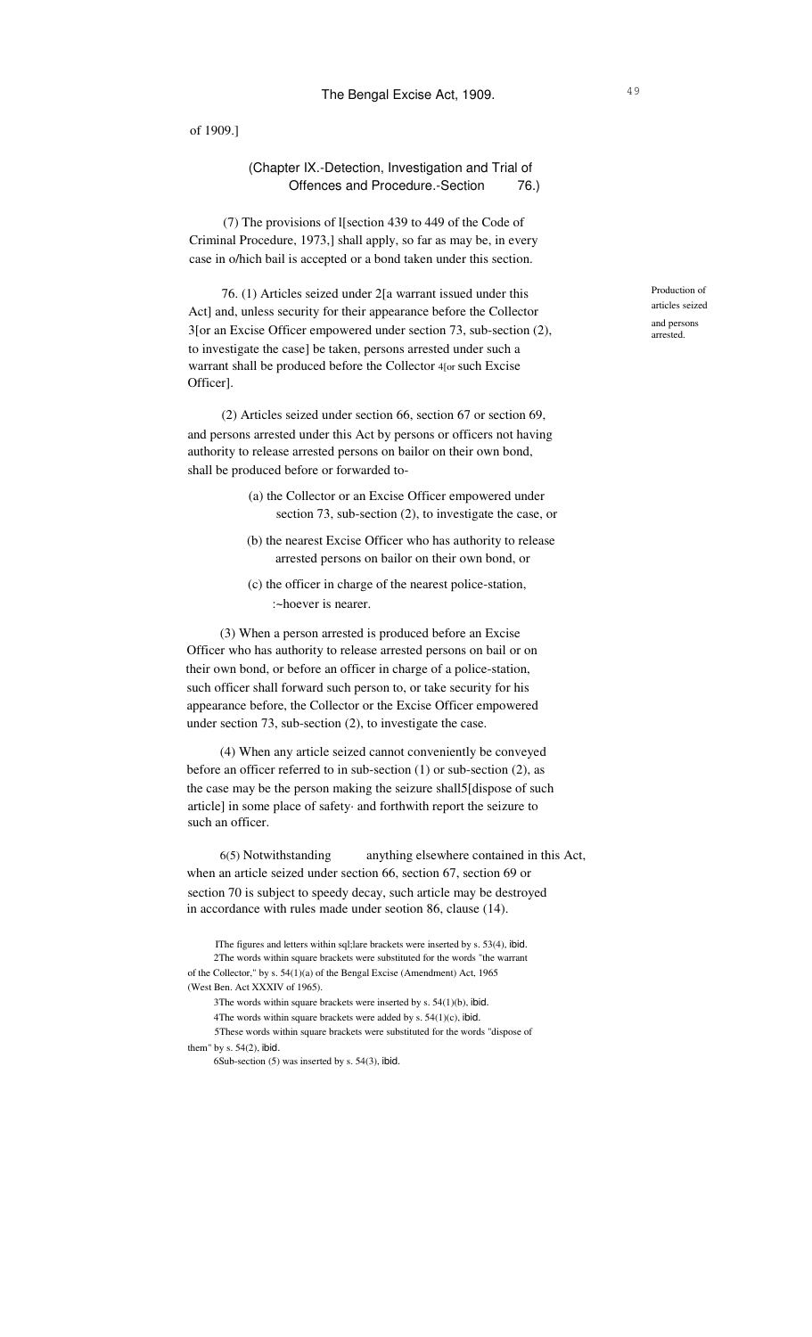of 1909.]

(Chapter IX.-Detection, Investigation and Trial of Offences and Procedure.-Section 76.)

(7) The provisions of 1[section 439 to 449 of the Code of Criminal Procedure, 1973,] shall apply, so far as may be, in every case in o/hich bail is accepted or a bond taken under this section.

Production of articles seized and persons arrested.

76. (1) Articles seized under 2[a warrant issued under this Act] and, unless security for their appearance before the Collector 3[or an Excise Officer empowered under section 73, sub-section (2), to investigate the case] be taken, persons arrested under such a warrant shall be produced before the Collector 4[or such Excise Officer].

(2) Articles seized under section 66, section 67 or section 69, and persons arrested under this Act by persons or officers not having authority to release arrested persons on bailor on their own bond, shall be produced before or forwarded to-

(a) the Collector or an Excise Officer empowered under section 73, sub-section (2), to investigate the case, or

(b) the nearest Excise Officer who has authority to release arrested persons on bailor on their own bond, or

(c) the officer in charge of the nearest police-station, :~hoever is nearer.

(3) When a person arrested is produced before an Excise Officer who has authority to release arrested persons on bail or on their own bond, or before an officer in charge of a police-station, such officer shall forward such person to, or take security for his appearance before, the Collector or the Excise Officer empowered under section 73, sub-section (2), to investigate the case.

(4) When any article seized cannot conveniently be conveyed before an officer referred to in sub-section (1) or sub-section (2), as the case may be the person making the seizure shall5[dispose of such article] in some place of safety· and forthwith report the seizure to such an officer.

6(5) Notwithstanding anything elsewhere contained in this Act, when an article seized under section 66, section 67, section 69 or section 70 is subject to speedy decay, such article may be destroyed in accordance with rules made under seotion 86, clause (14).

1The figures and letters within sql;lare brackets were inserted by s. 53(4), ibid.

2The words within square brackets were substituted for the words "the warrant of the Collector," by s. 54(1)(a) of the Bengal Excise (Amendment) Act, 1965 (West Ben. Act XXXIV of 1965).

3The words within square brackets were inserted by s. 54(1)(b), ibid.

4The words within square brackets were added by s. 54(1)(c), ibid.

5These words within square brackets were substituted for the words "dispose of them" by s. 54(2), ibid.

6Sub-section (5) was inserted by s. 54(3), ibid.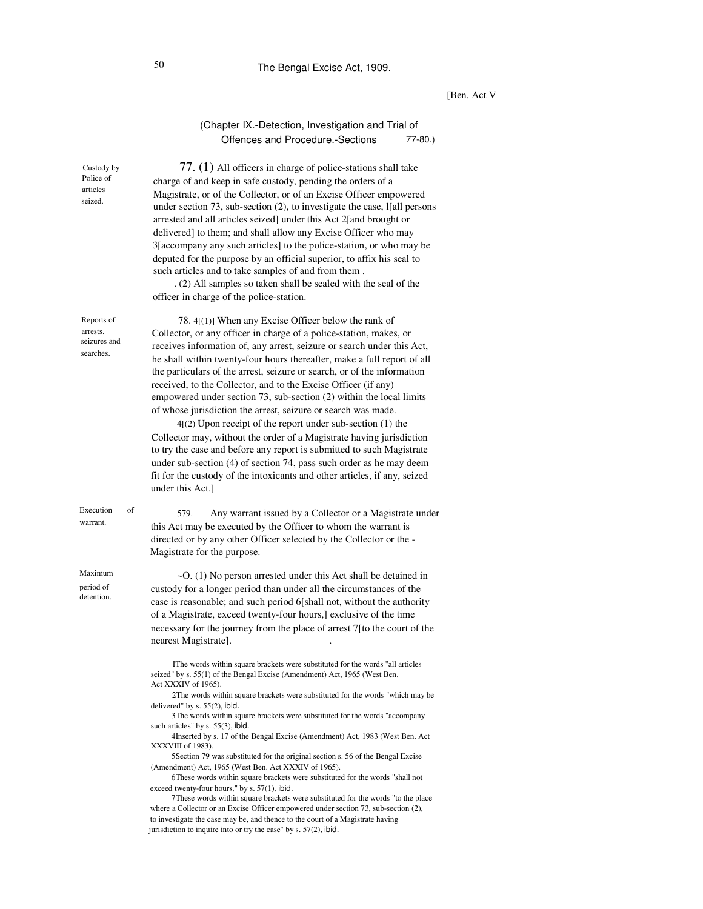[Ben. Act V

(Chapter IX.-Detection, Investigation and Trial of Offences and Procedure.-Sections 77-80.)

Custody by Police of articles seized.

77. (1) All officers in charge of police-stations shall take charge of and keep in safe custody, pending the orders of a Magistrate, or of the Collector, or of an Excise Officer empowered under section 73, sub-section (2), to investigate the case, 1[all persons arrested and all articles seized] under this Act 2[and brought or delivered] to them; and shall allow any Excise Officer who may 3[accompany any such articles] to the police-station, or who may be deputed for the purpose by an official superior, to affix his seal to such articles and to take samples of and from them .

(2) All samples so taken shall be sealed with the seal of the officer in charge of the police-station.

Reports of arrests, seizures and searches.

78. 4[(1)] When any Excise Officer below the rank of Collector, or any officer in charge of a police-station, makes, or receives information of, any arrest, seizure or search under this Act, he shall within twenty-four hours thereafter, make a full report of all the particulars of the arrest, seizure or search, or of the information received, to the Collector, and to the Excise Officer (if any) empowered under section 73, sub-section (2) within the local limits of whose jurisdiction the arrest, seizure or search was made.

4[(2) Upon receipt of the report under sub-section (1) the Collector may, without the order of a Magistrate having jurisdiction to try the case and before any report is submitted to such Magistrate under sub-section (4) of section 74, pass such order as he may deem fit for the custody of the intoxicants and other articles, if any, seized under this Act.]

Execution of warrant.

579. Any warrant issued by a Collector or a Magistrate under this Act may be executed by the Officer to whom the warrant is directed or by any other Officer selected by the Collector or the Magistrate for the purpose.

Maximum period of detention.

80. (1) No person arrested under this Act shall be detained in custody for a longer period than under all the circumstances of the case is reasonable; and such period 6[shall not, without the authority of a Magistrate, exceed twenty-four hours,] exclusive of the time necessary for the journey from the place of arrest 7[to the court of the nearest Magistrate].

1The words within square brackets were substituted for the words "all articles seized" by s. 55(1) of the Bengal Excise (Amendment) Act, 1965 (West Ben. Act XXXIV of 1965).

2The words within square brackets were substituted for the words "which may be delivered" by s. 55(2), ibid.

3The words within square brackets were substituted for the words "accompany such articles" by s. 55(3), ibid.

4Inserted by s. 17 of the Bengal Excise (Amendment) Act, 1983 (West Ben. Act XXXVIII of 1983).

5Section 79 was substituted for the original section s. 56 of the Bengal Excise (Amendment) Act, 1965 (West Ben. Act XXXIV of 1965).

6These words within square brackets were substituted for the words "shall not exceed twenty-four hours," by s. 57(1), ibid.

7These words within square brackets were substituted for the words "to the place where a Collector or an Excise Officer empowered under section 73, sub-section (2), to investigate the case may be, and thence to the court of a Magistrate having jurisdiction to inquire into or try the case" by s. 57(2), ibid.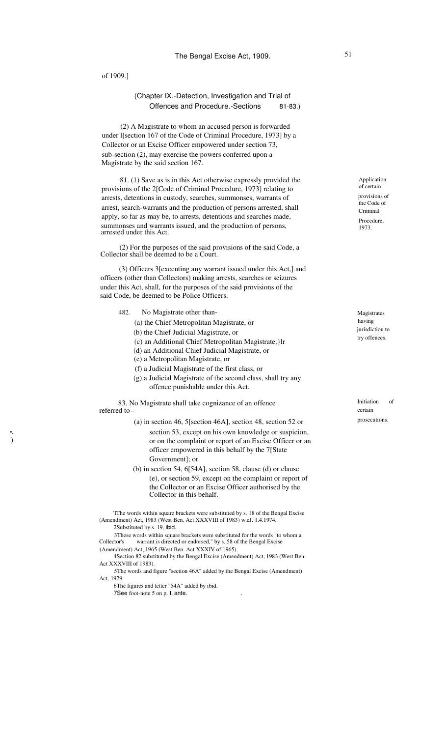of 1909.]

(Chapter IX.-Detection, Investigation and Trial of Offences and Procedure.-Sections 81-83.)

(2) A Magistrate to whom an accused person is forwarded under l[section 167 of the Code of Criminal Procedure, 1973] by a Collector or an Excise Officer empowered under section 73, sub-section (2), may exercise the powers conferred upon a Magistrate by the said section 167.

Application of certain provisions of the Code of Criminal Procedure, 1973.

81. (1) Save as is in this Act otherwise expressly provided the provisions of the 2[Code of Criminal Procedure, 1973] relating to arrests, detentions in custody, searches, summonses, warrants of arrest, search-warrants and the production of persons arrested, shall apply, so far as may be, to arrests, detentions and searches made, summonses and warrants issued, and the production of persons, arrested under this Act.

(2) For the purposes of the said provisions of the said Code, a Collector shall be deemed to be a Court.

(3) Officers 3[executing any warrant issued under this Act,] and officers (other than Collectors) making arrests, searches or seizures under this Act, shall, for the purposes of the said provisions of the said Code, be deemed to be Police Officers.

Magistrates having jurisdiction to try offences.

482. No Magistrate other than-

(a) the Chief Metropolitan Magistrate, or

(b) the Chief Judicial Magistrate, or

(c) an Additional Chief Metropolitan Magistrate,}lr

(d) an Additional Chief Judicial Magistrate, or

(e) a Metropolitan Magistrate, or

(f) a Judicial Magistrate of the first class, or

(g) a Judicial Magistrate of the second class, shall try any offence punishable under this Act.

Initiation of certain prosecutions.

83. No Magistrate shall take cognizance of an offence referred to--

(a) in section 46, 5[section 46A], section 48, section 52 or section 53, except on his own knowledge or suspicion, or on the complaint or report of an Excise Officer or an officer empowered in this behalf by the 7[State Government]; or

(b) in section 54, 6[54A], section 58, clause (d) or clause (e), or section 59, except on the complaint or report of the Collector or an Excise Officer authorised by the Collector in this behalf.

'IThe words within square brackets were substituted by s. 18 of the Bengal Excise (Amendment) Act, 1983 (West Ben. Act XXXVIII of 1983) w.eJ. 1.4.1974.

2Substituted by s. 19, ibid.

3These words within square brackets were substituted for the words "to whom a Collector's warrant is directed or endorsed," by s. 58 of the Bengal Excise (Amendment) Act, 1965 (West Ben. Act XXXIV of 1965).

4Section 82 substituted by the Bengal Excise (Amendment) Act, 1983 (West Ben: Act XXXVIII of 1983).

5The words and figure "section 46A" added by the Bengal Excise (Amendment) Act, 1979.

6The figures and letter "54A" added by ibid.

7See foot-note 5 on p. I, ante.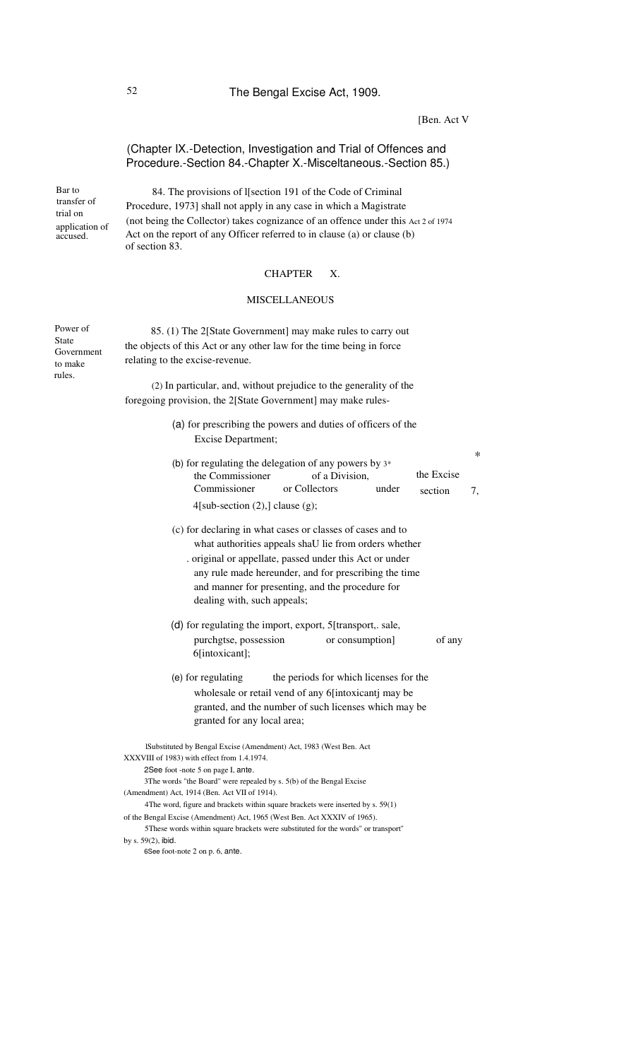(Chapter IX.-Detection, Investigation and Trial of Offences and Procedure.-Section 84.-Chapter X.-Misceltaneous.-Section 85.)

Bar to transfer of trial on application of accused.

84. The provisions of [1][section 191 of the Code of Criminal Procedure, 1973] shall not apply in any case in which a Magistrate (not being the Collector) takes cognizance of an offence under this Act on the report of any Officer referred to in clause (a) or clause (b) of section 83.

Act 2 of 1974

## CHAPTER X.

## MISCELLANEOUS

Power of State Government to make rules.

85. (1) The [2][State Government] may make rules to carry out the objects of this Act or any other law for the time being in force relating to the excise-revenue.

(2) In particular, and, without prejudice to the generality of the foregoing provision, the [2][State Government] may make rules-

(a) for prescribing the powers and duties of officers of the Excise Department;

(b) for regulating the delegation of any powers by [3]* * the Commissioner of a Division, the Excise Commissioner or Collectors under section 7, [4][sub-section (2),] clause (g);

(c) for declaring in what cases or classes of cases and to what authorities appeals shaU lie from orders whether . original or appellate, passed under this Act or under any rule made hereunder, and for prescribing the time and manner for presenting, and the procedure for dealing with, such appeals;

(d) for regulating the import, export, [5][transport,. sale, purchgtse, possession or consumption] of any [6][intoxicant];

(e) for regulating the periods for which licenses for the wholesale or retail vend of any [6][intoxicantj may be granted, and the number of such licenses which may be granted for any local area;

[1]Substituted by Bengal Excise (Amendment) Act, 1983 (West Ben. Act XXXVIII of 1983) with effect from 1.4.1974.

[2]See foot -note 5 on page I, *ante*.

[3]The words "the Board" were repealed by s. 5(b) of the Bengal Excise (Amendment) Act, 1914 (Ben. Act VII of 1914).

[4]The word, figure and brackets within square brackets were inserted by s. 59(1) of the Bengal Excise (Amendment) Act, 1965 (West Ben. Act XXXIV of 1965).

[5]These words within square brackets were substituted for the words" or transport" by s. 59(2), *ibid*.

[6]See foot-note 2 on p. 6, *ante*.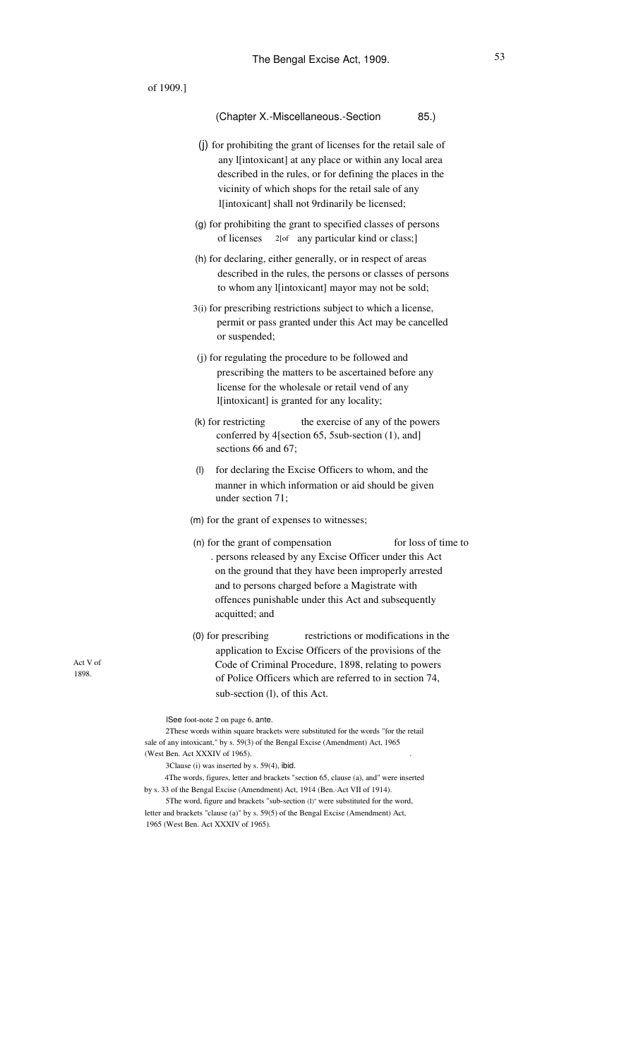of 1909.]

(Chapter X.-Miscellaneous.-Section 85.)

(j) for prohibiting the grant of licenses for the retail sale of any 1[intoxicant] at any place or within any local area described in the rules, or for defining the places in the vicinity of which shops for the retail sale of any 1[intoxicant] shall not 9rdinarily be licensed;

(g) for prohibiting the grant to specified classes of persons of licenses 2[of any particular kind or class;]

(h) for declaring, either generally, or in respect of areas described in the rules, the persons or classes of persons to whom any 1[intoxicant] mayor may not be sold;

3(i) for prescribing restrictions subject to which a license, permit or pass granted under this Act may be cancelled or suspended;

(j) for regulating the procedure to be followed and prescribing the matters to be ascertained before any license for the wholesale or retail vend of any 1[intoxicant] is granted for any locality;

(k) for restricting the exercise of any of the powers conferred by 4[section 65, 5sub-section (1), and] sections 66 and 67;

(l) for declaring the Excise Officers to whom, and the manner in which information or aid should be given under section 71;

(m) for the grant of expenses to witnesses;

(n) for the grant of compensation for loss of time to . persons released by any Excise Officer under this Act on the ground that they have been improperly arrested and to persons charged before a Magistrate with offences punishable under this Act and subsequently acquitted; and

(0) for prescribing restrictions or modifications in the application to Excise Officers of the provisions of the Code of Criminal Procedure, 1898, relating to powers of Police Officers which are referred to in section 74, sub-section (l), of this Act.

Act V of 1898.

1See foot-note 2 on page 6, ante.

2These words within square brackets were substituted for the words "for the retail sale of any intoxicant," by s. 59(3) of the Bengal Excise (Amendment) Act, 1965 (West Ben. Act XXXIV of 1965).

3Clause (i) was inserted by s. 59(4), ibid.

4The words, figures, letter and brackets "section 65, clause (a), and" were inserted by s. 33 of the Bengal Excise (Amendment) Act, 1914 (Ben. Act VII of 1914).

5The word, figure and brackets "sub-section (l)" were substituted for the word, letter and brackets "clause (a)" by s. 59(5) of the Bengal Excise (Amendment) Act, 1965 (West Ben. Act XXXIV of 1965).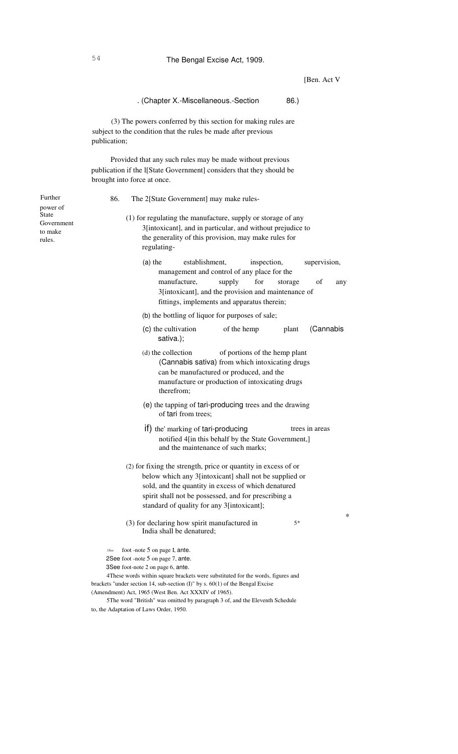[Ben. Act V

. (Chapter X.-Miscellaneous.-Section 86.)

(3) The powers conferred by this section for making rules are subject to the condition that the rules be made after previous publication;

Provided that any such rules may be made without previous publication if the 1[State Government] considers that they should be brought into force at once.

Further power of State Government to make rules.

86. The 2[State Government] may make rules-

(1) for regulating the manufacture, supply or storage of any 3[intoxicant], and in particular, and without prejudice to the generality of this provision, may make rules for regulating-

(a) the establishment, inspection, supervision, management and control of any place for the manufacture, supply for storage of any 3[intoxicant], and the provision and maintenance of fittings, implements and apparatus therein;

(b) the bottling of liquor for purposes of sale;

(c) the cultivation of the hemp plant (Cannabis sativa.);

(d) the collection of portions of the hemp plant (Cannabis sativa) from which intoxicating drugs can be manufactured or produced, and the manufacture or production of intoxicating drugs therefrom;

(e) the tapping of tari-producing trees and the drawing of tari from trees;

if) the' marking of tari-producing trees in areas notified 4[in this behalf by the State Government,] and the maintenance of such marks;

(2) for fixing the strength, price or quantity in excess of or below which any 3[intoxicant] shall not be supplied or sold, and the quantity in excess of which denatured spirit shall not be possessed, and for prescribing a standard of quality for any 3[intoxicant];

(3) for declaring how spirit manufactured in 5* * India shall be denatured;

1See foot -note 5 on page I, ante.

2See foot -note 5 on page 7, ante.

3See foot-note 2 on page 6, ante.

4These words within square brackets were substituted for the words, figures and brackets "under section 14, sub-section (I)" by s. 60(1) of the Bengal Excise (Amendment) Act, 1965 (West Ben. Act XXXIV of 1965).

5The word "British" was omitted by paragraph 3 of, and the Eleventh Schedule to, the Adaptation of Laws Order, 1950.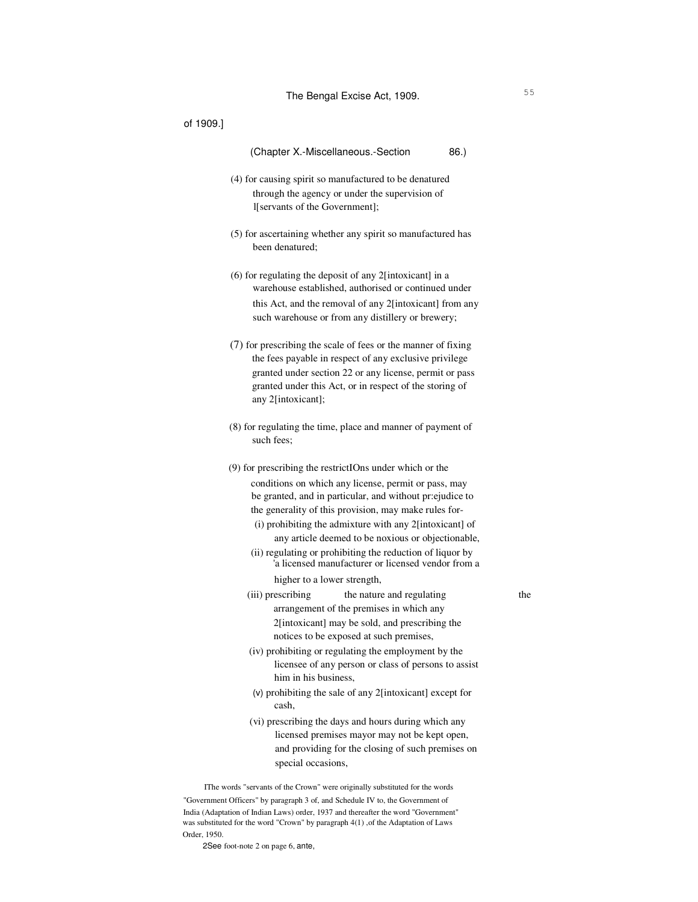of 1909.]

(Chapter X.-Miscellaneous.-Section 86.)

(4) for causing spirit so manufactured to be denatured through the agency or under the supervision of 1[servants of the Government];

(5) for ascertaining whether any spirit so manufactured has been denatured;

(6) for regulating the deposit of any 2[intoxicant] in a warehouse established, authorised or continued under this Act, and the removal of any 2[intoxicant] from any such warehouse or from any distillery or brewery;

(7) for prescribing the scale of fees or the manner of fixing the fees payable in respect of any exclusive privilege granted under section 22 or any license, permit or pass granted under this Act, or in respect of the storing of any 2[intoxicant];

(8) for regulating the time, place and manner of payment of such fees;

(9) for prescribing the restrictIOns under which or the conditions on which any license, permit or pass, may be granted, and in particular, and without pr:ejudice to the generality of this provision, may make rules for-

(i) prohibiting the admixture with any 2[intoxicant] of any article deemed to be noxious or objectionable,

(ii) regulating or prohibiting the reduction of liquor by 'a licensed manufacturer or licensed vendor from a higher to a lower strength,

(iii) prescribing the nature and regulating the arrangement of the premises in which any 2[intoxicant] may be sold, and prescribing the notices to be exposed at such premises,

(iv) prohibiting or regulating the employment by the licensee of any person or class of persons to assist him in his business,

(v) prohibiting the sale of any 2[intoxicant] except for cash,

(vi) prescribing the days and hours during which any licensed premises mayor may not be kept open, and providing for the closing of such premises on special occasions,

1The words "servants of the Crown" were originally substituted for the words "Government Officers" by paragraph 3 of, and Schedule IV to, the Government of India (Adaptation of Indian Laws) order, 1937 and thereafter the word "Government" was substituted for the word "Crown" by paragraph 4(1) ,of the Adaptation of Laws Order, 1950.

2See foot-note 2 on page 6, ante,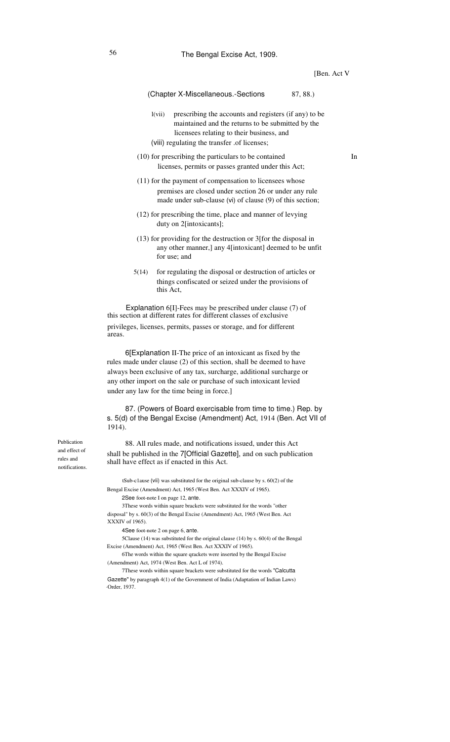(Chapter X-Miscellaneous.-Sections 87, 88.)

[1](vii) prescribing the accounts and registers (if any) to be maintained and the returns to be submitted by the licensees relating to their business, and

(viii) regulating the transfer .of licenses;

(10) for prescribing the particulars to be contained In licenses, permits or passes granted under this Act;

(11) for the payment of compensation to licensees whose premises are closed under section 26 or under any rule made under sub-clause (vi) of clause (9) of this section;

(12) for prescribing the time, place and manner of levying duty on [2][intoxicants];

(13) for providing for the destruction or [3][for the disposal in any other manner,] any [4][intoxicant] deemed to be unfit for use; and

[5](14) for regulating the disposal or destruction of articles or things confiscated or seized under the provisions of this Act,

Explanation [6][I]-Fees may be prescribed under clause (7) of this section at different rates for different classes of exclusive privileges, licenses, permits, passes or storage, and for different areas.

[6][Explanation II-The price of an intoxicant as fixed by the rules made under clause (2) of this section, shall be deemed to have always been exclusive of any tax, surcharge, additional surcharge or any other import on the sale or purchase of such intoxicant levied under any law for the time being in force.]

87. (Powers of Board exercisable from time to time.) Rep. by s. 5(d) of the Bengal Excise (Amendment) Act, 1914 (Ben. Act VII of 1914).

Publication and effect of rules and notifications.

88. All rules made, and notifications issued, under this Act shall be published in the [7][Official Gazette], and on such publication shall have effect as if enacted in this Act.

[1]Sub-c1ause (vii) was substituted for the original sub-clause by s. 60(2) of the Bengal Excise (Amendment) Act, 1965 (West Ben. Act XXXIV of 1965).

[2]See foot-note I on page 12, ante.

[3]These words within square brackets were substituted for the words "other disposal" by s. 60(3) of the Bengal Excise (Amendment) Act, 1965 (West Ben. Act XXXIV of 1965).

[4]See foot-note 2 on page 6, ante.

[5]Clause (14) was substituted for the original clause (14) by s. 60(4) of the Bengal Excise (Amendment) Act, 1965 (West Ben. Act XXXIV of 1965).

[6]The words within the square qrackets were inserted by the Bengal Excise (Amendment) Act, 1974 (West Ben. Act L of 1974).

[7]These words within square brackets were substituted for the words "Calcutta Gazette" by paragraph 4(1) of the Government of India (Adaptation of Indian Laws) Order, 1937.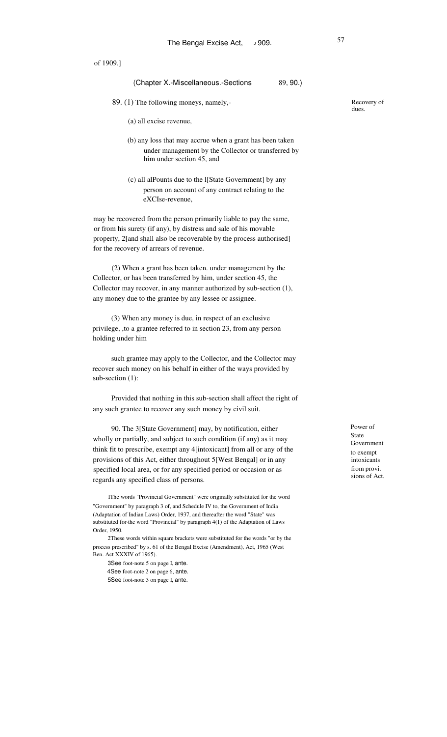of 1909.]

(Chapter X.-Miscellaneous.-Sections 89, 90.)

Recovery of dues.

89. (1) The following moneys, namely,-

(a) all excise revenue,

(b) any loss that may accrue when a grant has been taken under management by the Collector or transferred by him under section 45, and

(c) all alPounts due to the l[State Government] by any person on account of any contract relating to the eXCIse-revenue,

may be recovered from the person primarily liable to pay the same, or from his surety (if any), by distress and sale of his movable property, 2[and shall also be recoverable by the process authorised] for the recovery of arrears of revenue.

(2) When a grant has been taken. under management by the Collector, or has been transferred by him, under section 45, the Collector may recover, in any manner authorized by sub-section (1), any money due to the grantee by any lessee or assignee.

(3) When any money is due, in respect of an exclusive privilege, ,to a grantee referred to in section 23, from any person holding under him

such grantee may apply to the Collector, and the Collector may recover such money on his behalf in either of the ways provided by sub-section (1):

Provided that nothing in this sub-section shall affect the right of any such grantee to recover any such money by civil suit.

Power of State Government to exempt intoxicants from provi. sions of Act.

90. The 3[State Government] may, by notification, either wholly or partially, and subject to such condition (if any) as it may think fit to prescribe, exempt any 4[intoxicant] from all or any of the provisions of this Act, either throughout 5[West Bengal] or in any specified local area, or for any specified period or occasion or as regards any specified class of persons.

1The words "Provincial Government" were originally substituted for the word "Government" by paragraph 3 of, and Schedule IV to, the Government of India (Adaptation of Indian Laws) Order, 1937, and thereafter the word "State" was substituted for the word "Provincial" by paragraph 4(1) of the Adaptation of Laws Order, 1950.

2These words within square brackets were substituted for the words "or by the process prescribed" by s. 61 of the Bengal Excise (Amendment), Act, 1965 (West Ben. Act XXXIV of 1965).

3See foot-note 5 on page I, ante.

4See foot-note 2 on page 6, ante.

5See foot-note 3 on page I, ante.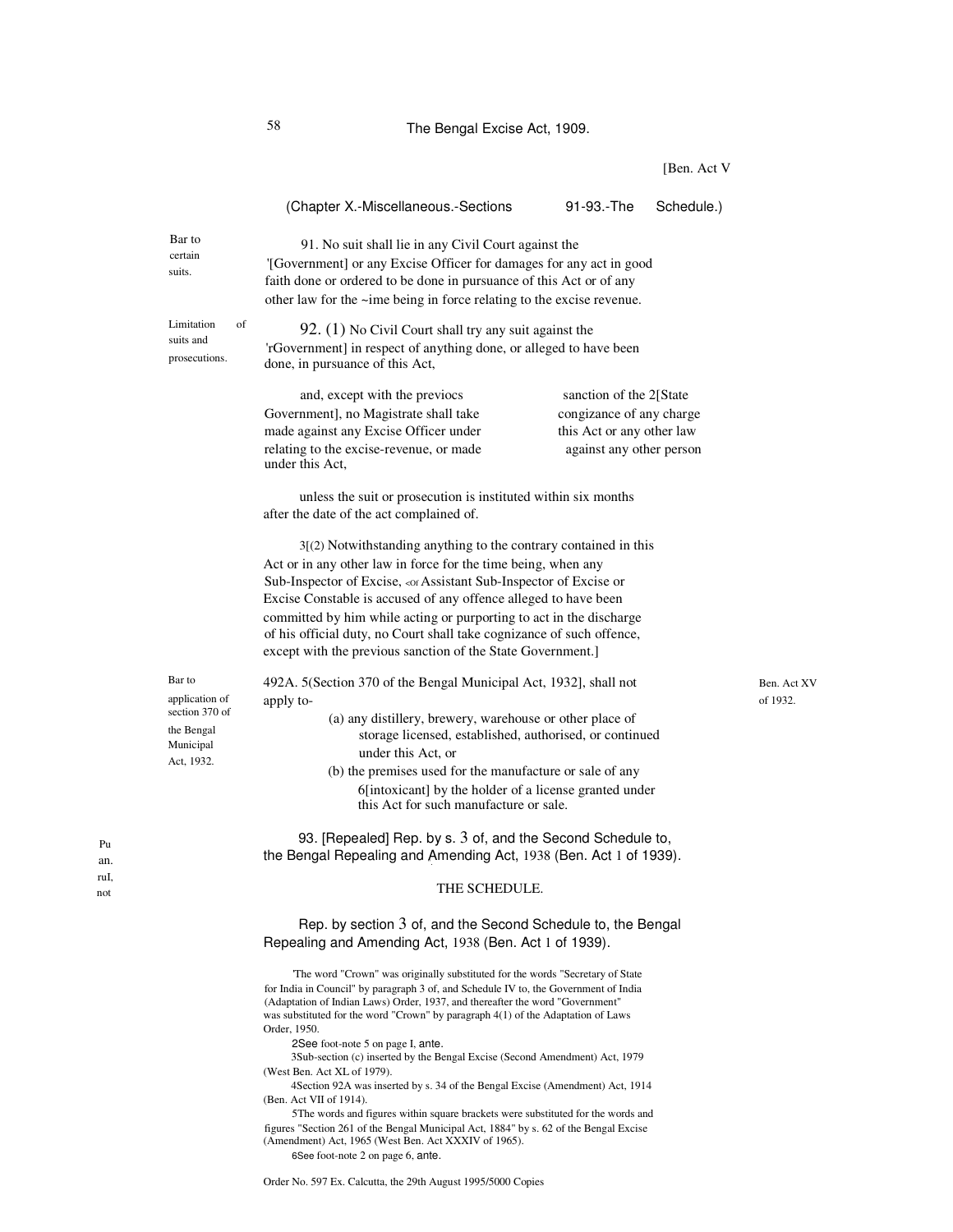[Ben. Act V

(Chapter X.-Miscellaneous.-Sections 91-93.-The Schedule.)

**Bar to certain suits.**

91. No suit shall lie in any Civil Court against the '[Government] or any Excise Officer for damages for any act in good faith done or ordered to be done in pursuance of this Act or of any other law for the ~ime being in force relating to the excise revenue.

**Limitation of suits and prosecutions.**

92. (1) No Civil Court shall try any suit against the 'rGovernment] in respect of anything done, or alleged to have been done, in pursuance of this Act,

and, except with the previocs sanction of the 2[State Government], no Magistrate shall take congizance of any charge made against any Excise Officer under this Act or any other law relating to the excise-revenue, or made against any other person under this Act,

unless the suit or prosecution is instituted within six months after the date of the act complained of.

3[(2) Notwithstanding anything to the contrary contained in this Act or in any other law in force for the time being, when any Sub-Inspector of Excise, <or Assistant Sub-Inspector of Excise or Excise Constable is accused of any offence alleged to have been committed by him while acting or purporting to act in the discharge of his official duty, no Court shall take cognizance of such offence, except with the previous sanction of the State Government.]

**Bar to application of section 370 of the Bengal Municipal Act, 1932.**

492A. 5(Section 370 of the Bengal Municipal Act, 1932], shall not apply to-

Ben. Act XV of 1932.

(a) any distillery, brewery, warehouse or other place of storage licensed, established, authorised, or continued under this Act, or

(b) the premises used for the manufacture or sale of any 6[intoxicant] by the holder of a license granted under this Act for such manufacture or sale.

Pu an. ruI, not

93. [Repealed] Rep. by s. 3 of, and the Second Schedule to, the Bengal Repealing and Amending Act, 1938 (Ben. Act 1 of 1939).

THE SCHEDULE.

Rep. by section 3 of, and the Second Schedule to, the Bengal Repealing and Amending Act, 1938 (Ben. Act 1 of 1939).

'The word "Crown" was originally substituted for the words "Secretary of State for India in Council" by paragraph 3 of, and Schedule IV to, the Government of India (Adaptation of Indian Laws) Order, 1937, and thereafter the word "Government" was substituted for the word "Crown" by paragraph 4(1) of the Adaptation of Laws Order, 1950.

2See foot-note 5 on page I, ante.

3Sub-section (c) inserted by the Bengal Excise (Second Amendment) Act, 1979 (West Ben. Act XL of 1979).

4Section 92A was inserted by s. 34 of the Bengal Excise (Amendment) Act, 1914 (Ben. Act VII of 1914).

5The words and figures within square brackets were substituted for the words and figures "Section 261 of the Bengal Municipal Act, 1884" by s. 62 of the Bengal Excise (Amendment) Act, 1965 (West Ben. Act XXXIV of 1965).

6See foot-note 2 on page 6, ante.

Order No. 597 Ex. Calcutta, the 29th August 1995/5000 Copies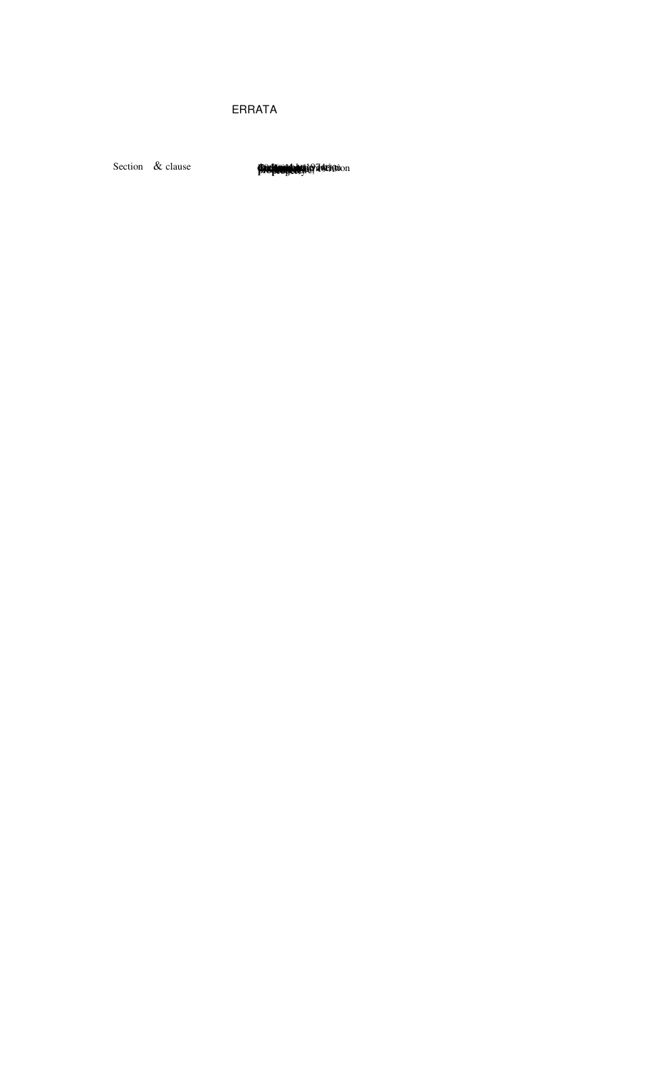# ERRATA

Section & clause